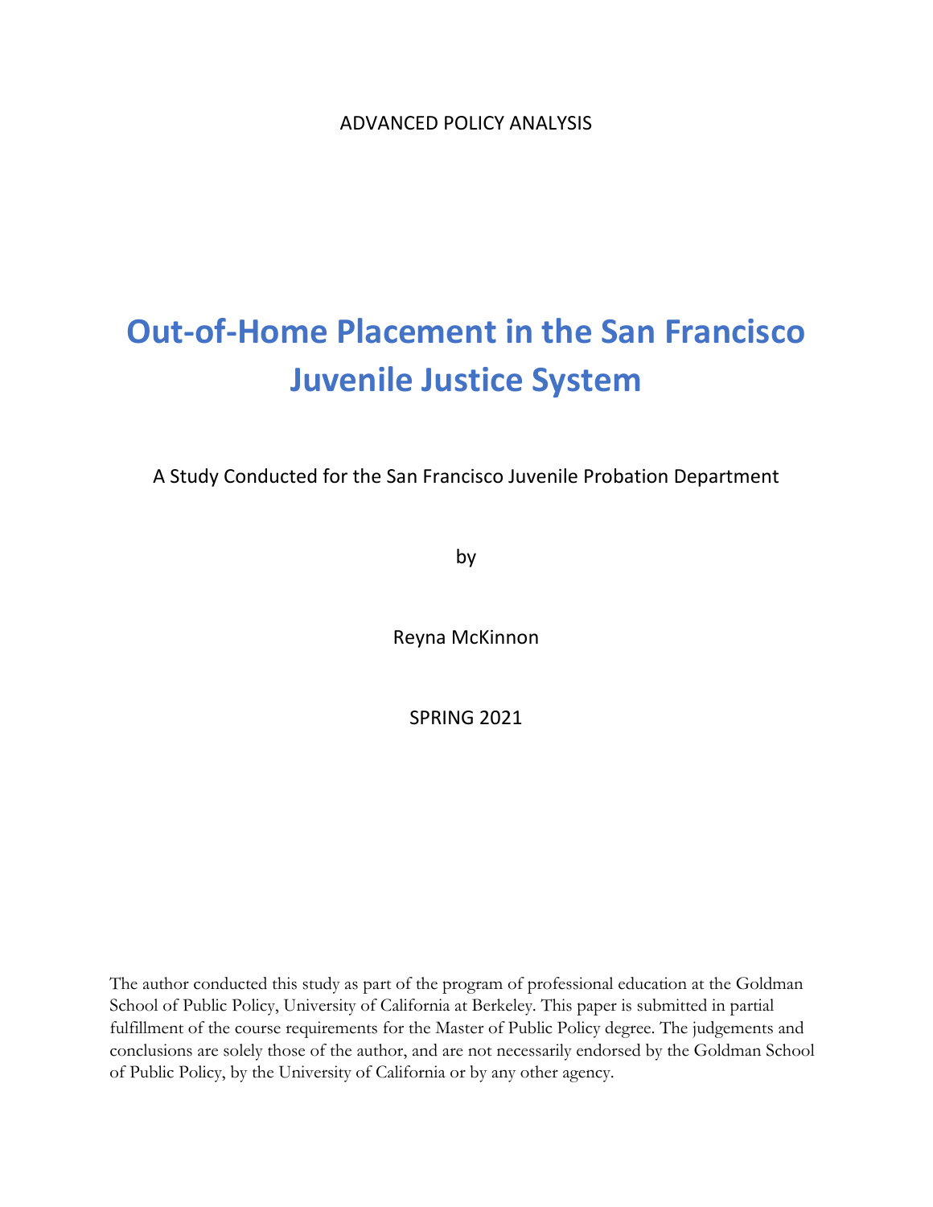ADVANCED POLICY ANALYSIS

# Out-of-Home Placement in the San Francisco Juvenile Justice System

A Study Conducted for the San Francisco Juvenile Probation Department

by

Reyna McKinnon

SPRING 2021

The author conducted this study as part of the program of professional education at the Goldman School of Public Policy, University of California at Berkeley. This paper is submitted in partial fulfillment of the course requirements for the Master of Public Policy degree. The judgements and conclusions are solely those of the author, and are not necessarily endorsed by the Goldman School of Public Policy, by the University of California or by any other agency.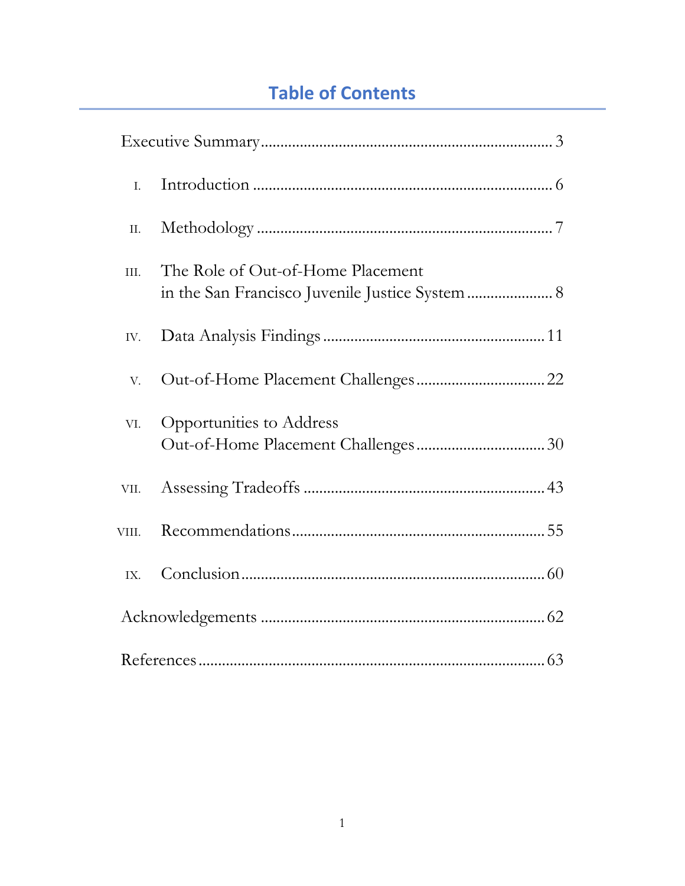## Table of Contents

Executive Summary ........................................................................ 3

I. Introduction ........................................................................ 6

II. Methodology ........................................................................ 7

III. The Role of Out-of-Home Placement in the San Francisco Juvenile Justice System ........................ 8

IV. Data Analysis Findings ........................................................ 11

V. Out-of-Home Placement Challenges ................................ 22

VI. Opportunities to Address Out-of-Home Placement Challenges ................................ 30

VII. Assessing Tradeoffs ........................................................... 43

VIII. Recommendations ............................................................... 55

IX. Conclusion ........................................................................... 60

Acknowledgements ....................................................................... 62

References ...................................................................................... 63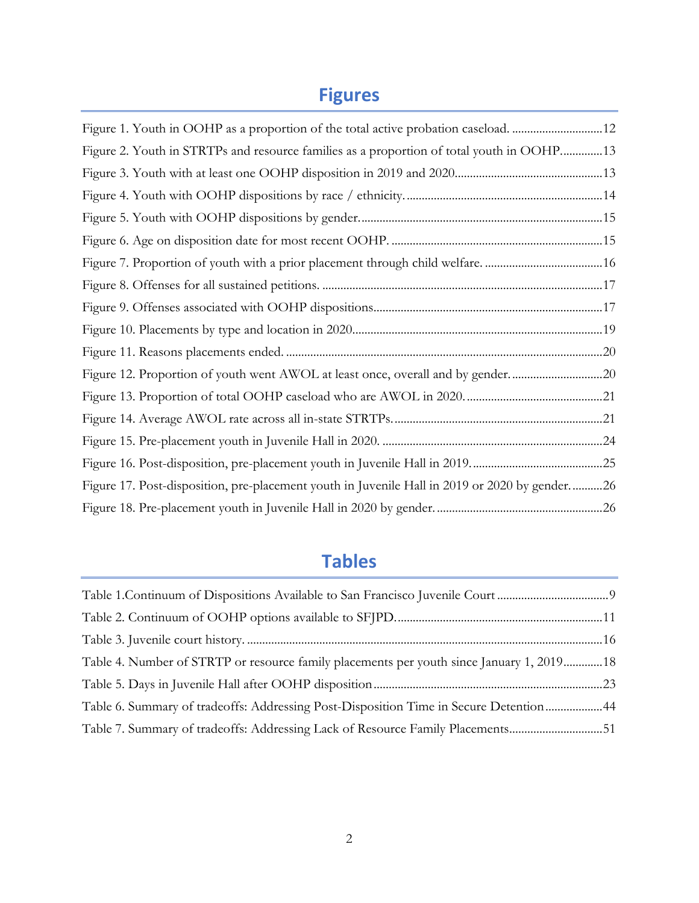# Figures

Figure 1. Youth in OOHP as a proportion of the total active probation caseload. ..............................12
Figure 2. Youth in STRTPs and resource families as a proportion of total youth in OOHP..............13
Figure 3. Youth with at least one OOHP disposition in 2019 and 2020................................................13
Figure 4. Youth with OOHP dispositions by race / ethnicity. ................................................................14
Figure 5. Youth with OOHP dispositions by gender. ..............................................................................15
Figure 6. Age on disposition date for most recent OOHP. ....................................................................15
Figure 7. Proportion of youth with a prior placement through child welfare. .......................................16
Figure 8. Offenses for all sustained petitions. ..........................................................................................17
Figure 9. Offenses associated with OOHP dispositions..........................................................................17
Figure 10. Placements by type and location in 2020...............................................................................19
Figure 11. Reasons placements ended. ......................................................................................................20
Figure 12. Proportion of youth went AWOL at least once, overall and by gender. ..............................20
Figure 13. Proportion of total OOHP caseload who are AWOL in 2020. .............................................21
Figure 14. Average AWOL rate across all in-state STRTPs. ...................................................................21
Figure 15. Pre-placement youth in Juvenile Hall in 2020. .......................................................................24
Figure 16. Post-disposition, pre-placement youth in Juvenile Hall in 2019. ...........................................25
Figure 17. Post-disposition, pre-placement youth in Juvenile Hall in 2019 or 2020 by gender. ...........26
Figure 18. Pre-placement youth in Juvenile Hall in 2020 by gender. ......................................................26

# Tables

Table 1.Continuum of Dispositions Available to San Francisco Juvenile Court ....................................9
Table 2. Continuum of OOHP options available to SFJPD. ...................................................................11
Table 3. Juvenile court history. ....................................................................................................................16
Table 4. Number of STRTP or resource family placements per youth since January 1, 2019.............18
Table 5. Days in Juvenile Hall after OOHP disposition ...........................................................................23
Table 6. Summary of tradeoffs: Addressing Post-Disposition Time in Secure Detention ...................44
Table 7. Summary of tradeoffs: Addressing Lack of Resource Family Placements...............................51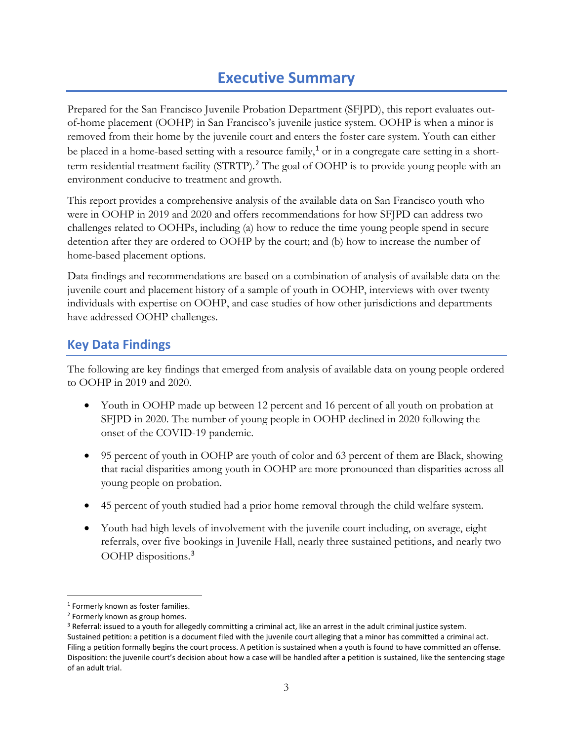# Executive Summary

Prepared for the San Francisco Juvenile Probation Department (SFJPD), this report evaluates out-of-home placement (OOHP) in San Francisco's juvenile justice system. OOHP is when a minor is removed from their home by the juvenile court and enters the foster care system. Youth can either be placed in a home-based setting with a resource family,[1] or in a congregate care setting in a short-term residential treatment facility (STRTP).[2] The goal of OOHP is to provide young people with an environment conducive to treatment and growth.

This report provides a comprehensive analysis of the available data on San Francisco youth who were in OOHP in 2019 and 2020 and offers recommendations for how SFJPD can address two challenges related to OOHPs, including (a) how to reduce the time young people spend in secure detention after they are ordered to OOHP by the court; and (b) how to increase the number of home-based placement options.

Data findings and recommendations are based on a combination of analysis of available data on the juvenile court and placement history of a sample of youth in OOHP, interviews with over twenty individuals with expertise on OOHP, and case studies of how other jurisdictions and departments have addressed OOHP challenges.

## Key Data Findings

The following are key findings that emerged from analysis of available data on young people ordered to OOHP in 2019 and 2020.

- Youth in OOHP made up between 12 percent and 16 percent of all youth on probation at SFJPD in 2020. The number of young people in OOHP declined in 2020 following the onset of the COVID-19 pandemic.
- 95 percent of youth in OOHP are youth of color and 63 percent of them are Black, showing that racial disparities among youth in OOHP are more pronounced than disparities across all young people on probation.
- 45 percent of youth studied had a prior home removal through the child welfare system.
- Youth had high levels of involvement with the juvenile court including, on average, eight referrals, over five bookings in Juvenile Hall, nearly three sustained petitions, and nearly two OOHP dispositions.[3]

---

[1] Formerly known as foster families.

[2] Formerly known as group homes.

[3] Referral: issued to a youth for allegedly committing a criminal act, like an arrest in the adult criminal justice system.
Sustained petition: a petition is a document filed with the juvenile court alleging that a minor has committed a criminal act. Filing a petition formally begins the court process. A petition is sustained when a youth is found to have committed an offense.
Disposition: the juvenile court's decision about how a case will be handled after a petition is sustained, like the sentencing stage of an adult trial.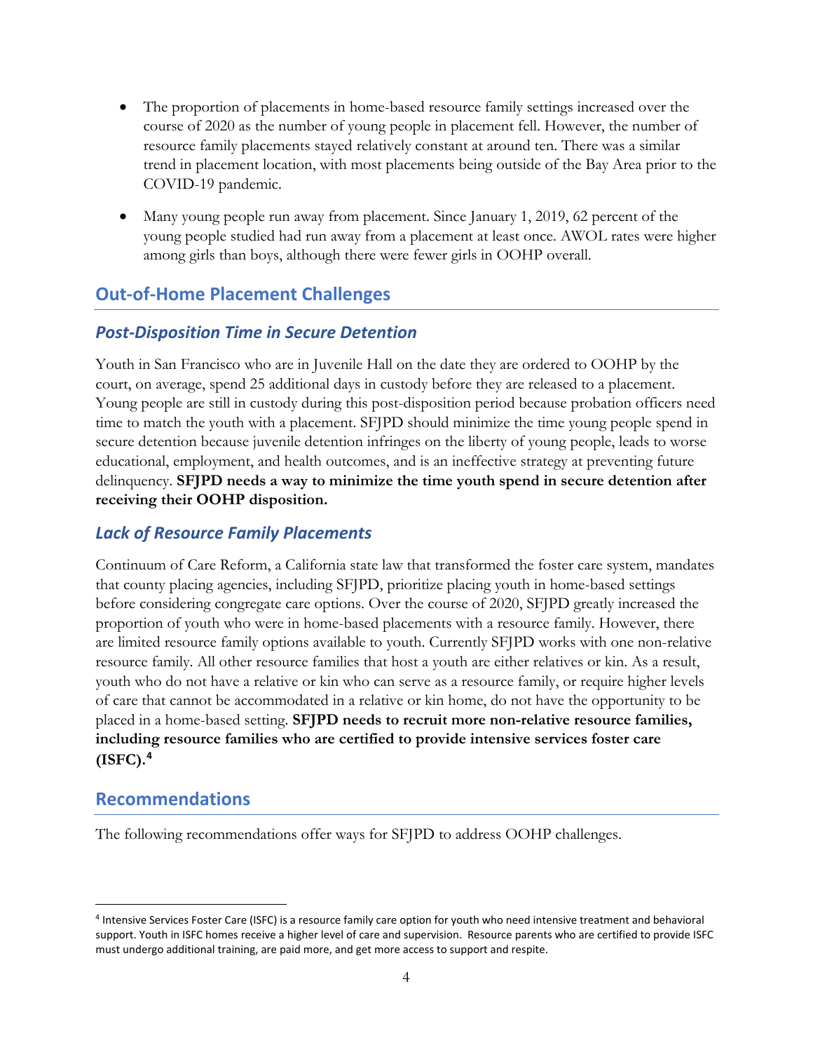- The proportion of placements in home-based resource family settings increased over the course of 2020 as the number of young people in placement fell. However, the number of resource family placements stayed relatively constant at around ten. There was a similar trend in placement location, with most placements being outside of the Bay Area prior to the COVID-19 pandemic.
- Many young people run away from placement. Since January 1, 2019, 62 percent of the young people studied had run away from a placement at least once. AWOL rates were higher among girls than boys, although there were fewer girls in OOHP overall.

## Out-of-Home Placement Challenges

### *Post-Disposition Time in Secure Detention*

Youth in San Francisco who are in Juvenile Hall on the date they are ordered to OOHP by the court, on average, spend 25 additional days in custody before they are released to a placement. Young people are still in custody during this post-disposition period because probation officers need time to match the youth with a placement. SFJPD should minimize the time young people spend in secure detention because juvenile detention infringes on the liberty of young people, leads to worse educational, employment, and health outcomes, and is an ineffective strategy at preventing future delinquency. **SFJPD needs a way to minimize the time youth spend in secure detention after receiving their OOHP disposition.**

### *Lack of Resource Family Placements*

Continuum of Care Reform, a California state law that transformed the foster care system, mandates that county placing agencies, including SFJPD, prioritize placing youth in home-based settings before considering congregate care options. Over the course of 2020, SFJPD greatly increased the proportion of youth who were in home-based placements with a resource family. However, there are limited resource family options available to youth. Currently SFJPD works with one non-relative resource family. All other resource families that host a youth are either relatives or kin. As a result, youth who do not have a relative or kin who can serve as a resource family, or require higher levels of care that cannot be accommodated in a relative or kin home, do not have the opportunity to be placed in a home-based setting. **SFJPD needs to recruit more non-relative resource families, including resource families who are certified to provide intensive services foster care (ISFC).[4]**

## Recommendations

The following recommendations offer ways for SFJPD to address OOHP challenges.

---

[4] Intensive Services Foster Care (ISFC) is a resource family care option for youth who need intensive treatment and behavioral support. Youth in ISFC homes receive a higher level of care and supervision. Resource parents who are certified to provide ISFC must undergo additional training, are paid more, and get more access to support and respite.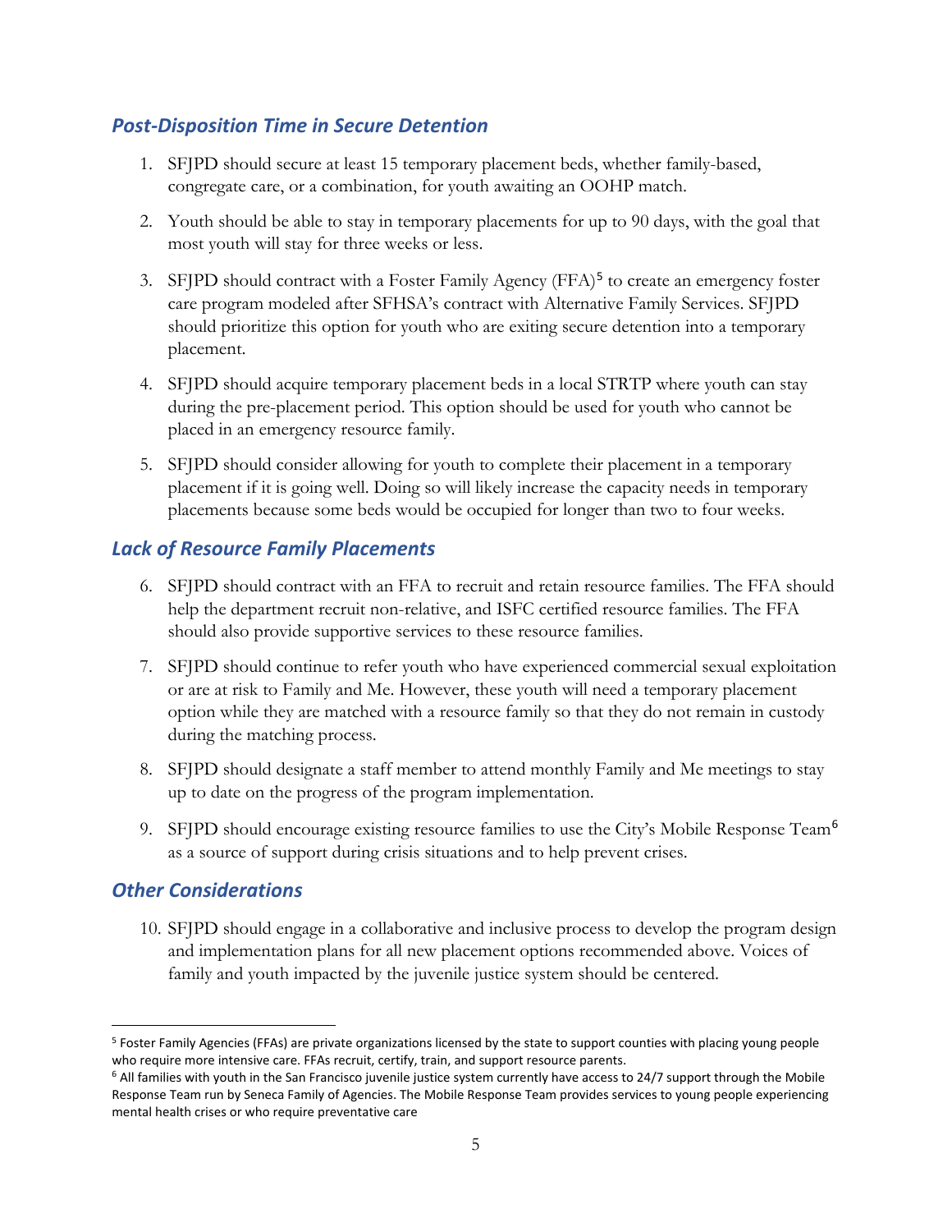### *Post-Disposition Time in Secure Detention*

1. SFJPD should secure at least 15 temporary placement beds, whether family-based, congregate care, or a combination, for youth awaiting an OOHP match.
2. Youth should be able to stay in temporary placements for up to 90 days, with the goal that most youth will stay for three weeks or less.
3. SFJPD should contract with a Foster Family Agency (FFA)[5] to create an emergency foster care program modeled after SFHSA's contract with Alternative Family Services. SFJPD should prioritize this option for youth who are exiting secure detention into a temporary placement.
4. SFJPD should acquire temporary placement beds in a local STRTP where youth can stay during the pre-placement period. This option should be used for youth who cannot be placed in an emergency resource family.
5. SFJPD should consider allowing for youth to complete their placement in a temporary placement if it is going well. Doing so will likely increase the capacity needs in temporary placements because some beds would be occupied for longer than two to four weeks.

### *Lack of Resource Family Placements*

6. SFJPD should contract with an FFA to recruit and retain resource families. The FFA should help the department recruit non-relative, and ISFC certified resource families. The FFA should also provide supportive services to these resource families.
7. SFJPD should continue to refer youth who have experienced commercial sexual exploitation or are at risk to Family and Me. However, these youth will need a temporary placement option while they are matched with a resource family so that they do not remain in custody during the matching process.
8. SFJPD should designate a staff member to attend monthly Family and Me meetings to stay up to date on the progress of the program implementation.
9. SFJPD should encourage existing resource families to use the City's Mobile Response Team[6] as a source of support during crisis situations and to help prevent crises.

### *Other Considerations*

10. SFJPD should engage in a collaborative and inclusive process to develop the program design and implementation plans for all new placement options recommended above. Voices of family and youth impacted by the juvenile justice system should be centered.

---

[5] Foster Family Agencies (FFAs) are private organizations licensed by the state to support counties with placing young people who require more intensive care. FFAs recruit, certify, train, and support resource parents.

[6] All families with youth in the San Francisco juvenile justice system currently have access to 24/7 support through the Mobile Response Team run by Seneca Family of Agencies. The Mobile Response Team provides services to young people experiencing mental health crises or who require preventative care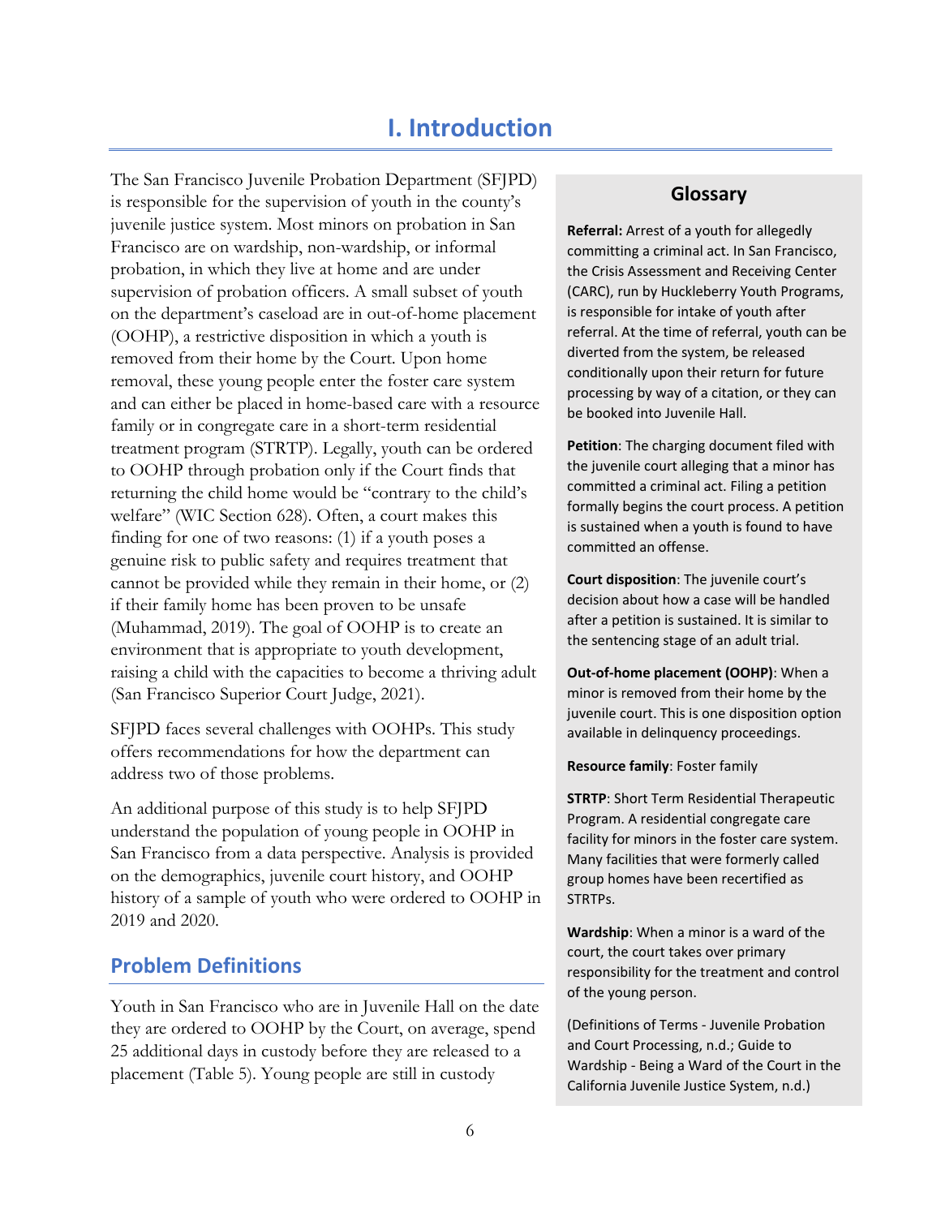# I. Introduction

The San Francisco Juvenile Probation Department (SFJPD) is responsible for the supervision of youth in the county's juvenile justice system. Most minors on probation in San Francisco are on wardship, non-wardship, or informal probation, in which they live at home and are under supervision of probation officers. A small subset of youth on the department's caseload are in out-of-home placement (OOHP), a restrictive disposition in which a youth is removed from their home by the Court. Upon home removal, these young people enter the foster care system and can either be placed in home-based care with a resource family or in congregate care in a short-term residential treatment program (STRTP). Legally, youth can be ordered to OOHP through probation only if the Court finds that returning the child home would be "contrary to the child's welfare" (WIC Section 628). Often, a court makes this finding for one of two reasons: (1) if a youth poses a genuine risk to public safety and requires treatment that cannot be provided while they remain in their home, or (2) if their family home has been proven to be unsafe (Muhammad, 2019). The goal of OOHP is to create an environment that is appropriate to youth development, raising a child with the capacities to become a thriving adult (San Francisco Superior Court Judge, 2021).

SFJPD faces several challenges with OOHPs. This study offers recommendations for how the department can address two of those problems.

An additional purpose of this study is to help SFJPD understand the population of young people in OOHP in San Francisco from a data perspective. Analysis is provided on the demographics, juvenile court history, and OOHP history of a sample of youth who were ordered to OOHP in 2019 and 2020.

## Problem Definitions

Youth in San Francisco who are in Juvenile Hall on the date they are ordered to OOHP by the Court, on average, spend 25 additional days in custody before they are released to a placement (Table 5). Young people are still in custody

### Glossary

**Referral:** Arrest of a youth for allegedly committing a criminal act. In San Francisco, the Crisis Assessment and Receiving Center (CARC), run by Huckleberry Youth Programs, is responsible for intake of youth after referral. At the time of referral, youth can be diverted from the system, be released conditionally upon their return for future processing by way of a citation, or they can be booked into Juvenile Hall.

**Petition**: The charging document filed with the juvenile court alleging that a minor has committed a criminal act. Filing a petition formally begins the court process. A petition is sustained when a youth is found to have committed an offense.

**Court disposition**: The juvenile court's decision about how a case will be handled after a petition is sustained. It is similar to the sentencing stage of an adult trial.

**Out-of-home placement (OOHP)**: When a minor is removed from their home by the juvenile court. This is one disposition option available in delinquency proceedings.

**Resource family**: Foster family

**STRTP**: Short Term Residential Therapeutic Program. A residential congregate care facility for minors in the foster care system. Many facilities that were formerly called group homes have been recertified as STRTPs.

**Wardship**: When a minor is a ward of the court, the court takes over primary responsibility for the treatment and control of the young person.

(Definitions of Terms - Juvenile Probation and Court Processing, n.d.; Guide to Wardship - Being a Ward of the Court in the California Juvenile Justice System, n.d.)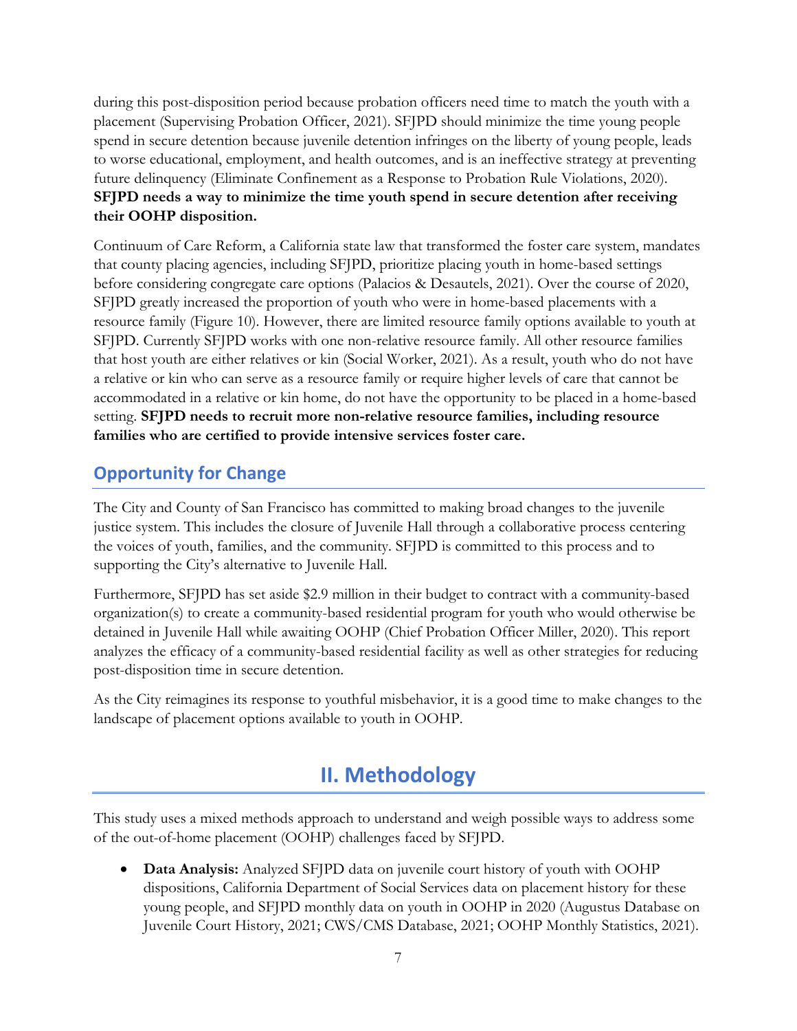during this post-disposition period because probation officers need time to match the youth with a placement (Supervising Probation Officer, 2021). SFJPD should minimize the time young people spend in secure detention because juvenile detention infringes on the liberty of young people, leads to worse educational, employment, and health outcomes, and is an ineffective strategy at preventing future delinquency (Eliminate Confinement as a Response to Probation Rule Violations, 2020). **SFJPD needs a way to minimize the time youth spend in secure detention after receiving their OOHP disposition.**

Continuum of Care Reform, a California state law that transformed the foster care system, mandates that county placing agencies, including SFJPD, prioritize placing youth in home-based settings before considering congregate care options (Palacios & Desautels, 2021). Over the course of 2020, SFJPD greatly increased the proportion of youth who were in home-based placements with a resource family (Figure 10). However, there are limited resource family options available to youth at SFJPD. Currently SFJPD works with one non-relative resource family. All other resource families that host youth are either relatives or kin (Social Worker, 2021). As a result, youth who do not have a relative or kin who can serve as a resource family or require higher levels of care that cannot be accommodated in a relative or kin home, do not have the opportunity to be placed in a home-based setting. **SFJPD needs to recruit more non-relative resource families, including resource families who are certified to provide intensive services foster care.**

## Opportunity for Change

The City and County of San Francisco has committed to making broad changes to the juvenile justice system. This includes the closure of Juvenile Hall through a collaborative process centering the voices of youth, families, and the community. SFJPD is committed to this process and to supporting the City's alternative to Juvenile Hall.

Furthermore, SFJPD has set aside $2.9 million in their budget to contract with a community-based organization(s) to create a community-based residential program for youth who would otherwise be detained in Juvenile Hall while awaiting OOHP (Chief Probation Officer Miller, 2020). This report analyzes the efficacy of a community-based residential facility as well as other strategies for reducing post-disposition time in secure detention.

As the City reimagines its response to youthful misbehavior, it is a good time to make changes to the landscape of placement options available to youth in OOHP.

# II. Methodology

This study uses a mixed methods approach to understand and weigh possible ways to address some of the out-of-home placement (OOHP) challenges faced by SFJPD.

- **Data Analysis:** Analyzed SFJPD data on juvenile court history of youth with OOHP dispositions, California Department of Social Services data on placement history for these young people, and SFJPD monthly data on youth in OOHP in 2020 (Augustus Database on Juvenile Court History, 2021; CWS/CMS Database, 2021; OOHP Monthly Statistics, 2021).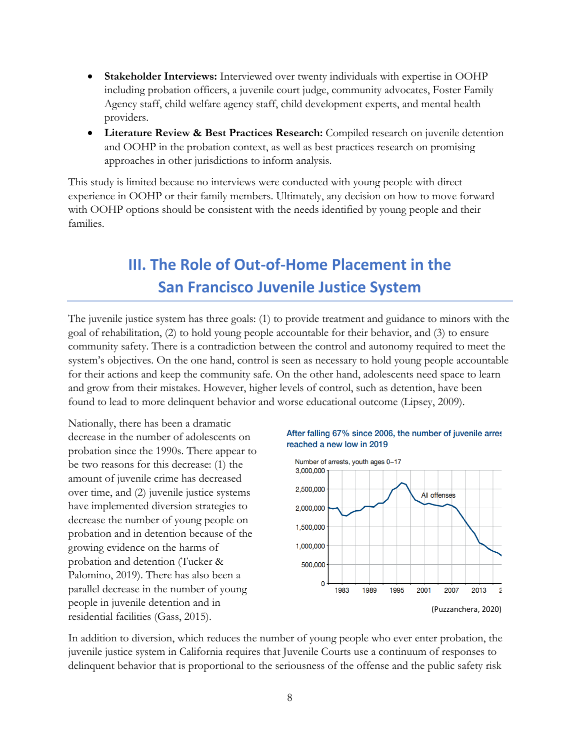- **Stakeholder Interviews:** Interviewed over twenty individuals with expertise in OOHP including probation officers, a juvenile court judge, community advocates, Foster Family Agency staff, child welfare agency staff, child development experts, and mental health providers.
- **Literature Review & Best Practices Research:** Compiled research on juvenile detention and OOHP in the probation context, as well as best practices research on promising approaches in other jurisdictions to inform analysis.

This study is limited because no interviews were conducted with young people with direct experience in OOHP or their family members. Ultimately, any decision on how to move forward with OOHP options should be consistent with the needs identified by young people and their families.

# III. The Role of Out-of-Home Placement in the San Francisco Juvenile Justice System

The juvenile justice system has three goals: (1) to provide treatment and guidance to minors with the goal of rehabilitation, (2) to hold young people accountable for their behavior, and (3) to ensure community safety. There is a contradiction between the control and autonomy required to meet the system's objectives. On the one hand, control is seen as necessary to hold young people accountable for their actions and keep the community safe. On the other hand, adolescents need space to learn and grow from their mistakes. However, higher levels of control, such as detention, have been found to lead to more delinquent behavior and worse educational outcome (Lipsey, 2009).

Nationally, there has been a dramatic decrease in the number of adolescents on probation since the 1990s. There appear to be two reasons for this decrease: (1) the amount of juvenile crime has decreased over time, and (2) juvenile justice systems have implemented diversion strategies to decrease the number of young people on probation and in detention because of the growing evidence on the harms of probation and detention (Tucker & Palomino, 2019). There has also been a parallel decrease in the number of young people in juvenile detention and in residential facilities (Gass, 2015).

After falling 67% since 2006, the number of juvenile arres reached a new low in 2019

(Puzzanchera, 2020)

In addition to diversion, which reduces the number of young people who ever enter probation, the juvenile justice system in California requires that Juvenile Courts use a continuum of responses to delinquent behavior that is proportional to the seriousness of the offense and the public safety risk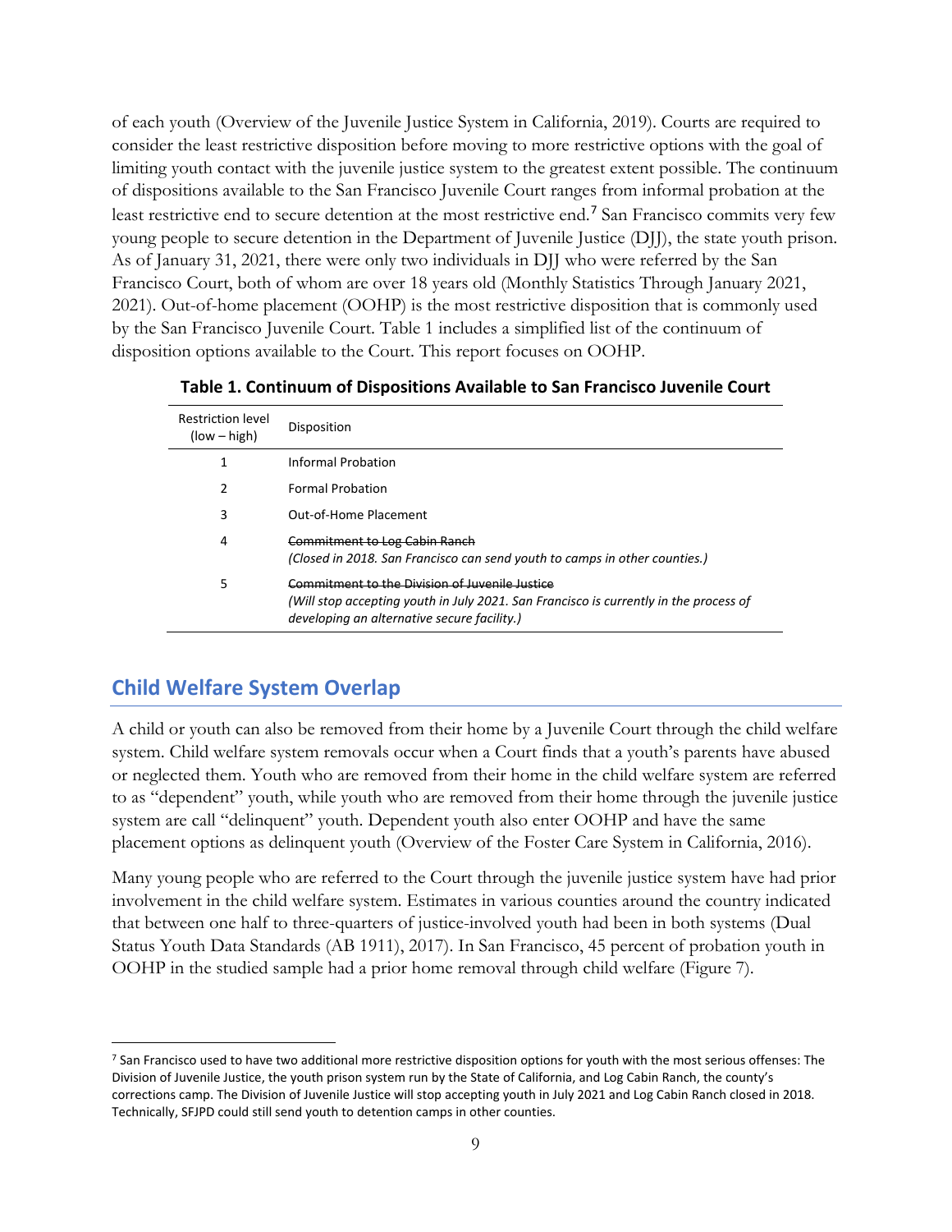of each youth (Overview of the Juvenile Justice System in California, 2019). Courts are required to consider the least restrictive disposition before moving to more restrictive options with the goal of limiting youth contact with the juvenile justice system to the greatest extent possible. The continuum of dispositions available to the San Francisco Juvenile Court ranges from informal probation at the least restrictive end to secure detention at the most restrictive end.[7] San Francisco commits very few young people to secure detention in the Department of Juvenile Justice (DJJ), the state youth prison. As of January 31, 2021, there were only two individuals in DJJ who were referred by the San Francisco Court, both of whom are over 18 years old (Monthly Statistics Through January 2021, 2021). Out-of-home placement (OOHP) is the most restrictive disposition that is commonly used by the San Francisco Juvenile Court. Table 1 includes a simplified list of the continuum of disposition options available to the Court. This report focuses on OOHP.

**Table 1. Continuum of Dispositions Available to San Francisco Juvenile Court**

| Restriction level (low – high) | Disposition |
|---|---|
| 1 | Informal Probation |
| 2 | Formal Probation |
| 3 | Out-of-Home Placement |
| 4 | ~~Commitment to Log Cabin Ranch~~ *(Closed in 2018. San Francisco can send youth to camps in other counties.)* |
| 5 | ~~Commitment to the Division of Juvenile Justice~~ *(Will stop accepting youth in July 2021. San Francisco is currently in the process of developing an alternative secure facility.)* |

## Child Welfare System Overlap

A child or youth can also be removed from their home by a Juvenile Court through the child welfare system. Child welfare system removals occur when a Court finds that a youth's parents have abused or neglected them. Youth who are removed from their home in the child welfare system are referred to as "dependent" youth, while youth who are removed from their home through the juvenile justice system are call "delinquent" youth. Dependent youth also enter OOHP and have the same placement options as delinquent youth (Overview of the Foster Care System in California, 2016).

Many young people who are referred to the Court through the juvenile justice system have had prior involvement in the child welfare system. Estimates in various counties around the country indicated that between one half to three-quarters of justice-involved youth had been in both systems (Dual Status Youth Data Standards (AB 1911), 2017). In San Francisco, 45 percent of probation youth in OOHP in the studied sample had a prior home removal through child welfare (Figure 7).

[7] San Francisco used to have two additional more restrictive disposition options for youth with the most serious offenses: The Division of Juvenile Justice, the youth prison system run by the State of California, and Log Cabin Ranch, the county's corrections camp. The Division of Juvenile Justice will stop accepting youth in July 2021 and Log Cabin Ranch closed in 2018. Technically, SFJPD could still send youth to detention camps in other counties.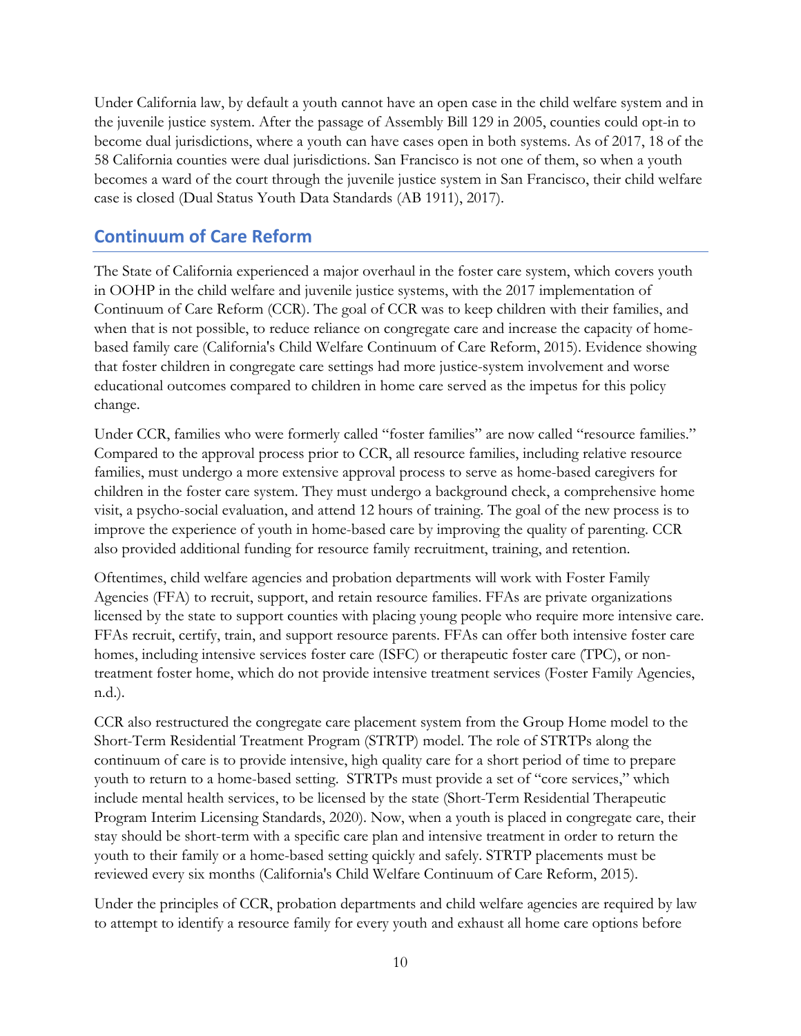Under California law, by default a youth cannot have an open case in the child welfare system and in the juvenile justice system. After the passage of Assembly Bill 129 in 2005, counties could opt-in to become dual jurisdictions, where a youth can have cases open in both systems. As of 2017, 18 of the 58 California counties were dual jurisdictions. San Francisco is not one of them, so when a youth becomes a ward of the court through the juvenile justice system in San Francisco, their child welfare case is closed (Dual Status Youth Data Standards (AB 1911), 2017).

## Continuum of Care Reform

The State of California experienced a major overhaul in the foster care system, which covers youth in OOHP in the child welfare and juvenile justice systems, with the 2017 implementation of Continuum of Care Reform (CCR). The goal of CCR was to keep children with their families, and when that is not possible, to reduce reliance on congregate care and increase the capacity of home-based family care (California's Child Welfare Continuum of Care Reform, 2015). Evidence showing that foster children in congregate care settings had more justice-system involvement and worse educational outcomes compared to children in home care served as the impetus for this policy change.

Under CCR, families who were formerly called "foster families" are now called "resource families." Compared to the approval process prior to CCR, all resource families, including relative resource families, must undergo a more extensive approval process to serve as home-based caregivers for children in the foster care system. They must undergo a background check, a comprehensive home visit, a psycho-social evaluation, and attend 12 hours of training. The goal of the new process is to improve the experience of youth in home-based care by improving the quality of parenting. CCR also provided additional funding for resource family recruitment, training, and retention.

Oftentimes, child welfare agencies and probation departments will work with Foster Family Agencies (FFA) to recruit, support, and retain resource families. FFAs are private organizations licensed by the state to support counties with placing young people who require more intensive care. FFAs recruit, certify, train, and support resource parents. FFAs can offer both intensive foster care homes, including intensive services foster care (ISFC) or therapeutic foster care (TPC), or non-treatment foster home, which do not provide intensive treatment services (Foster Family Agencies, n.d.).

CCR also restructured the congregate care placement system from the Group Home model to the Short-Term Residential Treatment Program (STRTP) model. The role of STRTPs along the continuum of care is to provide intensive, high quality care for a short period of time to prepare youth to return to a home-based setting. STRTPs must provide a set of "core services," which include mental health services, to be licensed by the state (Short-Term Residential Therapeutic Program Interim Licensing Standards, 2020). Now, when a youth is placed in congregate care, their stay should be short-term with a specific care plan and intensive treatment in order to return the youth to their family or a home-based setting quickly and safely. STRTP placements must be reviewed every six months (California's Child Welfare Continuum of Care Reform, 2015).

Under the principles of CCR, probation departments and child welfare agencies are required by law to attempt to identify a resource family for every youth and exhaust all home care options before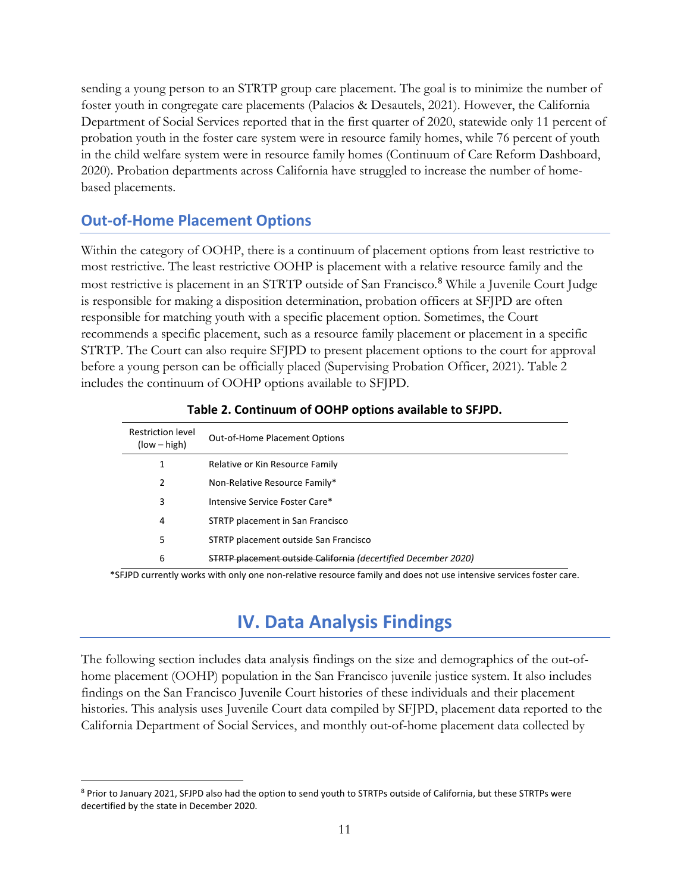sending a young person to an STRTP group care placement. The goal is to minimize the number of foster youth in congregate care placements (Palacios & Desautels, 2021). However, the California Department of Social Services reported that in the first quarter of 2020, statewide only 11 percent of probation youth in the foster care system were in resource family homes, while 76 percent of youth in the child welfare system were in resource family homes (Continuum of Care Reform Dashboard, 2020). Probation departments across California have struggled to increase the number of home-based placements.

## Out-of-Home Placement Options

Within the category of OOHP, there is a continuum of placement options from least restrictive to most restrictive. The least restrictive OOHP is placement with a relative resource family and the most restrictive is placement in an STRTP outside of San Francisco.[8] While a Juvenile Court Judge is responsible for making a disposition determination, probation officers at SFJPD are often responsible for matching youth with a specific placement option. Sometimes, the Court recommends a specific placement, such as a resource family placement or placement in a specific STRTP. The Court can also require SFJPD to present placement options to the court for approval before a young person can be officially placed (Supervising Probation Officer, 2021). Table 2 includes the continuum of OOHP options available to SFJPD.

**Table 2. Continuum of OOHP options available to SFJPD.**

| Restriction level (low – high) | Out-of-Home Placement Options |
|---|---|
| 1 | Relative or Kin Resource Family |
| 2 | Non-Relative Resource Family* |
| 3 | Intensive Service Foster Care* |
| 4 | STRTP placement in San Francisco |
| 5 | STRTP placement outside San Francisco |
| 6 | ~~STRTP placement outside California~~ *(decertified December 2020)* |

*SFJPD currently works with only one non-relative resource family and does not use intensive services foster care.

# IV. Data Analysis Findings

The following section includes data analysis findings on the size and demographics of the out-of-home placement (OOHP) population in the San Francisco juvenile justice system. It also includes findings on the San Francisco Juvenile Court histories of these individuals and their placement histories. This analysis uses Juvenile Court data compiled by SFJPD, placement data reported to the California Department of Social Services, and monthly out-of-home placement data collected by

[8] Prior to January 2021, SFJPD also had the option to send youth to STRTPs outside of California, but these STRTPs were decertified by the state in December 2020.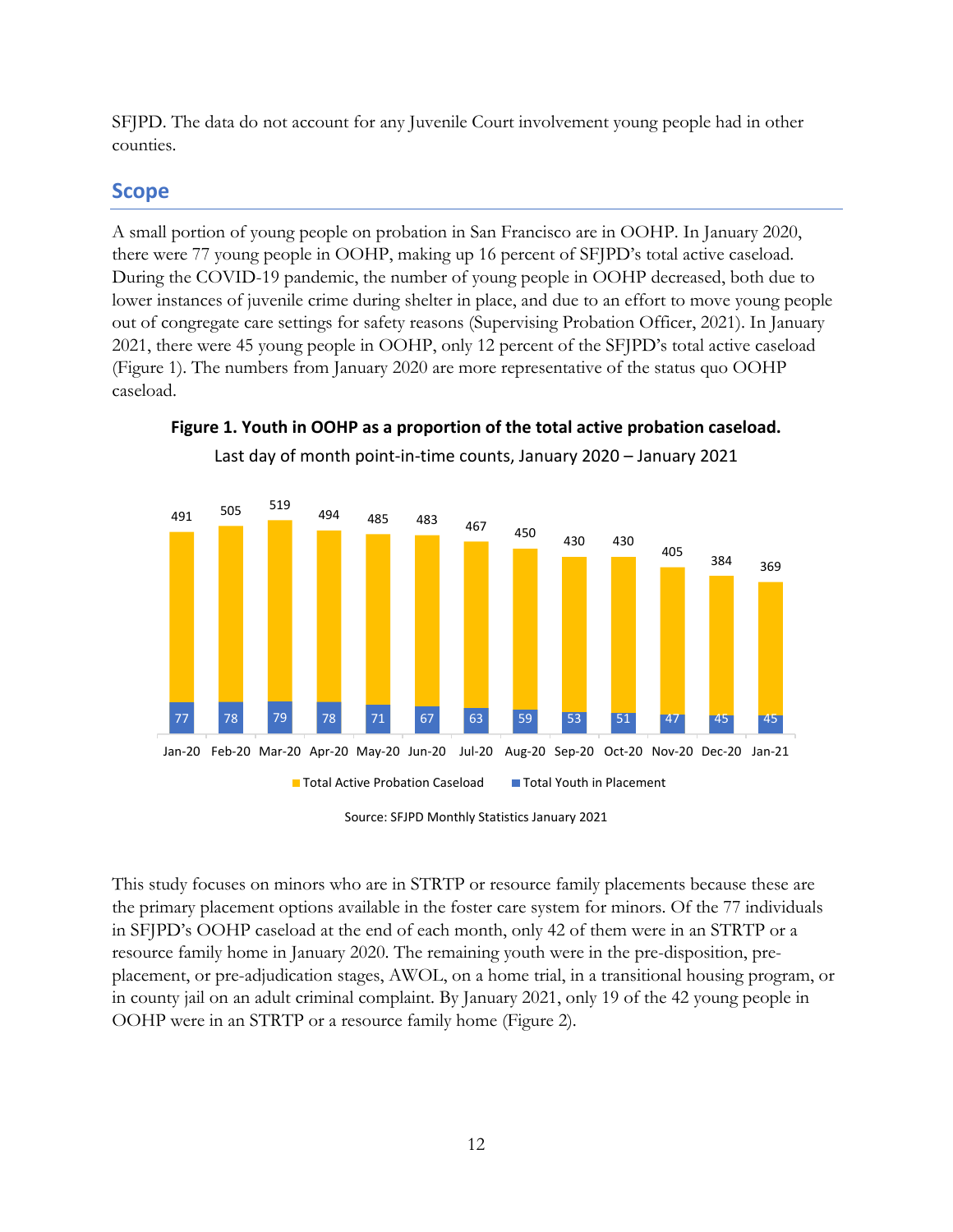SFJPD. The data do not account for any Juvenile Court involvement young people had in other counties.

## Scope

A small portion of young people on probation in San Francisco are in OOHP. In January 2020, there were 77 young people in OOHP, making up 16 percent of SFJPD's total active caseload. During the COVID-19 pandemic, the number of young people in OOHP decreased, both due to lower instances of juvenile crime during shelter in place, and due to an effort to move young people out of congregate care settings for safety reasons (Supervising Probation Officer, 2021). In January 2021, there were 45 young people in OOHP, only 12 percent of the SFJPD's total active caseload (Figure 1). The numbers from January 2020 are more representative of the status quo OOHP caseload.

**Figure 1. Youth in OOHP as a proportion of the total active probation caseload.**

Last day of month point-in-time counts, January 2020 – January 2021

| | Jan-20 | Feb-20 | Mar-20 | Apr-20 | May-20 | Jun-20 | Jul-20 | Aug-20 | Sep-20 | Oct-20 | Nov-20 | Dec-20 | Jan-21 |
|---|---|---|---|---|---|---|---|---|---|---|---|---|---|
| Total Active Probation Caseload | 491 | 505 | 519 | 494 | 485 | 483 | 467 | 450 | 430 | 430 | 405 | 384 | 369 |
| Total Youth in Placement | 77 | 78 | 79 | 78 | 71 | 67 | 63 | 59 | 53 | 51 | 47 | 45 | 45 |

Source: SFJPD Monthly Statistics January 2021

This study focuses on minors who are in STRTP or resource family placements because these are the primary placement options available in the foster care system for minors. Of the 77 individuals in SFJPD's OOHP caseload at the end of each month, only 42 of them were in an STRTP or a resource family home in January 2020. The remaining youth were in the pre-disposition, pre-placement, or pre-adjudication stages, AWOL, on a home trial, in a transitional housing program, or in county jail on an adult criminal complaint. By January 2021, only 19 of the 42 young people in OOHP were in an STRTP or a resource family home (Figure 2).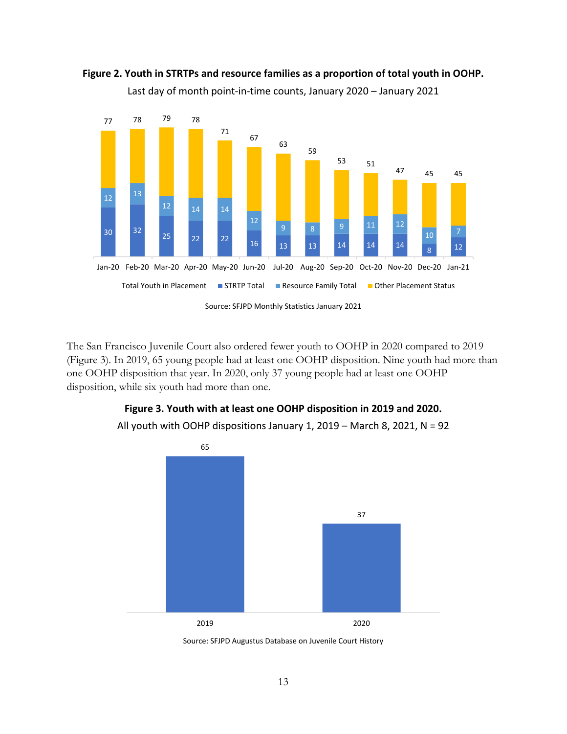**Figure 2. Youth in STRTPs and resource families as a proportion of total youth in OOHP.**

Last day of month point-in-time counts, January 2020 – January 2021

| Month | Total Youth in Placement | STRTP Total | Resource Family Total |
|---|---|---|---|
| Jan-20 | 77 | 30 | 12 |
| Feb-20 | 78 | 32 | 13 |
| Mar-20 | 79 | 25 | 12 |
| Apr-20 | 78 | 22 | 14 |
| May-20 | 71 | 22 | 14 |
| Jun-20 | 67 | 16 | 12 |
| Jul-20 | 63 | 13 | 9 |
| Aug-20 | 59 | 13 | 8 |
| Sep-20 | 53 | 14 | 9 |
| Oct-20 | 51 | 14 | 11 |
| Nov-20 | 47 | 14 | 12 |
| Dec-20 | 45 | 8 | 10 |
| Jan-21 | 45 | 12 | 7 |

Total Youth in Placement ■ STRTP Total ■ Resource Family Total ■ Other Placement Status

Source: SFJPD Monthly Statistics January 2021

The San Francisco Juvenile Court also ordered fewer youth to OOHP in 2020 compared to 2019 (Figure 3). In 2019, 65 young people had at least one OOHP disposition. Nine youth had more than one OOHP disposition that year. In 2020, only 37 young people had at least one OOHP disposition, while six youth had more than one.

**Figure 3. Youth with at least one OOHP disposition in 2019 and 2020.**

All youth with OOHP dispositions January 1, 2019 – March 8, 2021, N = 92

| Year | Youth |
|---|---|
| 2019 | 65 |
| 2020 | 37 |

Source: SFJPD Augustus Database on Juvenile Court History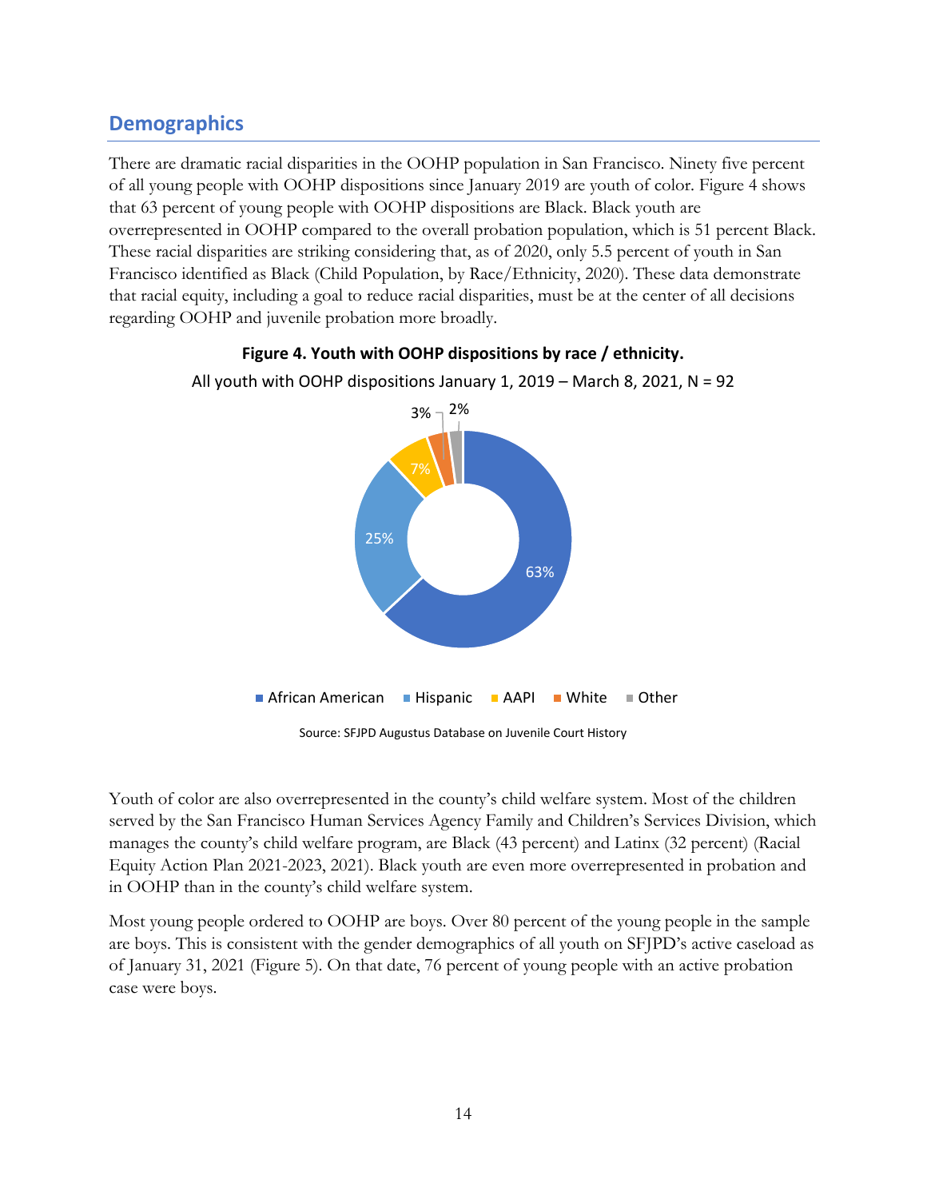## Demographics

There are dramatic racial disparities in the OOHP population in San Francisco. Ninety five percent of all young people with OOHP dispositions since January 2019 are youth of color. Figure 4 shows that 63 percent of young people with OOHP dispositions are Black. Black youth are overrepresented in OOHP compared to the overall probation population, which is 51 percent Black. These racial disparities are striking considering that, as of 2020, only 5.5 percent of youth in San Francisco identified as Black (Child Population, by Race/Ethnicity, 2020). These data demonstrate that racial equity, including a goal to reduce racial disparities, must be at the center of all decisions regarding OOHP and juvenile probation more broadly.

**Figure 4. Youth with OOHP dispositions by race / ethnicity.**

All youth with OOHP dispositions January 1, 2019 – March 8, 2021, N = 92

| Race / ethnicity | Percent |
|---|---|
| African American | 63% |
| Hispanic | 25% |
| AAPI | 7% |
| White | 3% |
| Other | 2% |

Source: SFJPD Augustus Database on Juvenile Court History

Youth of color are also overrepresented in the county's child welfare system. Most of the children served by the San Francisco Human Services Agency Family and Children's Services Division, which manages the county's child welfare program, are Black (43 percent) and Latinx (32 percent) (Racial Equity Action Plan 2021-2023, 2021). Black youth are even more overrepresented in probation and in OOHP than in the county's child welfare system.

Most young people ordered to OOHP are boys. Over 80 percent of the young people in the sample are boys. This is consistent with the gender demographics of all youth on SFJPD's active caseload as of January 31, 2021 (Figure 5). On that date, 76 percent of young people with an active probation case were boys.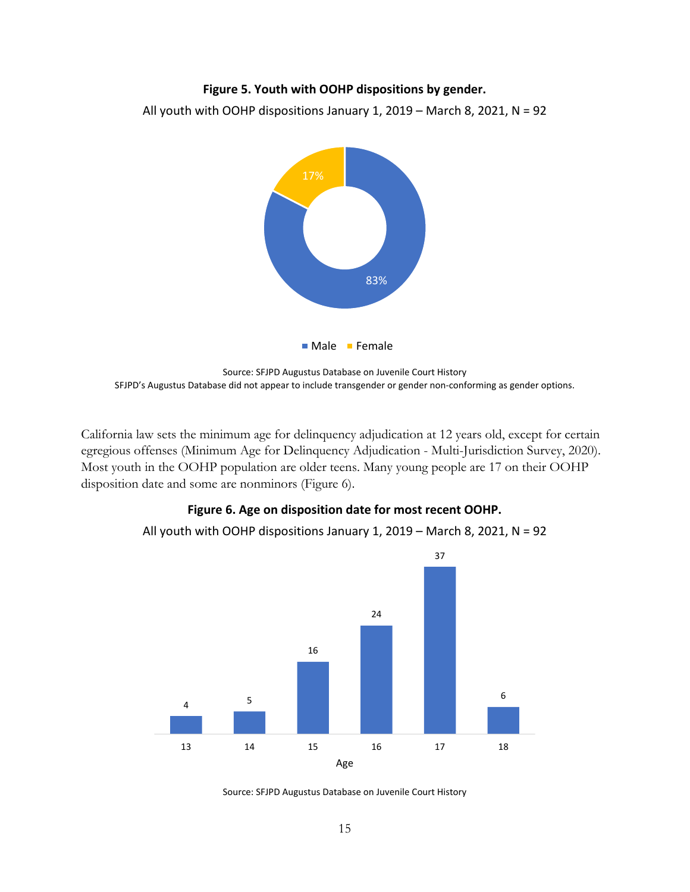**Figure 5. Youth with OOHP dispositions by gender.**

All youth with OOHP dispositions January 1, 2019 – March 8, 2021, N = 92

| Gender | Percent |
|---|---|
| Male | 83% |
| Female | 17% |

Source: SFJPD Augustus Database on Juvenile Court History

SFJPD's Augustus Database did not appear to include transgender or gender non-conforming as gender options.

California law sets the minimum age for delinquency adjudication at 12 years old, except for certain egregious offenses (Minimum Age for Delinquency Adjudication - Multi-Jurisdiction Survey, 2020). Most youth in the OOHP population are older teens. Many young people are 17 on their OOHP disposition date and some are nonminors (Figure 6).

**Figure 6. Age on disposition date for most recent OOHP.**

All youth with OOHP dispositions January 1, 2019 – March 8, 2021, N = 92

| Age | Number of youth |
|---|---|
| 13 | 4 |
| 14 | 5 |
| 15 | 16 |
| 16 | 24 |
| 17 | 37 |
| 18 | 6 |

Source: SFJPD Augustus Database on Juvenile Court History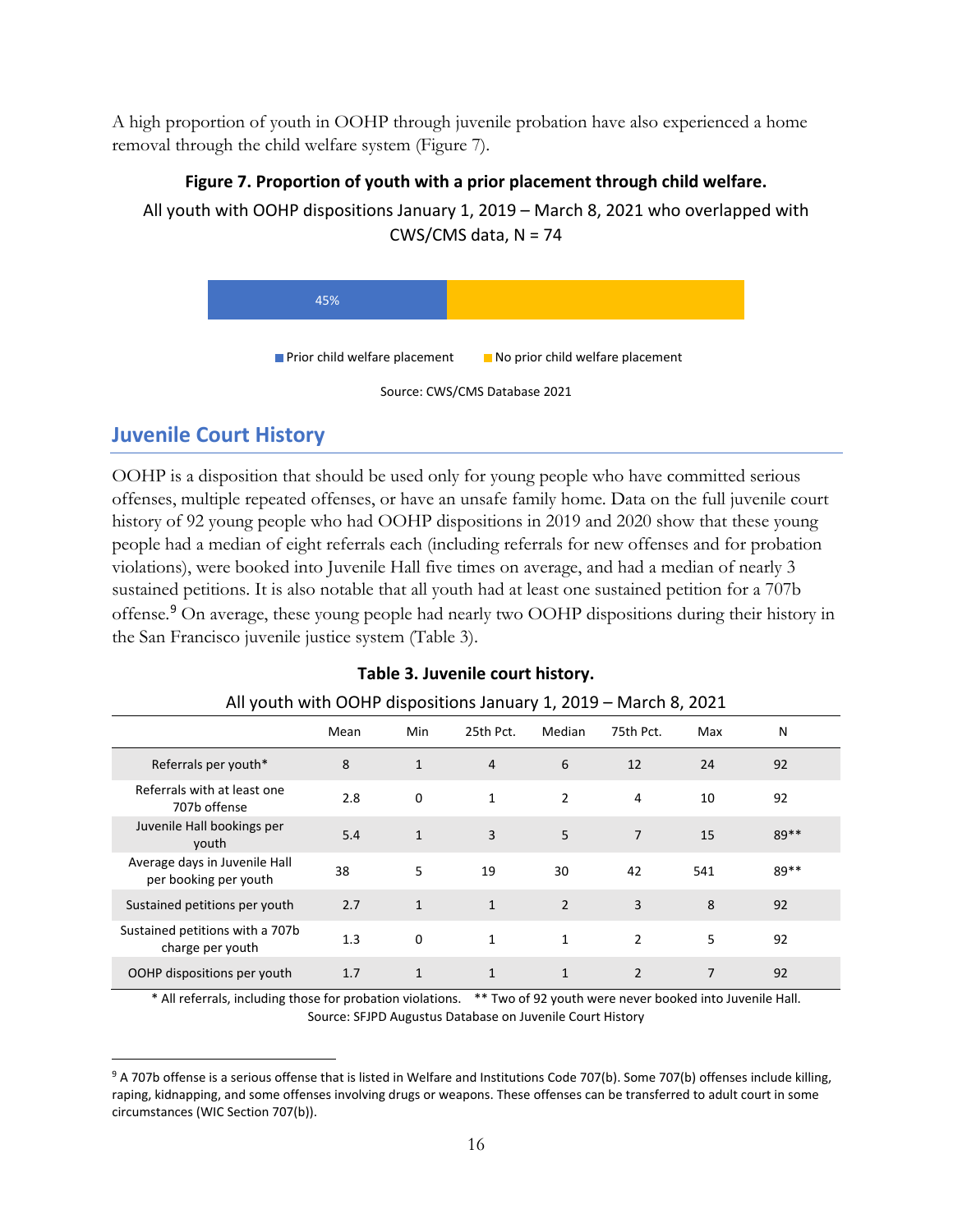A high proportion of youth in OOHP through juvenile probation have also experienced a home removal through the child welfare system (Figure 7).

**Figure 7. Proportion of youth with a prior placement through child welfare.**

All youth with OOHP dispositions January 1, 2019 – March 8, 2021 who overlapped with CWS/CMS data, N = 74

45%

Prior child welfare placement | No prior child welfare placement

Source: CWS/CMS Database 2021

## Juvenile Court History

OOHP is a disposition that should be used only for young people who have committed serious offenses, multiple repeated offenses, or have an unsafe family home. Data on the full juvenile court history of 92 young people who had OOHP dispositions in 2019 and 2020 show that these young people had a median of eight referrals each (including referrals for new offenses and for probation violations), were booked into Juvenile Hall five times on average, and had a median of nearly 3 sustained petitions. It is also notable that all youth had at least one sustained petition for a 707b offense.[9] On average, these young people had nearly two OOHP dispositions during their history in the San Francisco juvenile justice system (Table 3).

**Table 3. Juvenile court history.**

All youth with OOHP dispositions January 1, 2019 – March 8, 2021

| | Mean | Min | 25th Pct. | Median | 75th Pct. | Max | N |
|---|---|---|---|---|---|---|---|
| Referrals per youth* | 8 | 1 | 4 | 6 | 12 | 24 | 92 |
| Referrals with at least one 707b offense | 2.8 | 0 | 1 | 2 | 4 | 10 | 92 |
| Juvenile Hall bookings per youth | 5.4 | 1 | 3 | 5 | 7 | 15 | 89** |
| Average days in Juvenile Hall per booking per youth | 38 | 5 | 19 | 30 | 42 | 541 | 89** |
| Sustained petitions per youth | 2.7 | 1 | 1 | 2 | 3 | 8 | 92 |
| Sustained petitions with a 707b charge per youth | 1.3 | 0 | 1 | 1 | 2 | 5 | 92 |
| OOHP dispositions per youth | 1.7 | 1 | 1 | 1 | 2 | 7 | 92 |

* All referrals, including those for probation violations. ** Two of 92 youth were never booked into Juvenile Hall.

Source: SFJPD Augustus Database on Juvenile Court History

[9] A 707b offense is a serious offense that is listed in Welfare and Institutions Code 707(b). Some 707(b) offenses include killing, raping, kidnapping, and some offenses involving drugs or weapons. These offenses can be transferred to adult court in some circumstances (WIC Section 707(b)).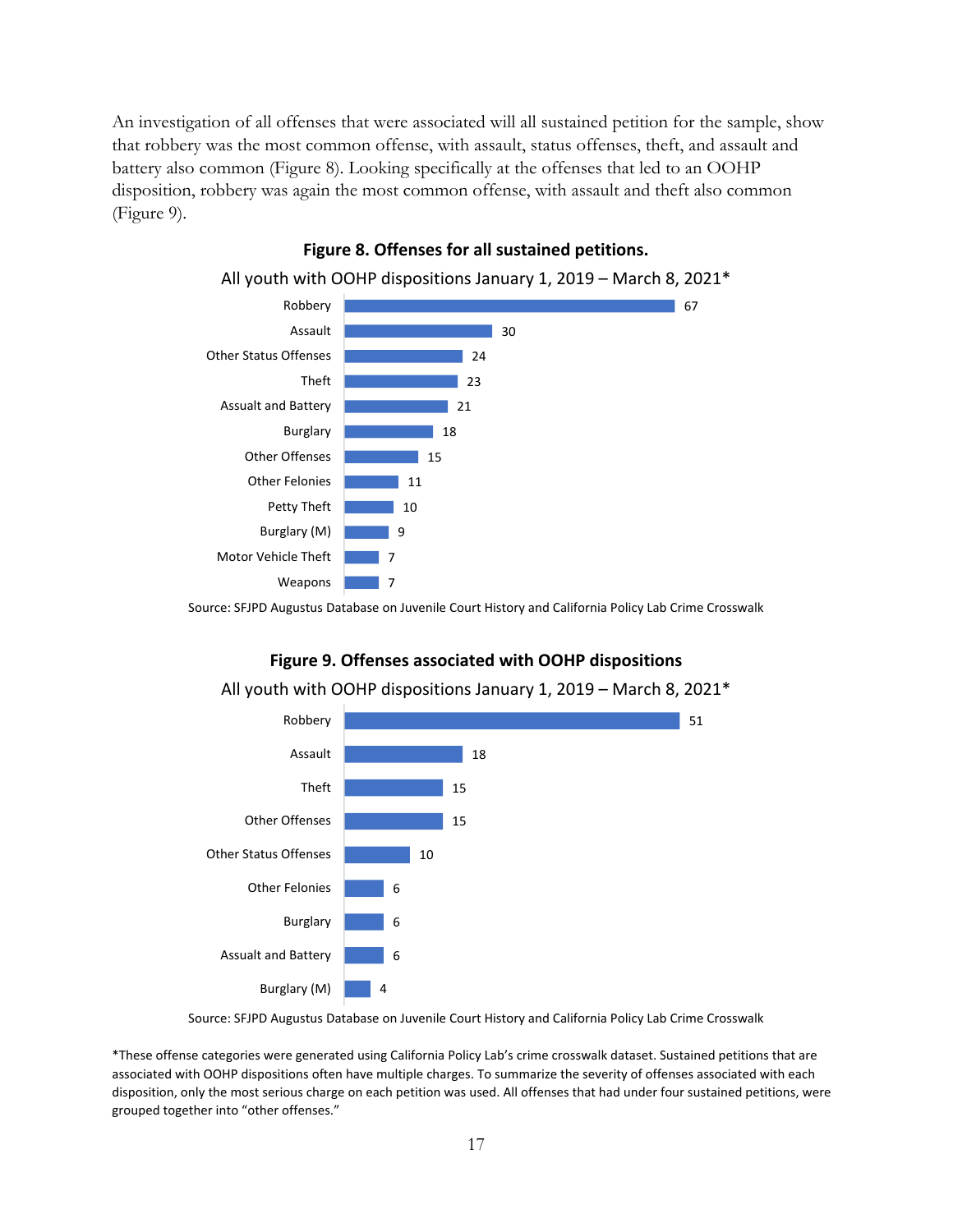An investigation of all offenses that were associated will all sustained petition for the sample, show that robbery was the most common offense, with assault, status offenses, theft, and assault and battery also common (Figure 8). Looking specifically at the offenses that led to an OOHP disposition, robbery was again the most common offense, with assault and theft also common (Figure 9).

**Figure 8. Offenses for all sustained petitions.**

All youth with OOHP dispositions January 1, 2019 – March 8, 2021*

| Offense | Count |
|---|---|
| Robbery | 67 |
| Assault | 30 |
| Other Status Offenses | 24 |
| Theft | 23 |
| Assault and Battery | 21 |
| Burglary | 18 |
| Other Offenses | 15 |
| Other Felonies | 11 |
| Petty Theft | 10 |
| Burglary (M) | 9 |
| Motor Vehicle Theft | 7 |
| Weapons | 7 |

Source: SFJPD Augustus Database on Juvenile Court History and California Policy Lab Crime Crosswalk

**Figure 9. Offenses associated with OOHP dispositions**

All youth with OOHP dispositions January 1, 2019 – March 8, 2021*

| Offense | Count |
|---|---|
| Robbery | 51 |
| Assault | 18 |
| Theft | 15 |
| Other Offenses | 15 |
| Other Status Offenses | 10 |
| Other Felonies | 6 |
| Burglary | 6 |
| Assault and Battery | 6 |
| Burglary (M) | 4 |

Source: SFJPD Augustus Database on Juvenile Court History and California Policy Lab Crime Crosswalk

*These offense categories were generated using California Policy Lab's crime crosswalk dataset. Sustained petitions that are associated with OOHP dispositions often have multiple charges. To summarize the severity of offenses associated with each disposition, only the most serious charge on each petition was used. All offenses that had under four sustained petitions, were grouped together into "other offenses."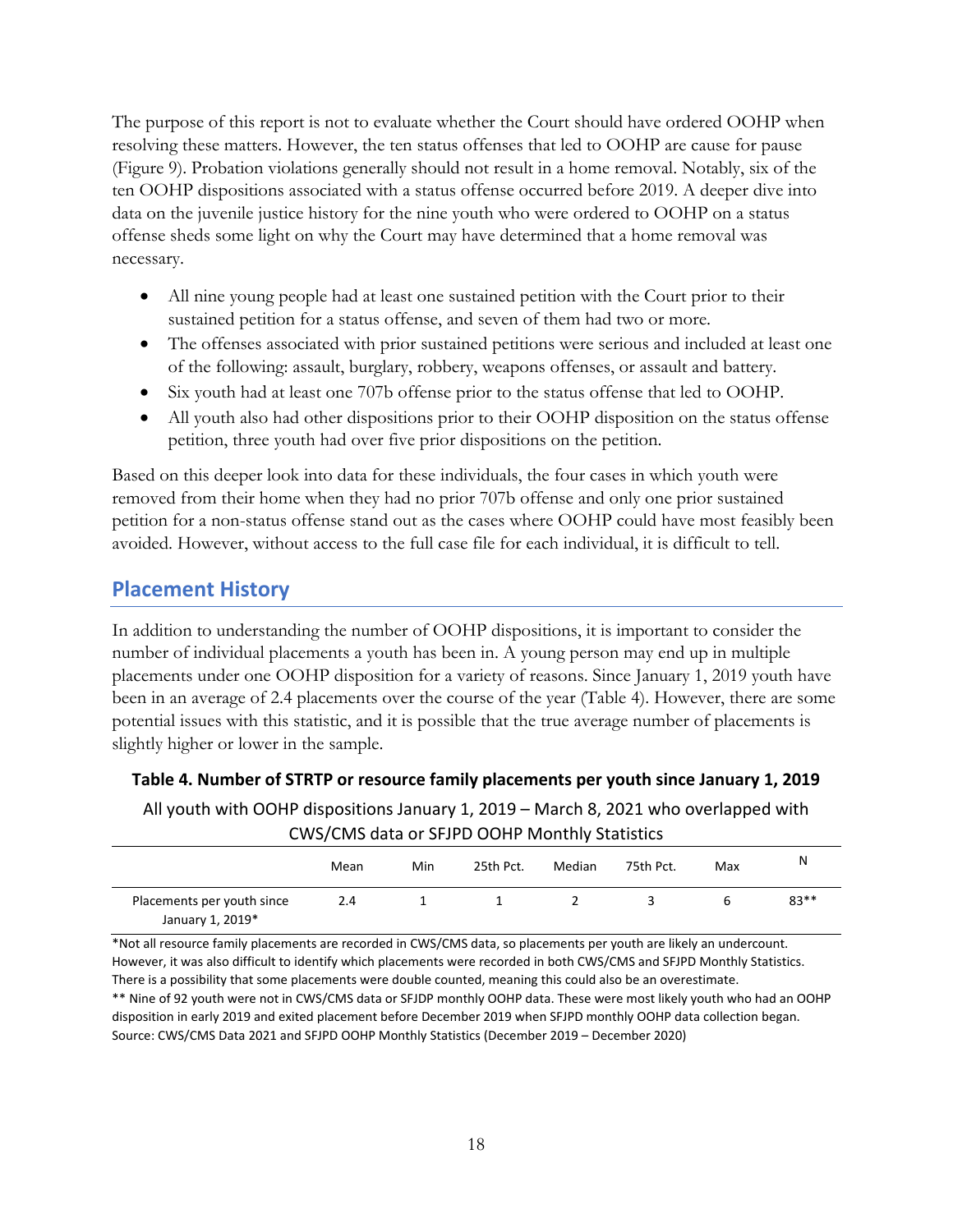The purpose of this report is not to evaluate whether the Court should have ordered OOHP when resolving these matters. However, the ten status offenses that led to OOHP are cause for pause (Figure 9). Probation violations generally should not result in a home removal. Notably, six of the ten OOHP dispositions associated with a status offense occurred before 2019. A deeper dive into data on the juvenile justice history for the nine youth who were ordered to OOHP on a status offense sheds some light on why the Court may have determined that a home removal was necessary.

- All nine young people had at least one sustained petition with the Court prior to their sustained petition for a status offense, and seven of them had two or more.
- The offenses associated with prior sustained petitions were serious and included at least one of the following: assault, burglary, robbery, weapons offenses, or assault and battery.
- Six youth had at least one 707b offense prior to the status offense that led to OOHP.
- All youth also had other dispositions prior to their OOHP disposition on the status offense petition, three youth had over five prior dispositions on the petition.

Based on this deeper look into data for these individuals, the four cases in which youth were removed from their home when they had no prior 707b offense and only one prior sustained petition for a non-status offense stand out as the cases where OOHP could have most feasibly been avoided. However, without access to the full case file for each individual, it is difficult to tell.

## Placement History

In addition to understanding the number of OOHP dispositions, it is important to consider the number of individual placements a youth has been in. A young person may end up in multiple placements under one OOHP disposition for a variety of reasons. Since January 1, 2019 youth have been in an average of 2.4 placements over the course of the year (Table 4). However, there are some potential issues with this statistic, and it is possible that the true average number of placements is slightly higher or lower in the sample.

**Table 4. Number of STRTP or resource family placements per youth since January 1, 2019**

All youth with OOHP dispositions January 1, 2019 – March 8, 2021 who overlapped with CWS/CMS data or SFJPD OOHP Monthly Statistics

| | Mean | Min | 25th Pct. | Median | 75th Pct. | Max | N |
|---|---|---|---|---|---|---|---|
| Placements per youth since January 1, 2019* | 2.4 | 1 | 1 | 2 | 3 | 6 | 83** |

*Not all resource family placements are recorded in CWS/CMS data, so placements per youth are likely an undercount. However, it was also difficult to identify which placements were recorded in both CWS/CMS and SFJPD Monthly Statistics. There is a possibility that some placements were double counted, meaning this could also be an overestimate.

** Nine of 92 youth were not in CWS/CMS data or SFJDP monthly OOHP data. These were most likely youth who had an OOHP disposition in early 2019 and exited placement before December 2019 when SFJPD monthly OOHP data collection began.

Source: CWS/CMS Data 2021 and SFJPD OOHP Monthly Statistics (December 2019 – December 2020)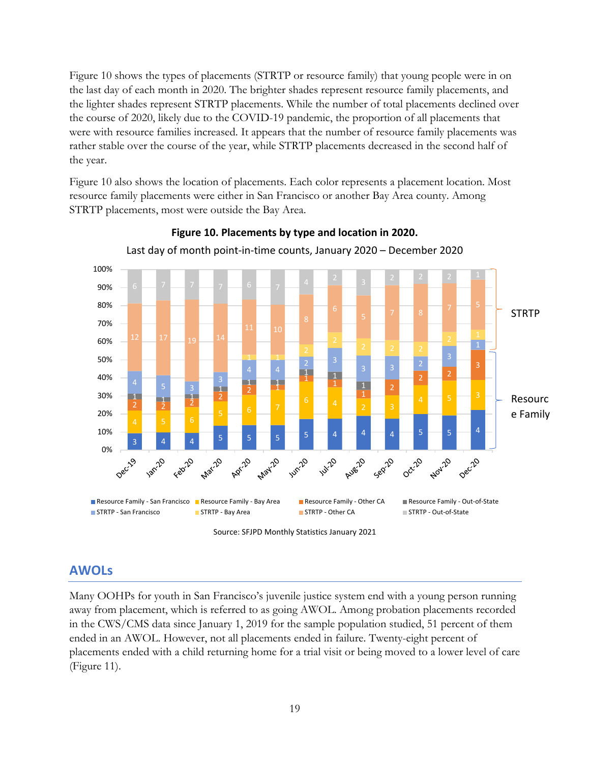Figure 10 shows the types of placements (STRTP or resource family) that young people were in on the last day of each month in 2020. The brighter shades represent resource family placements, and the lighter shades represent STRTP placements. While the number of total placements declined over the course of 2020, likely due to the COVID-19 pandemic, the proportion of all placements that were with resource families increased. It appears that the number of resource family placements was rather stable over the course of the year, while STRTP placements decreased in the second half of the year.

Figure 10 also shows the location of placements. Each color represents a placement location. Most resource family placements were either in San Francisco or another Bay Area county. Among STRTP placements, most were outside the Bay Area.

**Figure 10. Placements by type and location in 2020.**

Last day of month point-in-time counts, January 2020 – December 2020

| | Dec-19 | Jan-20 | Feb-20 | Mar-20 | Apr-20 | May-20 | Jun-20 | Jul-20 | Aug-20 | Sep-20 | Oct-20 | Nov-20 | Dec-20 |
|---|---|---|---|---|---|---|---|---|---|---|---|---|---|
| Resource Family - San Francisco | 3 | 4 | 4 | 5 | 5 | 5 | 5 | 4 | 4 | 4 | 5 | 5 | 4 |
| Resource Family - Bay Area | 4 | 5 | 6 | 5 | 6 | 7 | 6 | 4 | 2 | 3 | 4 | 5 | 3 |
| Resource Family - Other CA | 2 | 2 | 2 | 2 | 2 | 1 | 1 | 1 | 1 | 2 | 2 | 2 | 3 |
| Resource Family - Out-of-State | 1 | 1 | 1 | 1 | 1 | 1 | 1 | 1 | 1 | | | | |
| STRTP - San Francisco | 4 | 5 | 3 | 3 | 4 | 4 | 2 | 3 | 3 | 3 | 2 | 3 | 1 |
| STRTP - Bay Area | | | | | 1 | 1 | 2 | 2 | 2 | 2 | 2 | 2 | 1 |
| STRTP - Other CA | 12 | 17 | 19 | 14 | 11 | 10 | 8 | 6 | 5 | 7 | 8 | 7 | 5 |
| STRTP - Out-of-State | 6 | 7 | 7 | 7 | 6 | 7 | 4 | 2 | 3 | 2 | 2 | 2 | 1 |

Source: SFJPD Monthly Statistics January 2021

## AWOLs

Many OOHPs for youth in San Francisco's juvenile justice system end with a young person running away from placement, which is referred to as going AWOL. Among probation placements recorded in the CWS/CMS data since January 1, 2019 for the sample population studied, 51 percent of them ended in an AWOL. However, not all placements ended in failure. Twenty-eight percent of placements ended with a child returning home for a trial visit or being moved to a lower level of care (Figure 11).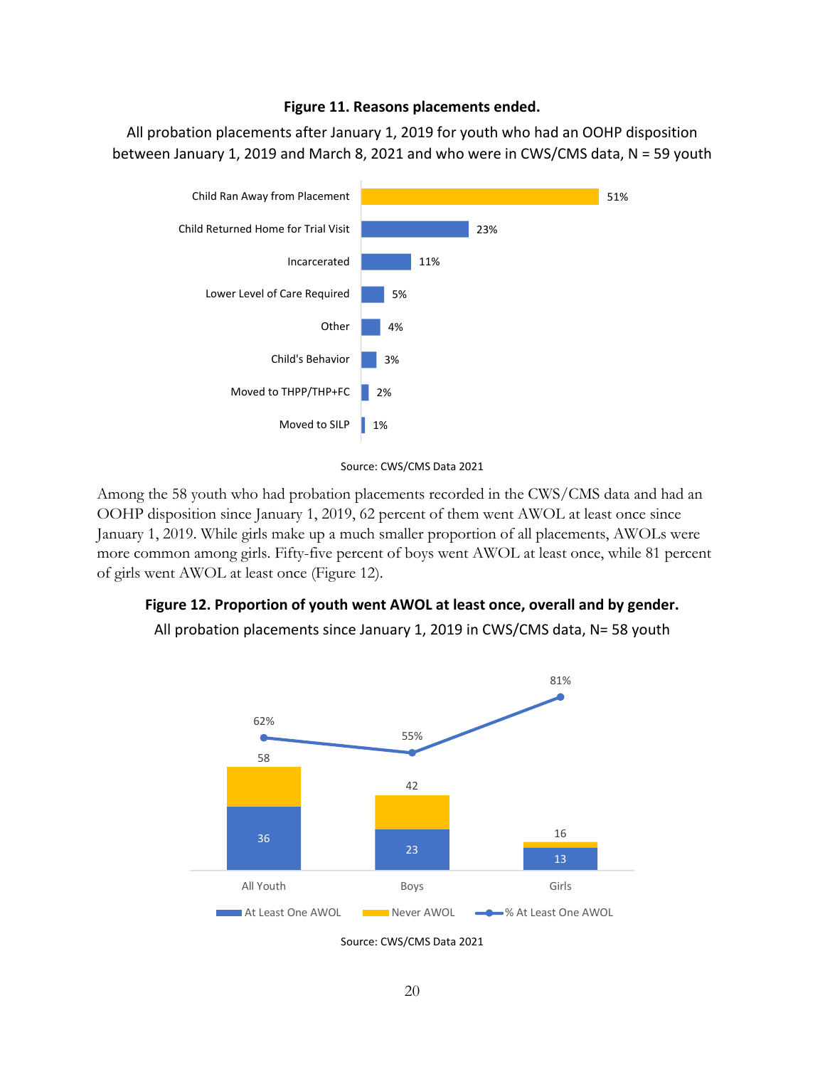**Figure 11. Reasons placements ended.**

All probation placements after January 1, 2019 for youth who had an OOHP disposition between January 1, 2019 and March 8, 2021 and who were in CWS/CMS data, N = 59 youth

| Reason | Percent |
|---|---|
| Child Ran Away from Placement | 51% |
| Child Returned Home for Trial Visit | 23% |
| Incarcerated | 11% |
| Lower Level of Care Required | 5% |
| Other | 4% |
| Child's Behavior | 3% |
| Moved to THPP/THP+FC | 2% |
| Moved to SILP | 1% |

Source: CWS/CMS Data 2021

Among the 58 youth who had probation placements recorded in the CWS/CMS data and had an OOHP disposition since January 1, 2019, 62 percent of them went AWOL at least once since January 1, 2019. While girls make up a much smaller proportion of all placements, AWOLs were more common among girls. Fifty-five percent of boys went AWOL at least once, while 81 percent of girls went AWOL at least once (Figure 12).

**Figure 12. Proportion of youth went AWOL at least once, overall and by gender.**

All probation placements since January 1, 2019 in CWS/CMS data, N= 58 youth

| | All Youth | Boys | Girls |
|---|---|---|---|
| At Least One AWOL | 36 | 23 | 13 |
| Total | 58 | 42 | 16 |
| % At Least One AWOL | 62% | 55% | 81% |

Source: CWS/CMS Data 2021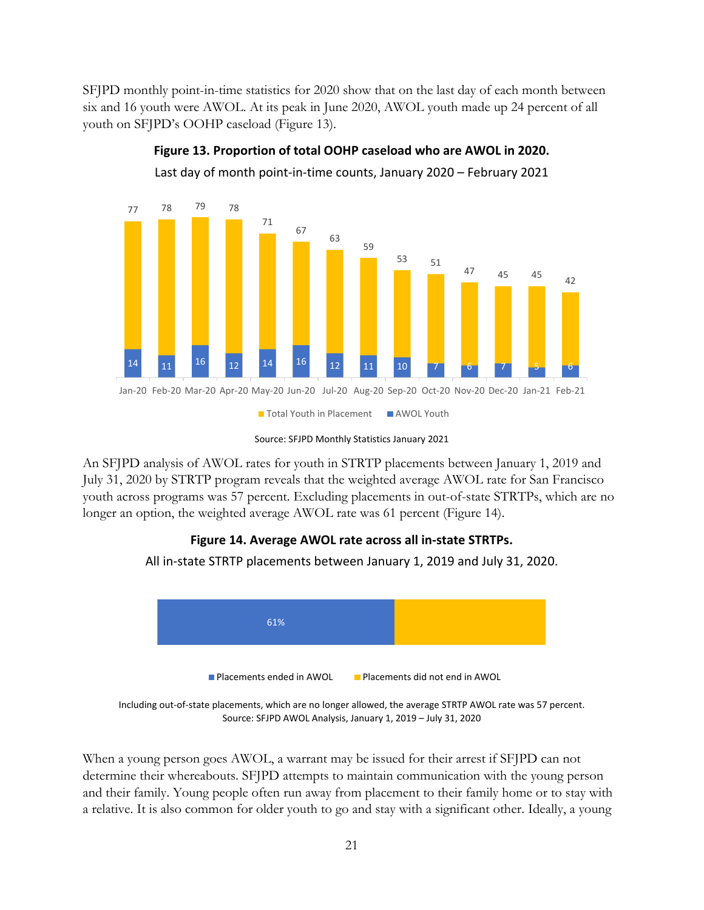SFJPD monthly point-in-time statistics for 2020 show that on the last day of each month between six and 16 youth were AWOL. At its peak in June 2020, AWOL youth made up 24 percent of all youth on SFJPD's OOHP caseload (Figure 13).

**Figure 13. Proportion of total OOHP caseload who are AWOL in 2020.**

Last day of month point-in-time counts, January 2020 – February 2021

| Month | Total Youth in Placement | AWOL Youth |
|---|---|---|
| Jan-20 | 77 | 14 |
| Feb-20 | 78 | 11 |
| Mar-20 | 79 | 16 |
| Apr-20 | 78 | 12 |
| May-20 | 71 | 14 |
| Jun-20 | 67 | 16 |
| Jul-20 | 63 | 12 |
| Aug-20 | 59 | 11 |
| Sep-20 | 53 | 10 |
| Oct-20 | 51 | 7 |
| Nov-20 | 47 | 6 |
| Dec-20 | 45 | 7 |
| Jan-21 | 45 | 5 |
| Feb-21 | 42 | 6 |

Source: SFJPD Monthly Statistics January 2021

An SFJPD analysis of AWOL rates for youth in STRTP placements between January 1, 2019 and July 31, 2020 by STRTP program reveals that the weighted average AWOL rate for San Francisco youth across programs was 57 percent. Excluding placements in out-of-state STRTPs, which are no longer an option, the weighted average AWOL rate was 61 percent (Figure 14).

**Figure 14. Average AWOL rate across all in-state STRTPs.**

All in-state STRTP placements between January 1, 2019 and July 31, 2020.

| Placements ended in AWOL | Placements did not end in AWOL |
|---|---|
| 61% | |

Including out-of-state placements, which are no longer allowed, the average STRTP AWOL rate was 57 percent.
Source: SFJPD AWOL Analysis, January 1, 2019 – July 31, 2020

When a young person goes AWOL, a warrant may be issued for their arrest if SFJPD can not determine their whereabouts. SFJPD attempts to maintain communication with the young person and their family. Young people often run away from placement to their family home or to stay with a relative. It is also common for older youth to go and stay with a significant other. Ideally, a young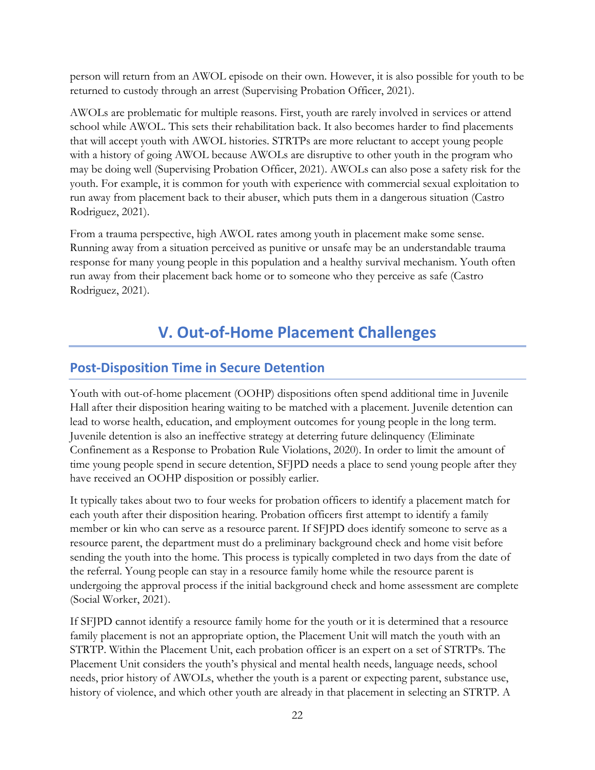person will return from an AWOL episode on their own. However, it is also possible for youth to be returned to custody through an arrest (Supervising Probation Officer, 2021).

AWOLs are problematic for multiple reasons. First, youth are rarely involved in services or attend school while AWOL. This sets their rehabilitation back. It also becomes harder to find placements that will accept youth with AWOL histories. STRTPs are more reluctant to accept young people with a history of going AWOL because AWOLs are disruptive to other youth in the program who may be doing well (Supervising Probation Officer, 2021). AWOLs can also pose a safety risk for the youth. For example, it is common for youth with experience with commercial sexual exploitation to run away from placement back to their abuser, which puts them in a dangerous situation (Castro Rodriguez, 2021).

From a trauma perspective, high AWOL rates among youth in placement make some sense. Running away from a situation perceived as punitive or unsafe may be an understandable trauma response for many young people in this population and a healthy survival mechanism. Youth often run away from their placement back home or to someone who they perceive as safe (Castro Rodriguez, 2021).

# V. Out-of-Home Placement Challenges

## Post-Disposition Time in Secure Detention

Youth with out-of-home placement (OOHP) dispositions often spend additional time in Juvenile Hall after their disposition hearing waiting to be matched with a placement. Juvenile detention can lead to worse health, education, and employment outcomes for young people in the long term. Juvenile detention is also an ineffective strategy at deterring future delinquency (Eliminate Confinement as a Response to Probation Rule Violations, 2020). In order to limit the amount of time young people spend in secure detention, SFJPD needs a place to send young people after they have received an OOHP disposition or possibly earlier.

It typically takes about two to four weeks for probation officers to identify a placement match for each youth after their disposition hearing. Probation officers first attempt to identify a family member or kin who can serve as a resource parent. If SFJPD does identify someone to serve as a resource parent, the department must do a preliminary background check and home visit before sending the youth into the home. This process is typically completed in two days from the date of the referral. Young people can stay in a resource family home while the resource parent is undergoing the approval process if the initial background check and home assessment are complete (Social Worker, 2021).

If SFJPD cannot identify a resource family home for the youth or it is determined that a resource family placement is not an appropriate option, the Placement Unit will match the youth with an STRTP. Within the Placement Unit, each probation officer is an expert on a set of STRTPs. The Placement Unit considers the youth's physical and mental health needs, language needs, school needs, prior history of AWOLs, whether the youth is a parent or expecting parent, substance use, history of violence, and which other youth are already in that placement in selecting an STRTP. A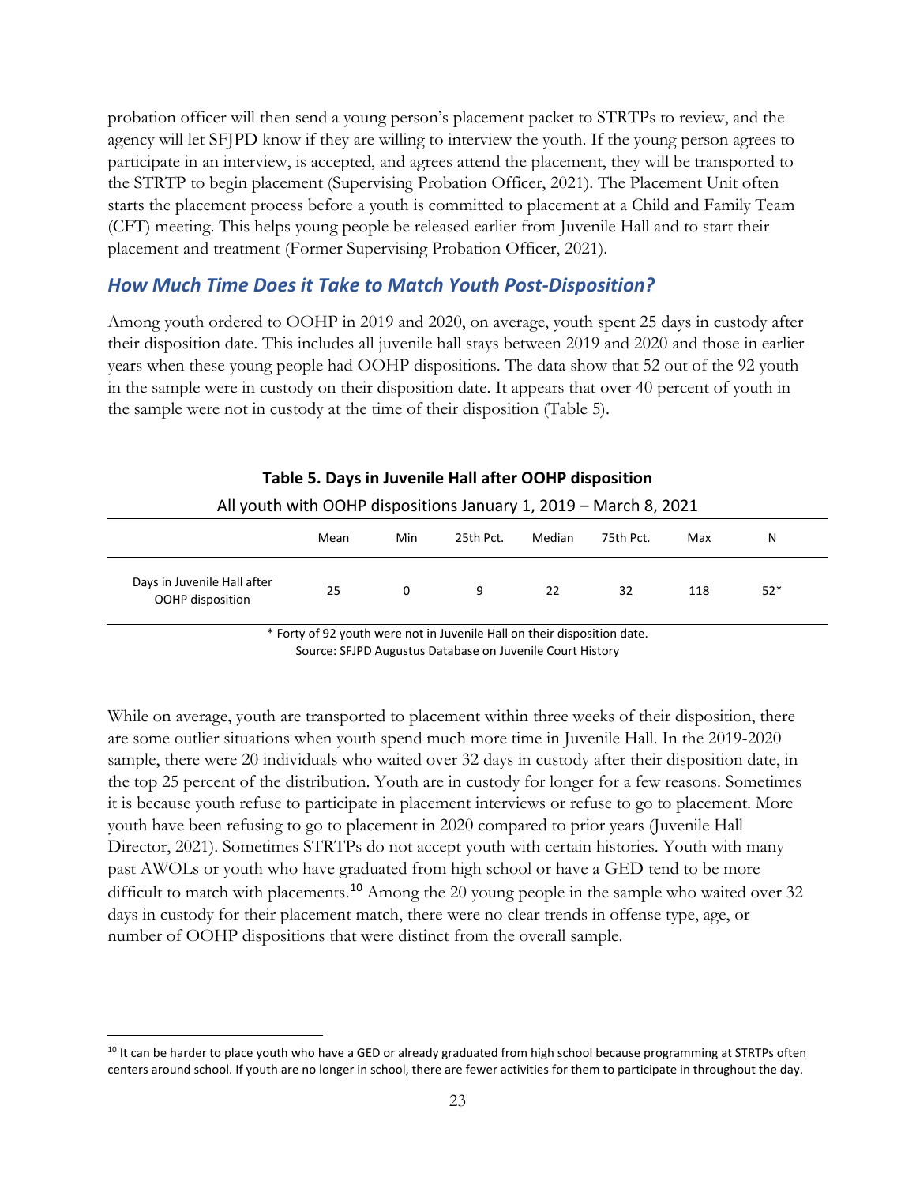probation officer will then send a young person's placement packet to STRTPs to review, and the agency will let SFJPD know if they are willing to interview the youth. If the young person agrees to participate in an interview, is accepted, and agrees attend the placement, they will be transported to the STRTP to begin placement (Supervising Probation Officer, 2021). The Placement Unit often starts the placement process before a youth is committed to placement at a Child and Family Team (CFT) meeting. This helps young people be released earlier from Juvenile Hall and to start their placement and treatment (Former Supervising Probation Officer, 2021).

## *How Much Time Does it Take to Match Youth Post-Disposition?*

Among youth ordered to OOHP in 2019 and 2020, on average, youth spent 25 days in custody after their disposition date. This includes all juvenile hall stays between 2019 and 2020 and those in earlier years when these young people had OOHP dispositions. The data show that 52 out of the 92 youth in the sample were in custody on their disposition date. It appears that over 40 percent of youth in the sample were not in custody at the time of their disposition (Table 5).

**Table 5. Days in Juvenile Hall after OOHP disposition**

All youth with OOHP dispositions January 1, 2019 – March 8, 2021

| | Mean | Min | 25th Pct. | Median | 75th Pct. | Max | N |
|---|---|---|---|---|---|---|---|
| Days in Juvenile Hall after OOHP disposition | 25 | 0 | 9 | 22 | 32 | 118 | 52* |

\* Forty of 92 youth were not in Juvenile Hall on their disposition date.
Source: SFJPD Augustus Database on Juvenile Court History

While on average, youth are transported to placement within three weeks of their disposition, there are some outlier situations when youth spend much more time in Juvenile Hall. In the 2019-2020 sample, there were 20 individuals who waited over 32 days in custody after their disposition date, in the top 25 percent of the distribution. Youth are in custody for longer for a few reasons. Sometimes it is because youth refuse to participate in placement interviews or refuse to go to placement. More youth have been refusing to go to placement in 2020 compared to prior years (Juvenile Hall Director, 2021). Sometimes STRTPs do not accept youth with certain histories. Youth with many past AWOLs or youth who have graduated from high school or have a GED tend to be more difficult to match with placements.[10] Among the 20 young people in the sample who waited over 32 days in custody for their placement match, there were no clear trends in offense type, age, or number of OOHP dispositions that were distinct from the overall sample.

[10] It can be harder to place youth who have a GED or already graduated from high school because programming at STRTPs often centers around school. If youth are no longer in school, there are fewer activities for them to participate in throughout the day.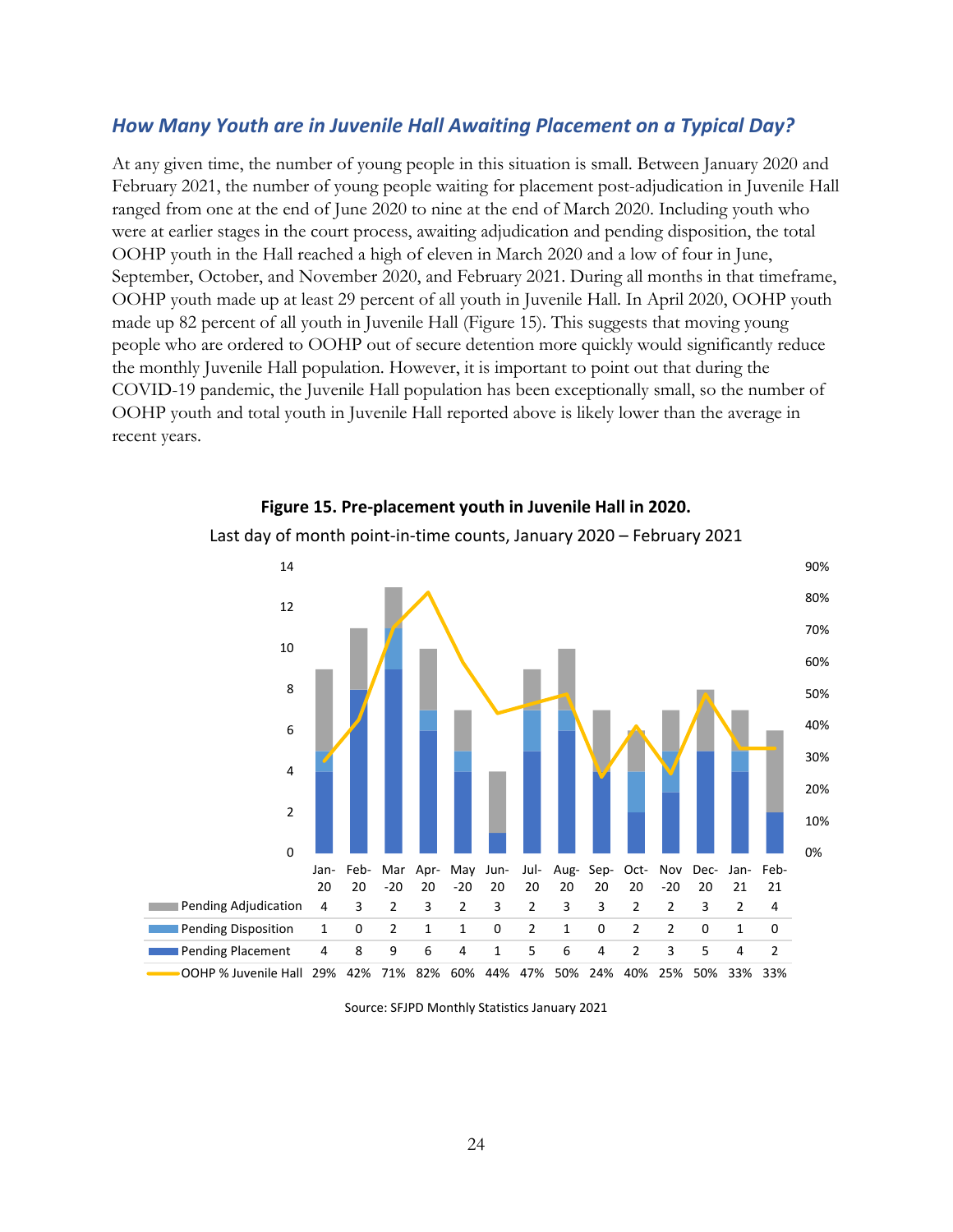### *How Many Youth are in Juvenile Hall Awaiting Placement on a Typical Day?*

At any given time, the number of young people in this situation is small. Between January 2020 and February 2021, the number of young people waiting for placement post-adjudication in Juvenile Hall ranged from one at the end of June 2020 to nine at the end of March 2020. Including youth who were at earlier stages in the court process, awaiting adjudication and pending disposition, the total OOHP youth in the Hall reached a high of eleven in March 2020 and a low of four in June, September, October, and November 2020, and February 2021. During all months in that timeframe, OOHP youth made up at least 29 percent of all youth in Juvenile Hall. In April 2020, OOHP youth made up 82 percent of all youth in Juvenile Hall (Figure 15). This suggests that moving young people who are ordered to OOHP out of secure detention more quickly would significantly reduce the monthly Juvenile Hall population. However, it is important to point out that during the COVID-19 pandemic, the Juvenile Hall population has been exceptionally small, so the number of OOHP youth and total youth in Juvenile Hall reported above is likely lower than the average in recent years.

**Figure 15. Pre-placement youth in Juvenile Hall in 2020.**

Last day of month point-in-time counts, January 2020 – February 2021

| | Jan-20 | Feb-20 | Mar-20 | Apr-20 | May-20 | Jun-20 | Jul-20 | Aug-20 | Sep-20 | Oct-20 | Nov-20 | Dec-20 | Jan-21 | Feb-21 |
|---|---|---|---|---|---|---|---|---|---|---|---|---|---|---|
| Pending Adjudication | 4 | 3 | 2 | 3 | 2 | 3 | 2 | 3 | 3 | 2 | 2 | 3 | 2 | 4 |
| Pending Disposition | 1 | 0 | 2 | 1 | 1 | 0 | 2 | 1 | 0 | 2 | 2 | 0 | 1 | 0 |
| Pending Placement | 4 | 8 | 9 | 6 | 4 | 1 | 5 | 6 | 4 | 2 | 3 | 5 | 4 | 2 |
| OOHP % Juvenile Hall | 29% | 42% | 71% | 82% | 60% | 44% | 47% | 50% | 24% | 40% | 25% | 50% | 33% | 33% |

Source: SFJPD Monthly Statistics January 2021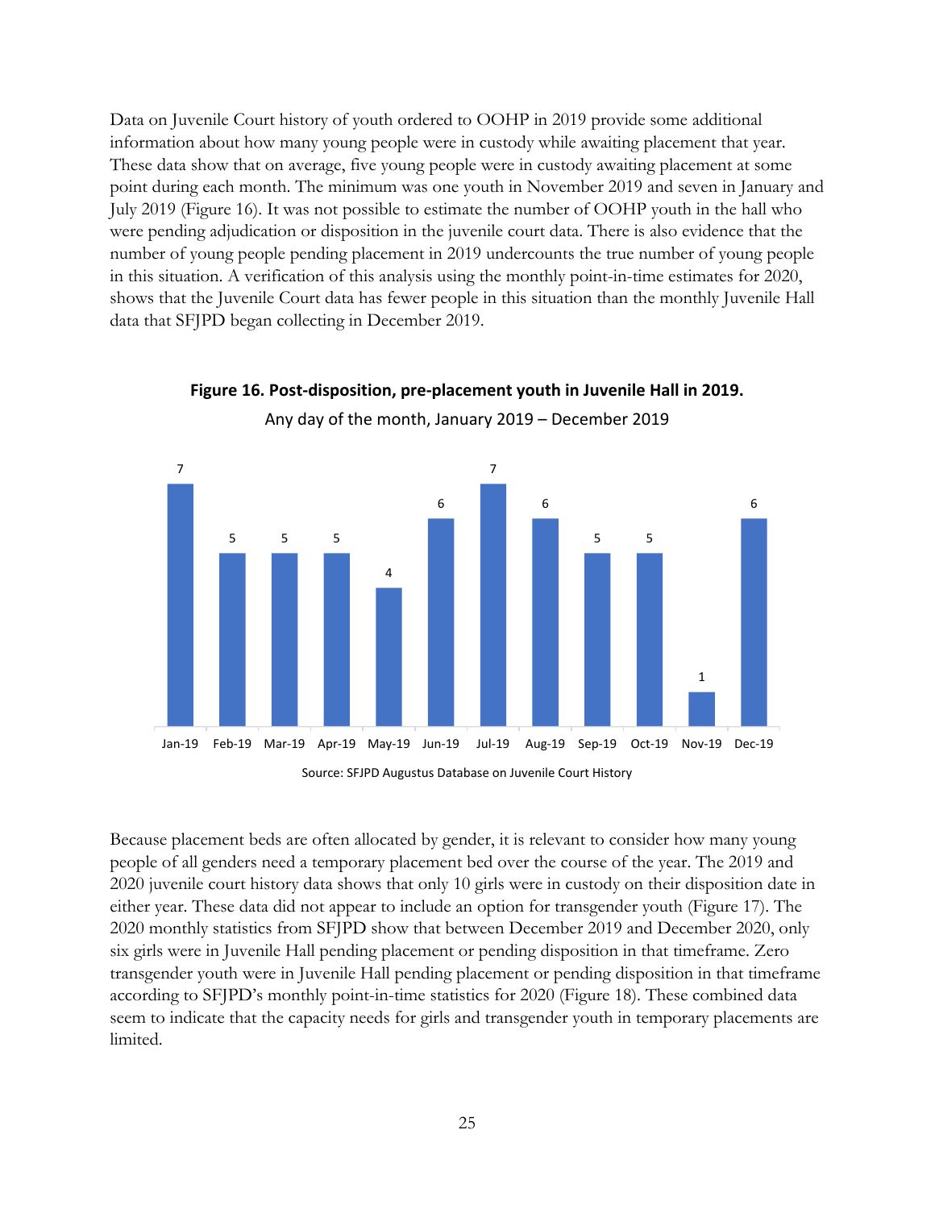Data on Juvenile Court history of youth ordered to OOHP in 2019 provide some additional information about how many young people were in custody while awaiting placement that year. These data show that on average, five young people were in custody awaiting placement at some point during each month. The minimum was one youth in November 2019 and seven in January and July 2019 (Figure 16). It was not possible to estimate the number of OOHP youth in the hall who were pending adjudication or disposition in the juvenile court data. There is also evidence that the number of young people pending placement in 2019 undercounts the true number of young people in this situation. A verification of this analysis using the monthly point-in-time estimates for 2020, shows that the Juvenile Court data has fewer people in this situation than the monthly Juvenile Hall data that SFJPD began collecting in December 2019.

**Figure 16. Post-disposition, pre-placement youth in Juvenile Hall in 2019.**

Any day of the month, January 2019 – December 2019

| Month | Youth |
| --- | --- |
| Jan-19 | 7 |
| Feb-19 | 5 |
| Mar-19 | 5 |
| Apr-19 | 5 |
| May-19 | 4 |
| Jun-19 | 6 |
| Jul-19 | 7 |
| Aug-19 | 6 |
| Sep-19 | 5 |
| Oct-19 | 5 |
| Nov-19 | 1 |
| Dec-19 | 6 |

Source: SFJPD Augustus Database on Juvenile Court History

Because placement beds are often allocated by gender, it is relevant to consider how many young people of all genders need a temporary placement bed over the course of the year. The 2019 and 2020 juvenile court history data shows that only 10 girls were in custody on their disposition date in either year. These data did not appear to include an option for transgender youth (Figure 17). The 2020 monthly statistics from SFJPD show that between December 2019 and December 2020, only six girls were in Juvenile Hall pending placement or pending disposition in that timeframe. Zero transgender youth were in Juvenile Hall pending placement or pending disposition in that timeframe according to SFJPD's monthly point-in-time statistics for 2020 (Figure 18). These combined data seem to indicate that the capacity needs for girls and transgender youth in temporary placements are limited.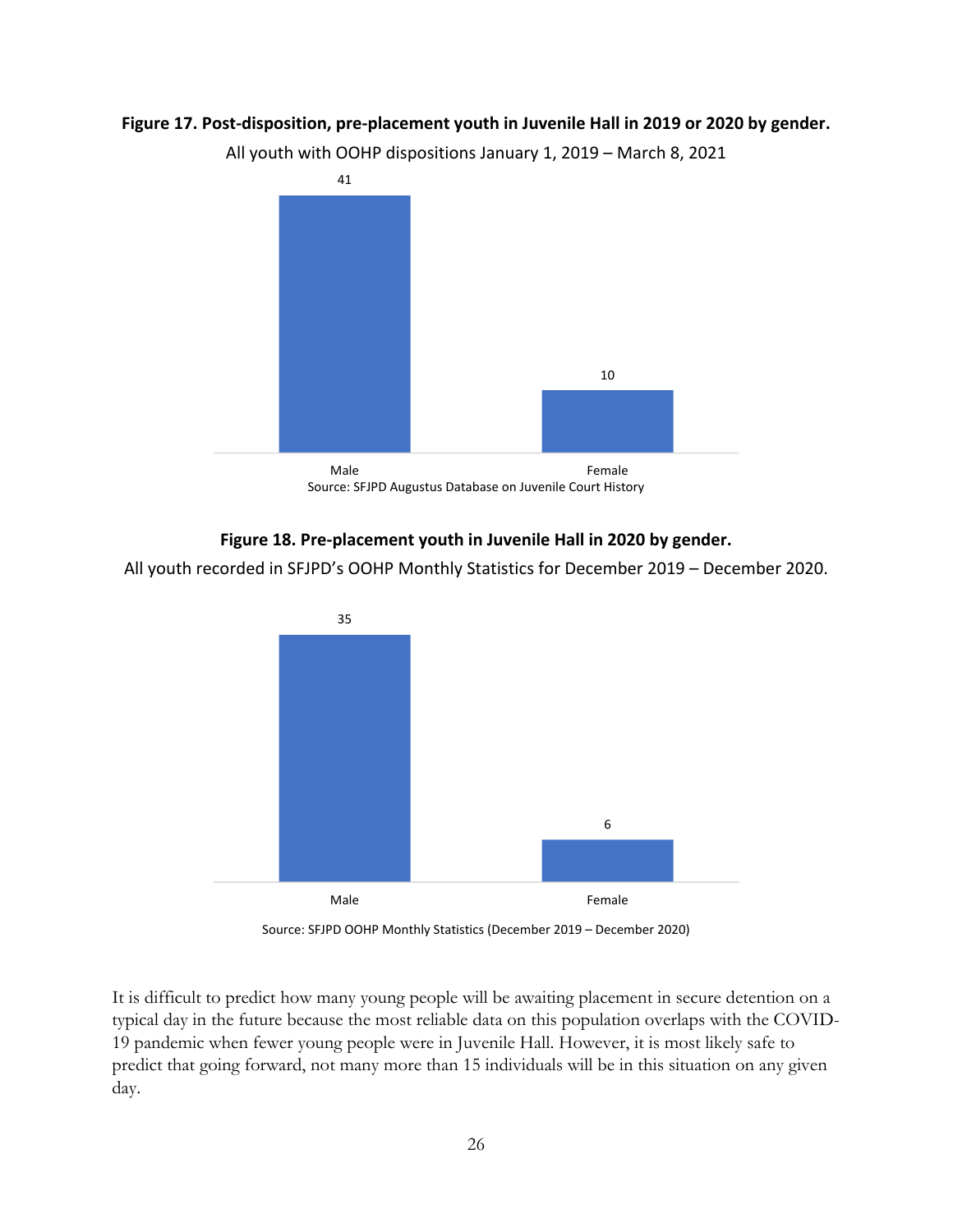**Figure 17. Post-disposition, pre-placement youth in Juvenile Hall in 2019 or 2020 by gender.**

All youth with OOHP dispositions January 1, 2019 – March 8, 2021

| Gender | Count |
| --- | --- |
| Male | 41 |
| Female | 10 |

Source: SFJPD Augustus Database on Juvenile Court History

**Figure 18. Pre-placement youth in Juvenile Hall in 2020 by gender.**

All youth recorded in SFJPD's OOHP Monthly Statistics for December 2019 – December 2020.

| Gender | Count |
| --- | --- |
| Male | 35 |
| Female | 6 |

Source: SFJPD OOHP Monthly Statistics (December 2019 – December 2020)

It is difficult to predict how many young people will be awaiting placement in secure detention on a typical day in the future because the most reliable data on this population overlaps with the COVID-19 pandemic when fewer young people were in Juvenile Hall. However, it is most likely safe to predict that going forward, not many more than 15 individuals will be in this situation on any given day.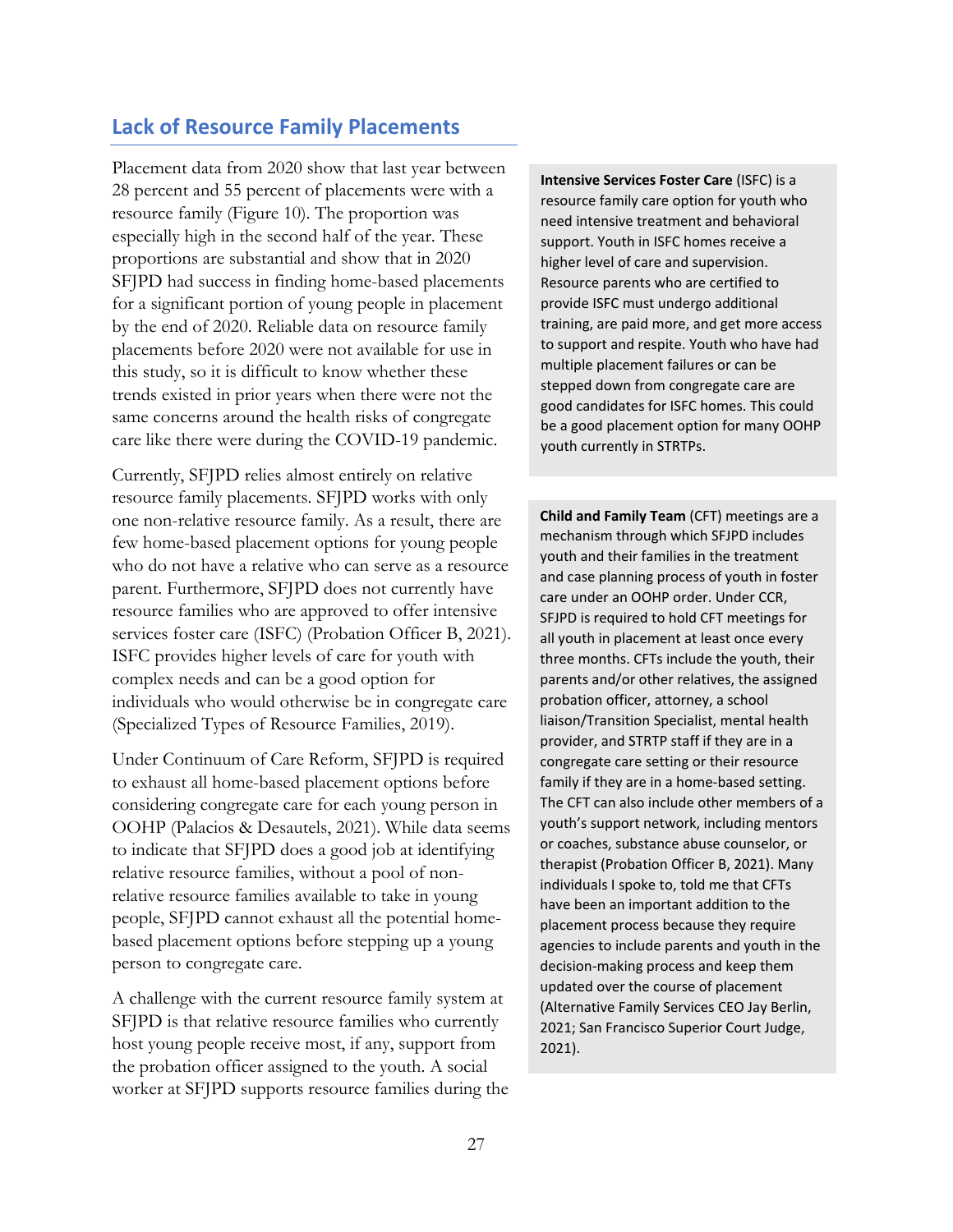## Lack of Resource Family Placements

Placement data from 2020 show that last year between 28 percent and 55 percent of placements were with a resource family (Figure 10). The proportion was especially high in the second half of the year. These proportions are substantial and show that in 2020 SFJPD had success in finding home-based placements for a significant portion of young people in placement by the end of 2020. Reliable data on resource family placements before 2020 were not available for use in this study, so it is difficult to know whether these trends existed in prior years when there were not the same concerns around the health risks of congregate care like there were during the COVID-19 pandemic.

Currently, SFJPD relies almost entirely on relative resource family placements. SFJPD works with only one non-relative resource family. As a result, there are few home-based placement options for young people who do not have a relative who can serve as a resource parent. Furthermore, SFJPD does not currently have resource families who are approved to offer intensive services foster care (ISFC) (Probation Officer B, 2021). ISFC provides higher levels of care for youth with complex needs and can be a good option for individuals who would otherwise be in congregate care (Specialized Types of Resource Families, 2019).

Under Continuum of Care Reform, SFJPD is required to exhaust all home-based placement options before considering congregate care for each young person in OOHP (Palacios & Desautels, 2021). While data seems to indicate that SFJPD does a good job at identifying relative resource families, without a pool of non-relative resource families available to take in young people, SFJPD cannot exhaust all the potential home-based placement options before stepping up a young person to congregate care.

A challenge with the current resource family system at SFJPD is that relative resource families who currently host young people receive most, if any, support from the probation officer assigned to the youth. A social worker at SFJPD supports resource families during the

**Intensive Services Foster Care** (ISFC) is a resource family care option for youth who need intensive treatment and behavioral support. Youth in ISFC homes receive a higher level of care and supervision. Resource parents who are certified to provide ISFC must undergo additional training, are paid more, and get more access to support and respite. Youth who have had multiple placement failures or can be stepped down from congregate care are good candidates for ISFC homes. This could be a good placement option for many OOHP youth currently in STRTPs.

**Child and Family Team** (CFT) meetings are a mechanism through which SFJPD includes youth and their families in the treatment and case planning process of youth in foster care under an OOHP order. Under CCR, SFJPD is required to hold CFT meetings for all youth in placement at least once every three months. CFTs include the youth, their parents and/or other relatives, the assigned probation officer, attorney, a school liaison/Transition Specialist, mental health provider, and STRTP staff if they are in a congregate care setting or their resource family if they are in a home-based setting. The CFT can also include other members of a youth's support network, including mentors or coaches, substance abuse counselor, or therapist (Probation Officer B, 2021). Many individuals I spoke to, told me that CFTs have been an important addition to the placement process because they require agencies to include parents and youth in the decision-making process and keep them updated over the course of placement (Alternative Family Services CEO Jay Berlin, 2021; San Francisco Superior Court Judge, 2021).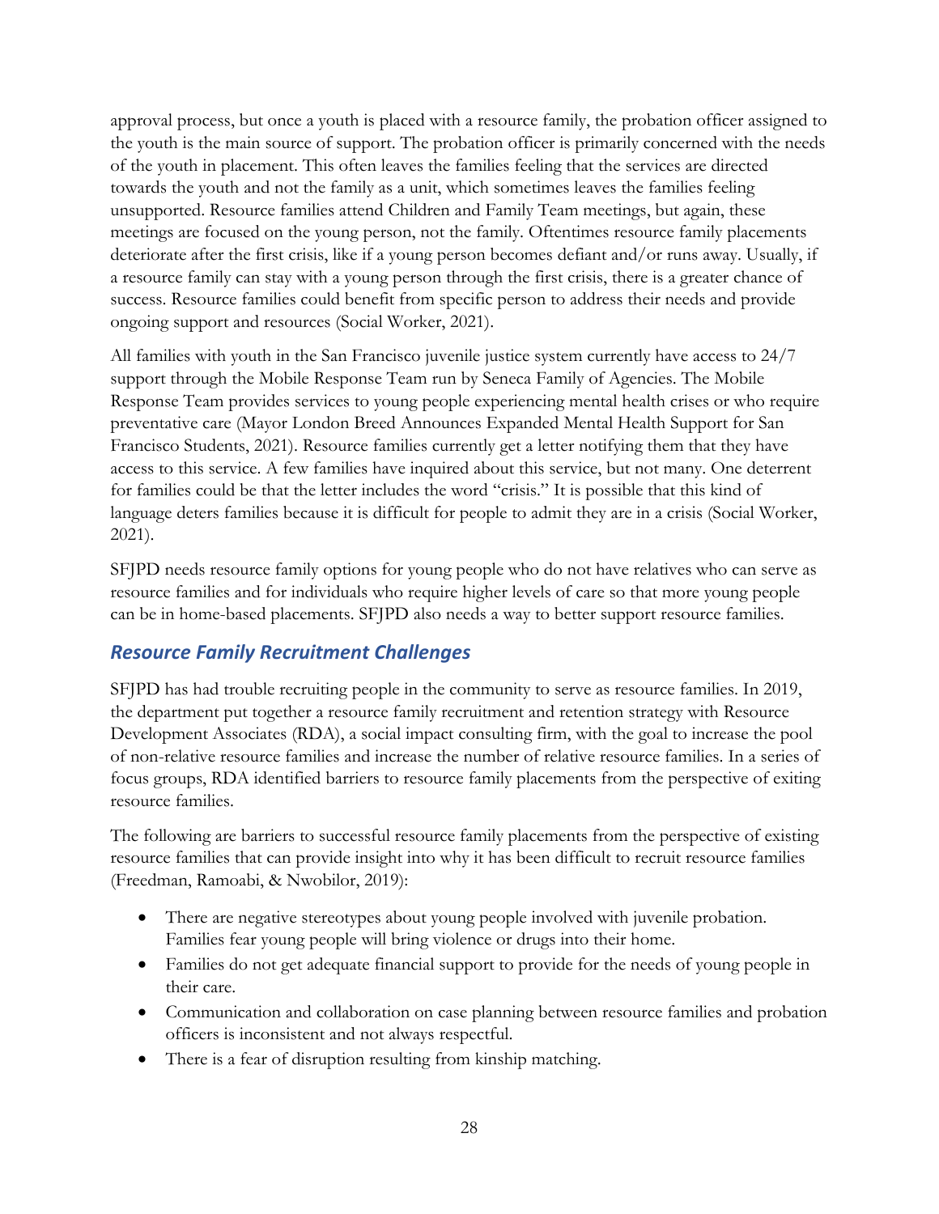approval process, but once a youth is placed with a resource family, the probation officer assigned to the youth is the main source of support. The probation officer is primarily concerned with the needs of the youth in placement. This often leaves the families feeling that the services are directed towards the youth and not the family as a unit, which sometimes leaves the families feeling unsupported. Resource families attend Children and Family Team meetings, but again, these meetings are focused on the young person, not the family. Oftentimes resource family placements deteriorate after the first crisis, like if a young person becomes defiant and/or runs away. Usually, if a resource family can stay with a young person through the first crisis, there is a greater chance of success. Resource families could benefit from specific person to address their needs and provide ongoing support and resources (Social Worker, 2021).

All families with youth in the San Francisco juvenile justice system currently have access to 24/7 support through the Mobile Response Team run by Seneca Family of Agencies. The Mobile Response Team provides services to young people experiencing mental health crises or who require preventative care (Mayor London Breed Announces Expanded Mental Health Support for San Francisco Students, 2021). Resource families currently get a letter notifying them that they have access to this service. A few families have inquired about this service, but not many. One deterrent for families could be that the letter includes the word "crisis." It is possible that this kind of language deters families because it is difficult for people to admit they are in a crisis (Social Worker, 2021).

SFJPD needs resource family options for young people who do not have relatives who can serve as resource families and for individuals who require higher levels of care so that more young people can be in home-based placements. SFJPD also needs a way to better support resource families.

## *Resource Family Recruitment Challenges*

SFJPD has had trouble recruiting people in the community to serve as resource families. In 2019, the department put together a resource family recruitment and retention strategy with Resource Development Associates (RDA), a social impact consulting firm, with the goal to increase the pool of non-relative resource families and increase the number of relative resource families. In a series of focus groups, RDA identified barriers to resource family placements from the perspective of exiting resource families.

The following are barriers to successful resource family placements from the perspective of existing resource families that can provide insight into why it has been difficult to recruit resource families (Freedman, Ramoabi, & Nwobilor, 2019):

- There are negative stereotypes about young people involved with juvenile probation. Families fear young people will bring violence or drugs into their home.
- Families do not get adequate financial support to provide for the needs of young people in their care.
- Communication and collaboration on case planning between resource families and probation officers is inconsistent and not always respectful.
- There is a fear of disruption resulting from kinship matching.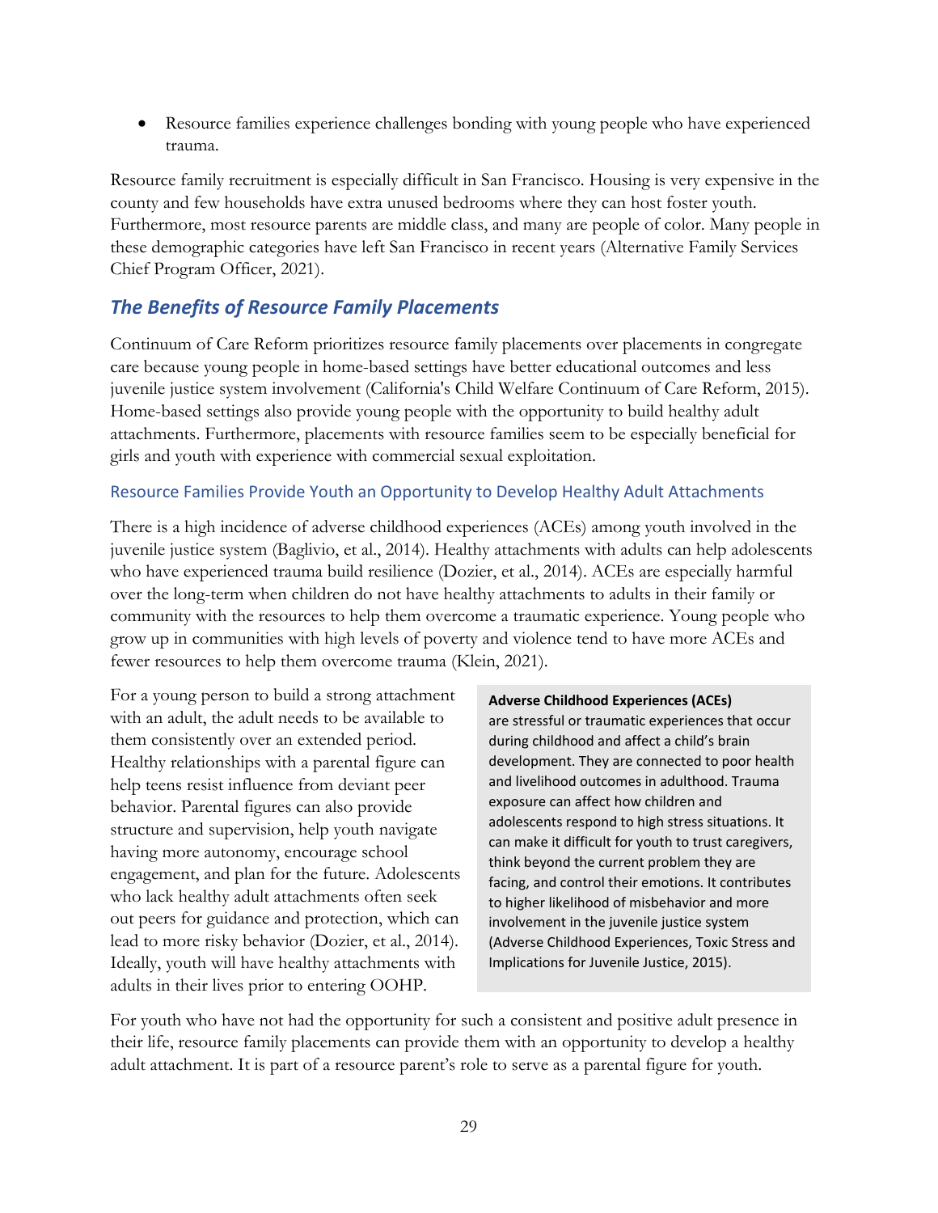- Resource families experience challenges bonding with young people who have experienced trauma.

Resource family recruitment is especially difficult in San Francisco. Housing is very expensive in the county and few households have extra unused bedrooms where they can host foster youth. Furthermore, most resource parents are middle class, and many are people of color. Many people in these demographic categories have left San Francisco in recent years (Alternative Family Services Chief Program Officer, 2021).

## *The Benefits of Resource Family Placements*

Continuum of Care Reform prioritizes resource family placements over placements in congregate care because young people in home-based settings have better educational outcomes and less juvenile justice system involvement (California's Child Welfare Continuum of Care Reform, 2015). Home-based settings also provide young people with the opportunity to build healthy adult attachments. Furthermore, placements with resource families seem to be especially beneficial for girls and youth with experience with commercial sexual exploitation.

### Resource Families Provide Youth an Opportunity to Develop Healthy Adult Attachments

There is a high incidence of adverse childhood experiences (ACEs) among youth involved in the juvenile justice system (Baglivio, et al., 2014). Healthy attachments with adults can help adolescents who have experienced trauma build resilience (Dozier, et al., 2014). ACEs are especially harmful over the long-term when children do not have healthy attachments to adults in their family or community with the resources to help them overcome a traumatic experience. Young people who grow up in communities with high levels of poverty and violence tend to have more ACEs and fewer resources to help them overcome trauma (Klein, 2021).

For a young person to build a strong attachment with an adult, the adult needs to be available to them consistently over an extended period. Healthy relationships with a parental figure can help teens resist influence from deviant peer behavior. Parental figures can also provide structure and supervision, help youth navigate having more autonomy, encourage school engagement, and plan for the future. Adolescents who lack healthy adult attachments often seek out peers for guidance and protection, which can lead to more risky behavior (Dozier, et al., 2014). Ideally, youth will have healthy attachments with adults in their lives prior to entering OOHP.

> **Adverse Childhood Experiences (ACEs)** are stressful or traumatic experiences that occur during childhood and affect a child's brain development. They are connected to poor health and livelihood outcomes in adulthood. Trauma exposure can affect how children and adolescents respond to high stress situations. It can make it difficult for youth to trust caregivers, think beyond the current problem they are facing, and control their emotions. It contributes to higher likelihood of misbehavior and more involvement in the juvenile justice system (Adverse Childhood Experiences, Toxic Stress and Implications for Juvenile Justice, 2015).

For youth who have not had the opportunity for such a consistent and positive adult presence in their life, resource family placements can provide them with an opportunity to develop a healthy adult attachment. It is part of a resource parent's role to serve as a parental figure for youth.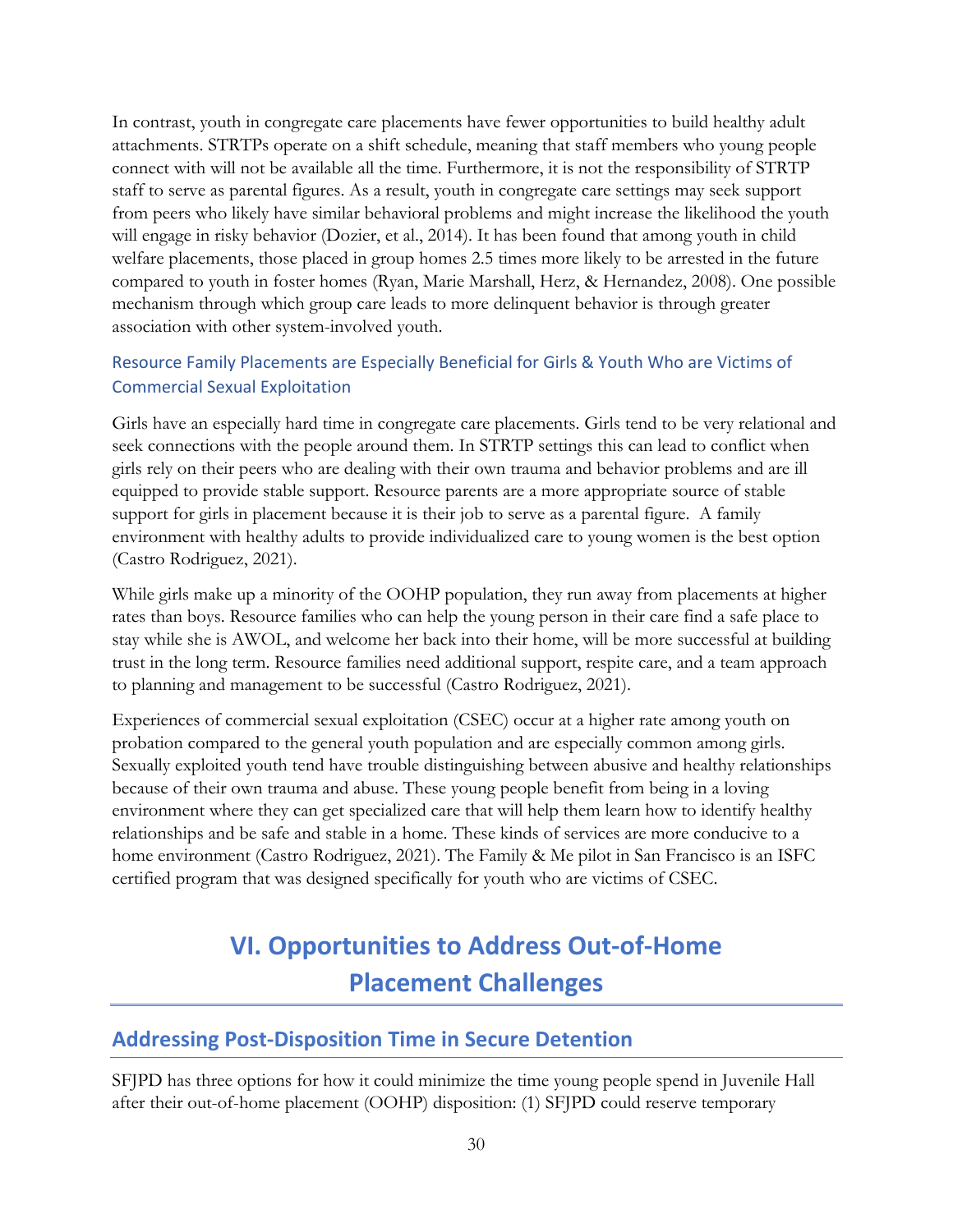In contrast, youth in congregate care placements have fewer opportunities to build healthy adult attachments. STRTPs operate on a shift schedule, meaning that staff members who young people connect with will not be available all the time. Furthermore, it is not the responsibility of STRTP staff to serve as parental figures. As a result, youth in congregate care settings may seek support from peers who likely have similar behavioral problems and might increase the likelihood the youth will engage in risky behavior (Dozier, et al., 2014). It has been found that among youth in child welfare placements, those placed in group homes 2.5 times more likely to be arrested in the future compared to youth in foster homes (Ryan, Marie Marshall, Herz, & Hernandez, 2008). One possible mechanism through which group care leads to more delinquent behavior is through greater association with other system-involved youth.

### Resource Family Placements are Especially Beneficial for Girls & Youth Who are Victims of Commercial Sexual Exploitation

Girls have an especially hard time in congregate care placements. Girls tend to be very relational and seek connections with the people around them. In STRTP settings this can lead to conflict when girls rely on their peers who are dealing with their own trauma and behavior problems and are ill equipped to provide stable support. Resource parents are a more appropriate source of stable support for girls in placement because it is their job to serve as a parental figure. A family environment with healthy adults to provide individualized care to young women is the best option (Castro Rodriguez, 2021).

While girls make up a minority of the OOHP population, they run away from placements at higher rates than boys. Resource families who can help the young person in their care find a safe place to stay while she is AWOL, and welcome her back into their home, will be more successful at building trust in the long term. Resource families need additional support, respite care, and a team approach to planning and management to be successful (Castro Rodriguez, 2021).

Experiences of commercial sexual exploitation (CSEC) occur at a higher rate among youth on probation compared to the general youth population and are especially common among girls. Sexually exploited youth tend have trouble distinguishing between abusive and healthy relationships because of their own trauma and abuse. These young people benefit from being in a loving environment where they can get specialized care that will help them learn how to identify healthy relationships and be safe and stable in a home. These kinds of services are more conducive to a home environment (Castro Rodriguez, 2021). The Family & Me pilot in San Francisco is an ISFC certified program that was designed specifically for youth who are victims of CSEC.

# VI. Opportunities to Address Out-of-Home Placement Challenges

## Addressing Post-Disposition Time in Secure Detention

SFJPD has three options for how it could minimize the time young people spend in Juvenile Hall after their out-of-home placement (OOHP) disposition: (1) SFJPD could reserve temporary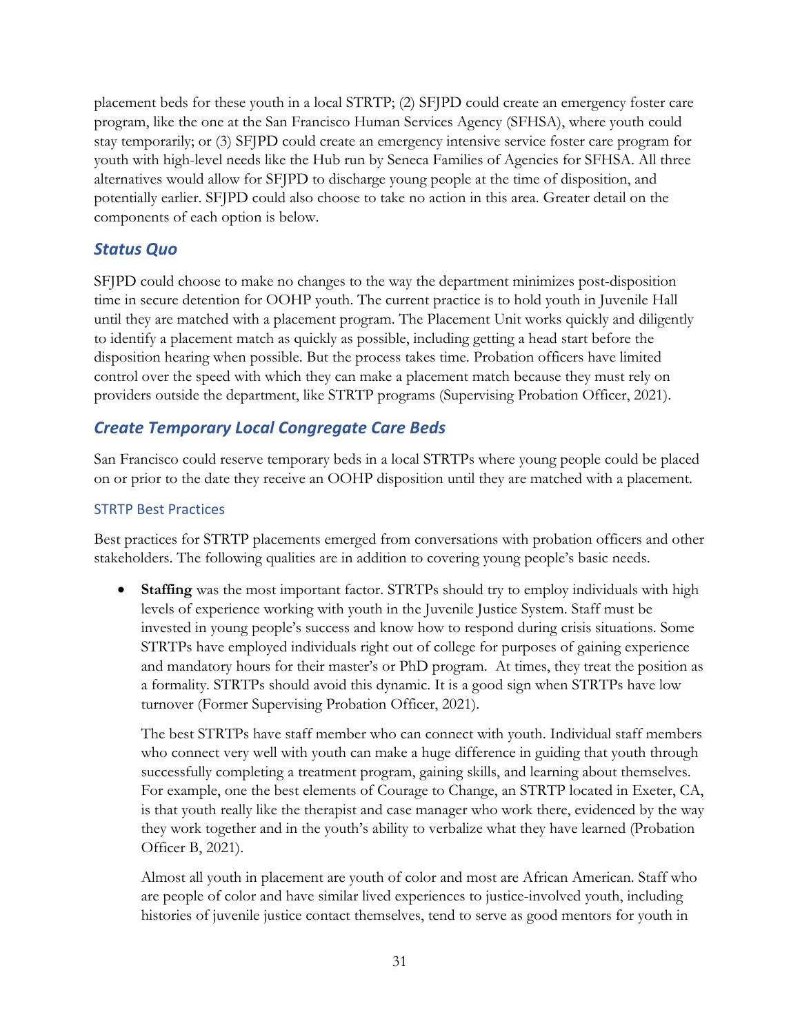placement beds for these youth in a local STRTP; (2) SFJPD could create an emergency foster care program, like the one at the San Francisco Human Services Agency (SFHSA), where youth could stay temporarily; or (3) SFJPD could create an emergency intensive service foster care program for youth with high-level needs like the Hub run by Seneca Families of Agencies for SFHSA. All three alternatives would allow for SFJPD to discharge young people at the time of disposition, and potentially earlier. SFJPD could also choose to take no action in this area. Greater detail on the components of each option is below.

## *Status Quo*

SFJPD could choose to make no changes to the way the department minimizes post-disposition time in secure detention for OOHP youth. The current practice is to hold youth in Juvenile Hall until they are matched with a placement program. The Placement Unit works quickly and diligently to identify a placement match as quickly as possible, including getting a head start before the disposition hearing when possible. But the process takes time. Probation officers have limited control over the speed with which they can make a placement match because they must rely on providers outside the department, like STRTP programs (Supervising Probation Officer, 2021).

## *Create Temporary Local Congregate Care Beds*

San Francisco could reserve temporary beds in a local STRTPs where young people could be placed on or prior to the date they receive an OOHP disposition until they are matched with a placement.

### STRTP Best Practices

Best practices for STRTP placements emerged from conversations with probation officers and other stakeholders. The following qualities are in addition to covering young people's basic needs.

- **Staffing** was the most important factor. STRTPs should try to employ individuals with high levels of experience working with youth in the Juvenile Justice System. Staff must be invested in young people's success and know how to respond during crisis situations. Some STRTPs have employed individuals right out of college for purposes of gaining experience and mandatory hours for their master's or PhD program. At times, they treat the position as a formality. STRTPs should avoid this dynamic. It is a good sign when STRTPs have low turnover (Former Supervising Probation Officer, 2021).

  The best STRTPs have staff member who can connect with youth. Individual staff members who connect very well with youth can make a huge difference in guiding that youth through successfully completing a treatment program, gaining skills, and learning about themselves. For example, one the best elements of Courage to Change, an STRTP located in Exeter, CA, is that youth really like the therapist and case manager who work there, evidenced by the way they work together and in the youth's ability to verbalize what they have learned (Probation Officer B, 2021).

  Almost all youth in placement are youth of color and most are African American. Staff who are people of color and have similar lived experiences to justice-involved youth, including histories of juvenile justice contact themselves, tend to serve as good mentors for youth in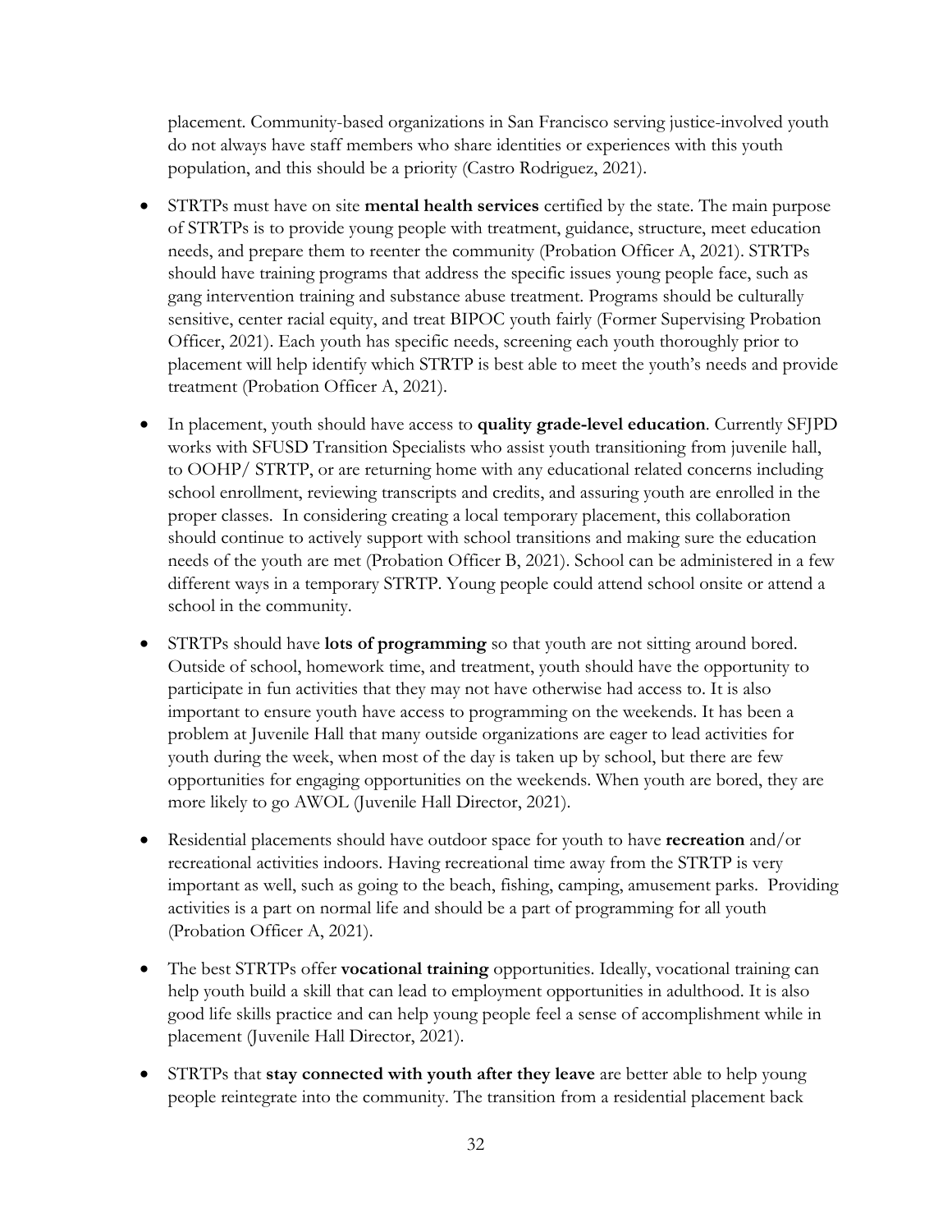placement. Community-based organizations in San Francisco serving justice-involved youth do not always have staff members who share identities or experiences with this youth population, and this should be a priority (Castro Rodriguez, 2021).

- STRTPs must have on site **mental health services** certified by the state. The main purpose of STRTPs is to provide young people with treatment, guidance, structure, meet education needs, and prepare them to reenter the community (Probation Officer A, 2021). STRTPs should have training programs that address the specific issues young people face, such as gang intervention training and substance abuse treatment. Programs should be culturally sensitive, center racial equity, and treat BIPOC youth fairly (Former Supervising Probation Officer, 2021). Each youth has specific needs, screening each youth thoroughly prior to placement will help identify which STRTP is best able to meet the youth's needs and provide treatment (Probation Officer A, 2021).

- In placement, youth should have access to **quality grade-level education**. Currently SFJPD works with SFUSD Transition Specialists who assist youth transitioning from juvenile hall, to OOHP/ STRTP, or are returning home with any educational related concerns including school enrollment, reviewing transcripts and credits, and assuring youth are enrolled in the proper classes. In considering creating a local temporary placement, this collaboration should continue to actively support with school transitions and making sure the education needs of the youth are met (Probation Officer B, 2021). School can be administered in a few different ways in a temporary STRTP. Young people could attend school onsite or attend a school in the community.

- STRTPs should have **lots of programming** so that youth are not sitting around bored. Outside of school, homework time, and treatment, youth should have the opportunity to participate in fun activities that they may not have otherwise had access to. It is also important to ensure youth have access to programming on the weekends. It has been a problem at Juvenile Hall that many outside organizations are eager to lead activities for youth during the week, when most of the day is taken up by school, but there are few opportunities for engaging opportunities on the weekends. When youth are bored, they are more likely to go AWOL (Juvenile Hall Director, 2021).

- Residential placements should have outdoor space for youth to have **recreation** and/or recreational activities indoors. Having recreational time away from the STRTP is very important as well, such as going to the beach, fishing, camping, amusement parks. Providing activities is a part on normal life and should be a part of programming for all youth (Probation Officer A, 2021).

- The best STRTPs offer **vocational training** opportunities. Ideally, vocational training can help youth build a skill that can lead to employment opportunities in adulthood. It is also good life skills practice and can help young people feel a sense of accomplishment while in placement (Juvenile Hall Director, 2021).

- STRTPs that **stay connected with youth after they leave** are better able to help young people reintegrate into the community. The transition from a residential placement back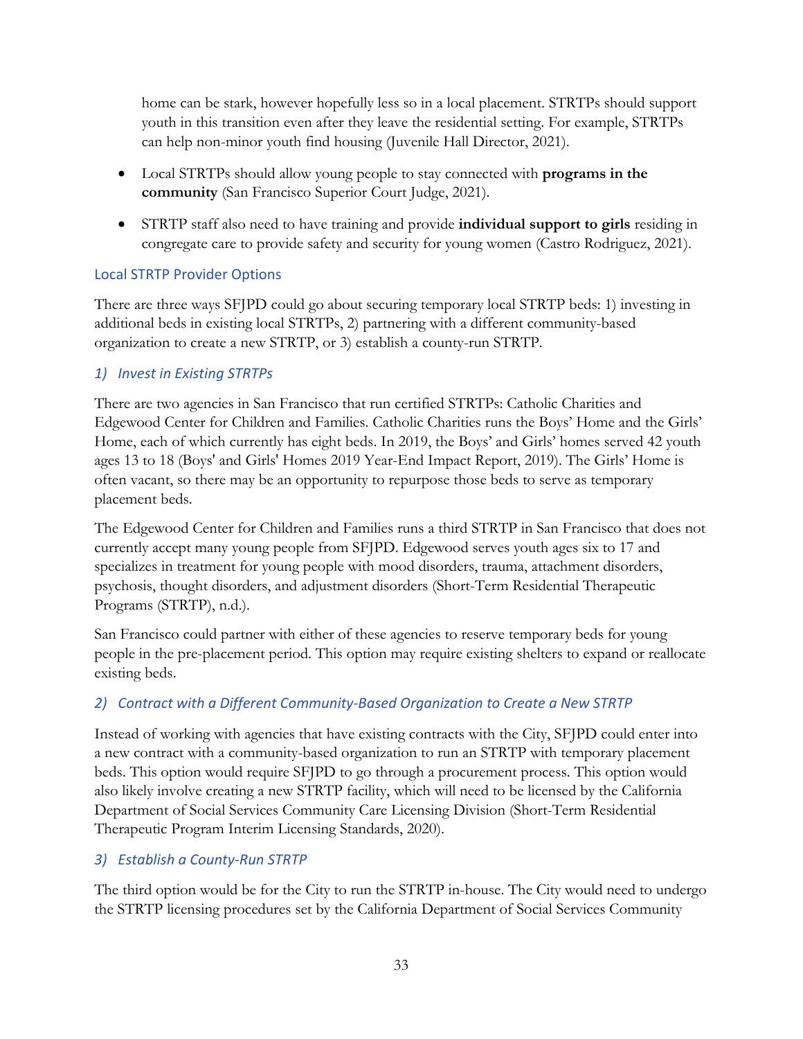home can be stark, however hopefully less so in a local placement. STRTPs should support youth in this transition even after they leave the residential setting. For example, STRTPs can help non-minor youth find housing (Juvenile Hall Director, 2021).

- Local STRTPs should allow young people to stay connected with **programs in the community** (San Francisco Superior Court Judge, 2021).
- STRTP staff also need to have training and provide **individual support to girls** residing in congregate care to provide safety and security for young women (Castro Rodriguez, 2021).

### Local STRTP Provider Options

There are three ways SFJPD could go about securing temporary local STRTP beds: 1) investing in additional beds in existing local STRTPs, 2) partnering with a different community-based organization to create a new STRTP, or 3) establish a county-run STRTP.

#### *1) Invest in Existing STRTPs*

There are two agencies in San Francisco that run certified STRTPs: Catholic Charities and Edgewood Center for Children and Families. Catholic Charities runs the Boys' Home and the Girls' Home, each of which currently has eight beds. In 2019, the Boys' and Girls' homes served 42 youth ages 13 to 18 (Boys' and Girls' Homes 2019 Year-End Impact Report, 2019). The Girls' Home is often vacant, so there may be an opportunity to repurpose those beds to serve as temporary placement beds.

The Edgewood Center for Children and Families runs a third STRTP in San Francisco that does not currently accept many young people from SFJPD. Edgewood serves youth ages six to 17 and specializes in treatment for young people with mood disorders, trauma, attachment disorders, psychosis, thought disorders, and adjustment disorders (Short-Term Residential Therapeutic Programs (STRTP), n.d.).

San Francisco could partner with either of these agencies to reserve temporary beds for young people in the pre-placement period. This option may require existing shelters to expand or reallocate existing beds.

#### *2) Contract with a Different Community-Based Organization to Create a New STRTP*

Instead of working with agencies that have existing contracts with the City, SFJPD could enter into a new contract with a community-based organization to run an STRTP with temporary placement beds. This option would require SFJPD to go through a procurement process. This option would also likely involve creating a new STRTP facility, which will need to be licensed by the California Department of Social Services Community Care Licensing Division (Short-Term Residential Therapeutic Program Interim Licensing Standards, 2020).

#### *3) Establish a County-Run STRTP*

The third option would be for the City to run the STRTP in-house. The City would need to undergo the STRTP licensing procedures set by the California Department of Social Services Community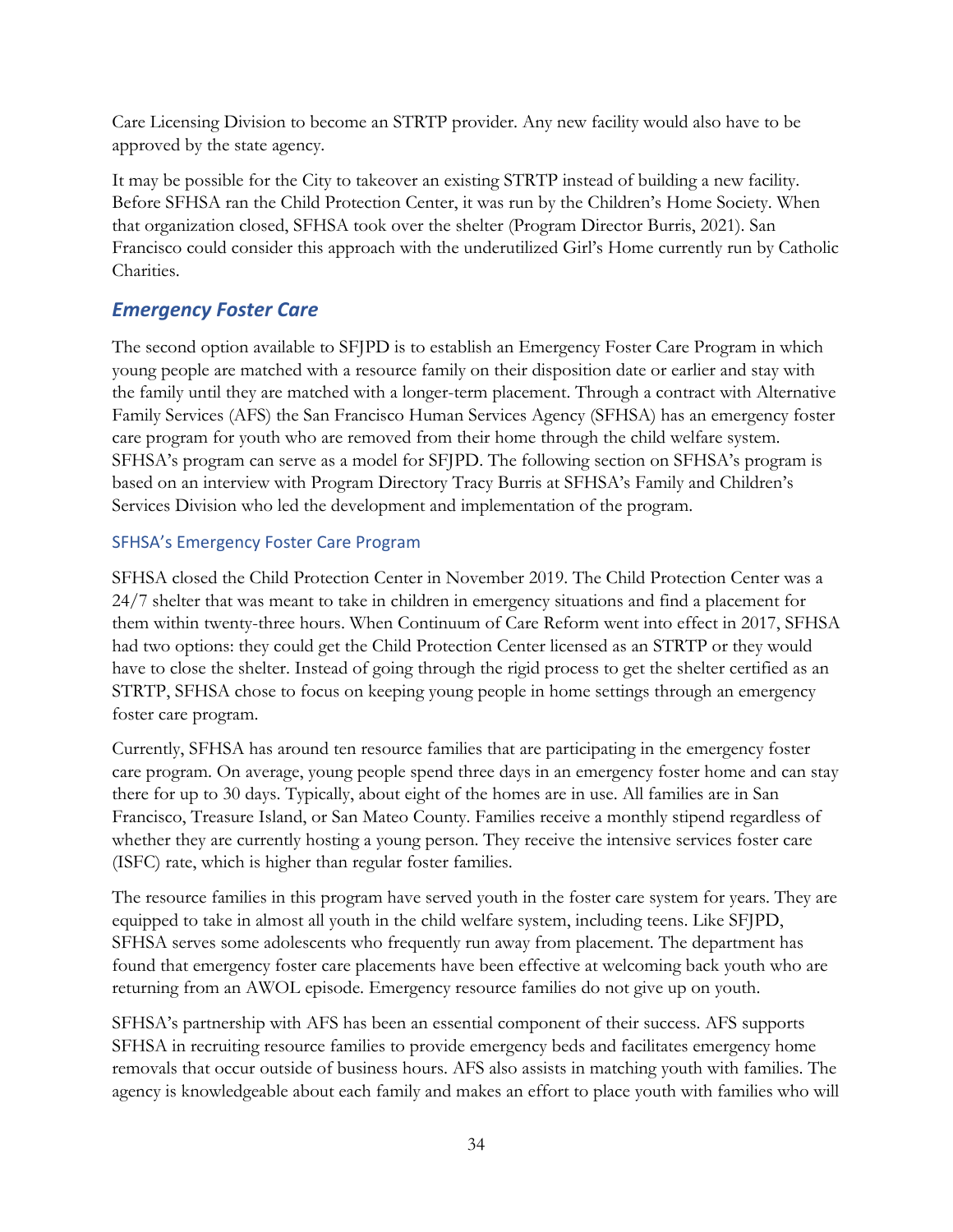Care Licensing Division to become an STRTP provider. Any new facility would also have to be approved by the state agency.

It may be possible for the City to takeover an existing STRTP instead of building a new facility. Before SFHSA ran the Child Protection Center, it was run by the Children's Home Society. When that organization closed, SFHSA took over the shelter (Program Director Burris, 2021). San Francisco could consider this approach with the underutilized Girl's Home currently run by Catholic Charities.

## *Emergency Foster Care*

The second option available to SFJPD is to establish an Emergency Foster Care Program in which young people are matched with a resource family on their disposition date or earlier and stay with the family until they are matched with a longer-term placement. Through a contract with Alternative Family Services (AFS) the San Francisco Human Services Agency (SFHSA) has an emergency foster care program for youth who are removed from their home through the child welfare system. SFHSA's program can serve as a model for SFJPD. The following section on SFHSA's program is based on an interview with Program Directory Tracy Burris at SFHSA's Family and Children's Services Division who led the development and implementation of the program.

### SFHSA's Emergency Foster Care Program

SFHSA closed the Child Protection Center in November 2019. The Child Protection Center was a 24/7 shelter that was meant to take in children in emergency situations and find a placement for them within twenty-three hours. When Continuum of Care Reform went into effect in 2017, SFHSA had two options: they could get the Child Protection Center licensed as an STRTP or they would have to close the shelter. Instead of going through the rigid process to get the shelter certified as an STRTP, SFHSA chose to focus on keeping young people in home settings through an emergency foster care program.

Currently, SFHSA has around ten resource families that are participating in the emergency foster care program. On average, young people spend three days in an emergency foster home and can stay there for up to 30 days. Typically, about eight of the homes are in use. All families are in San Francisco, Treasure Island, or San Mateo County. Families receive a monthly stipend regardless of whether they are currently hosting a young person. They receive the intensive services foster care (ISFC) rate, which is higher than regular foster families.

The resource families in this program have served youth in the foster care system for years. They are equipped to take in almost all youth in the child welfare system, including teens. Like SFJPD, SFHSA serves some adolescents who frequently run away from placement. The department has found that emergency foster care placements have been effective at welcoming back youth who are returning from an AWOL episode. Emergency resource families do not give up on youth.

SFHSA's partnership with AFS has been an essential component of their success. AFS supports SFHSA in recruiting resource families to provide emergency beds and facilitates emergency home removals that occur outside of business hours. AFS also assists in matching youth with families. The agency is knowledgeable about each family and makes an effort to place youth with families who will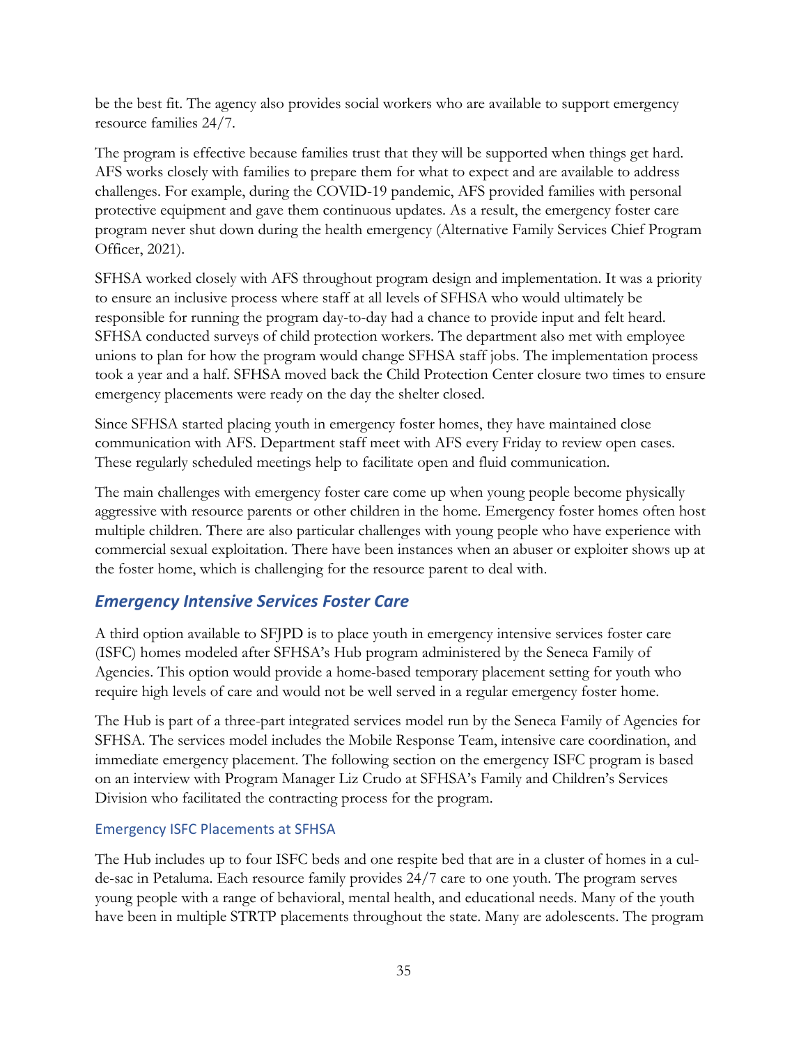be the best fit. The agency also provides social workers who are available to support emergency resource families 24/7.

The program is effective because families trust that they will be supported when things get hard. AFS works closely with families to prepare them for what to expect and are available to address challenges. For example, during the COVID-19 pandemic, AFS provided families with personal protective equipment and gave them continuous updates. As a result, the emergency foster care program never shut down during the health emergency (Alternative Family Services Chief Program Officer, 2021).

SFHSA worked closely with AFS throughout program design and implementation. It was a priority to ensure an inclusive process where staff at all levels of SFHSA who would ultimately be responsible for running the program day-to-day had a chance to provide input and felt heard. SFHSA conducted surveys of child protection workers. The department also met with employee unions to plan for how the program would change SFHSA staff jobs. The implementation process took a year and a half. SFHSA moved back the Child Protection Center closure two times to ensure emergency placements were ready on the day the shelter closed.

Since SFHSA started placing youth in emergency foster homes, they have maintained close communication with AFS. Department staff meet with AFS every Friday to review open cases. These regularly scheduled meetings help to facilitate open and fluid communication.

The main challenges with emergency foster care come up when young people become physically aggressive with resource parents or other children in the home. Emergency foster homes often host multiple children. There are also particular challenges with young people who have experience with commercial sexual exploitation. There have been instances when an abuser or exploiter shows up at the foster home, which is challenging for the resource parent to deal with.

## *Emergency Intensive Services Foster Care*

A third option available to SFJPD is to place youth in emergency intensive services foster care (ISFC) homes modeled after SFHSA's Hub program administered by the Seneca Family of Agencies. This option would provide a home-based temporary placement setting for youth who require high levels of care and would not be well served in a regular emergency foster home.

The Hub is part of a three-part integrated services model run by the Seneca Family of Agencies for SFHSA. The services model includes the Mobile Response Team, intensive care coordination, and immediate emergency placement. The following section on the emergency ISFC program is based on an interview with Program Manager Liz Crudo at SFHSA's Family and Children's Services Division who facilitated the contracting process for the program.

### Emergency ISFC Placements at SFHSA

The Hub includes up to four ISFC beds and one respite bed that are in a cluster of homes in a cul-de-sac in Petaluma. Each resource family provides 24/7 care to one youth. The program serves young people with a range of behavioral, mental health, and educational needs. Many of the youth have been in multiple STRTP placements throughout the state. Many are adolescents. The program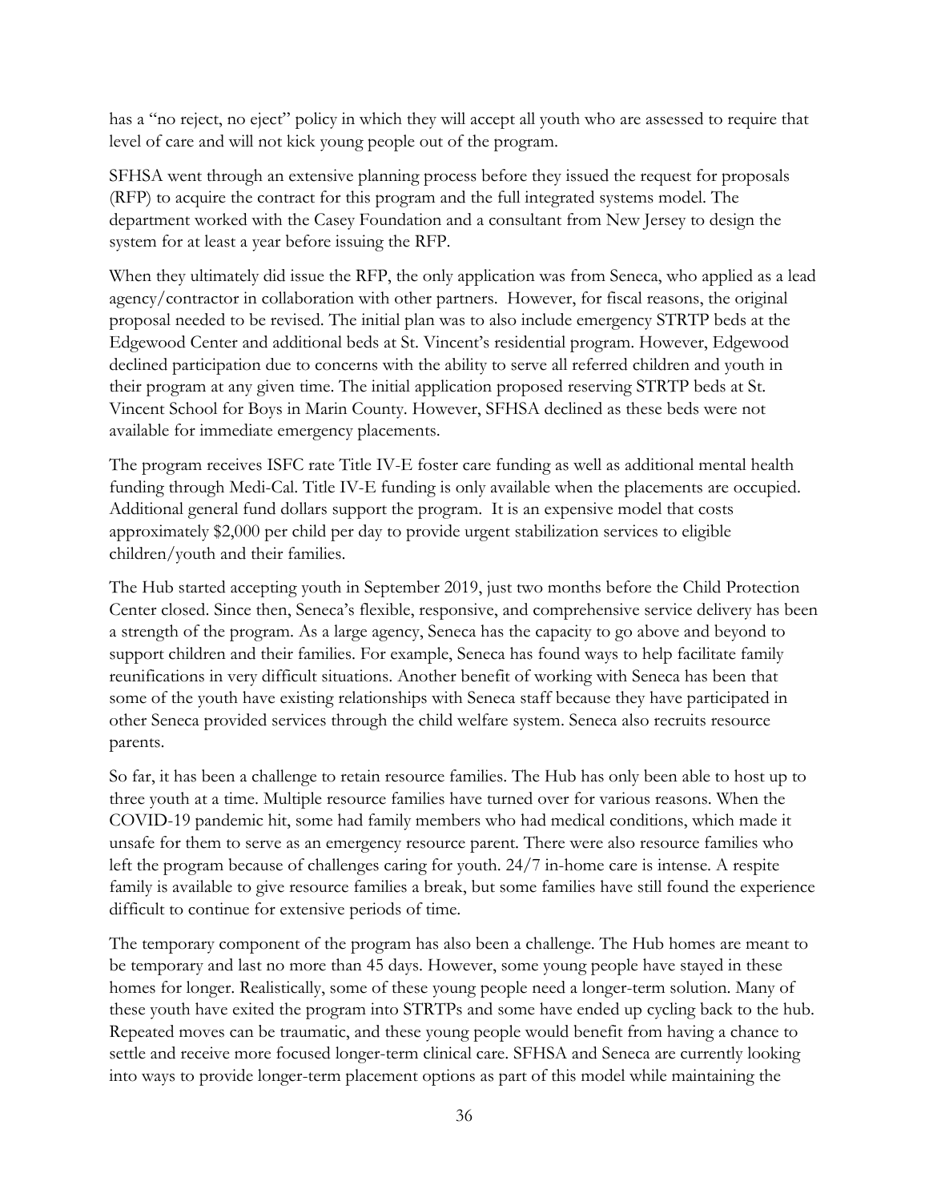has a "no reject, no eject" policy in which they will accept all youth who are assessed to require that level of care and will not kick young people out of the program.

SFHSA went through an extensive planning process before they issued the request for proposals (RFP) to acquire the contract for this program and the full integrated systems model. The department worked with the Casey Foundation and a consultant from New Jersey to design the system for at least a year before issuing the RFP.

When they ultimately did issue the RFP, the only application was from Seneca, who applied as a lead agency/contractor in collaboration with other partners. However, for fiscal reasons, the original proposal needed to be revised. The initial plan was to also include emergency STRTP beds at the Edgewood Center and additional beds at St. Vincent's residential program. However, Edgewood declined participation due to concerns with the ability to serve all referred children and youth in their program at any given time. The initial application proposed reserving STRTP beds at St. Vincent School for Boys in Marin County. However, SFHSA declined as these beds were not available for immediate emergency placements.

The program receives ISFC rate Title IV-E foster care funding as well as additional mental health funding through Medi-Cal. Title IV-E funding is only available when the placements are occupied. Additional general fund dollars support the program. It is an expensive model that costs approximately $2,000 per child per day to provide urgent stabilization services to eligible children/youth and their families.

The Hub started accepting youth in September 2019, just two months before the Child Protection Center closed. Since then, Seneca's flexible, responsive, and comprehensive service delivery has been a strength of the program. As a large agency, Seneca has the capacity to go above and beyond to support children and their families. For example, Seneca has found ways to help facilitate family reunifications in very difficult situations. Another benefit of working with Seneca has been that some of the youth have existing relationships with Seneca staff because they have participated in other Seneca provided services through the child welfare system. Seneca also recruits resource parents.

So far, it has been a challenge to retain resource families. The Hub has only been able to host up to three youth at a time. Multiple resource families have turned over for various reasons. When the COVID-19 pandemic hit, some had family members who had medical conditions, which made it unsafe for them to serve as an emergency resource parent. There were also resource families who left the program because of challenges caring for youth. 24/7 in-home care is intense. A respite family is available to give resource families a break, but some families have still found the experience difficult to continue for extensive periods of time.

The temporary component of the program has also been a challenge. The Hub homes are meant to be temporary and last no more than 45 days. However, some young people have stayed in these homes for longer. Realistically, some of these young people need a longer-term solution. Many of these youth have exited the program into STRTPs and some have ended up cycling back to the hub. Repeated moves can be traumatic, and these young people would benefit from having a chance to settle and receive more focused longer-term clinical care. SFHSA and Seneca are currently looking into ways to provide longer-term placement options as part of this model while maintaining the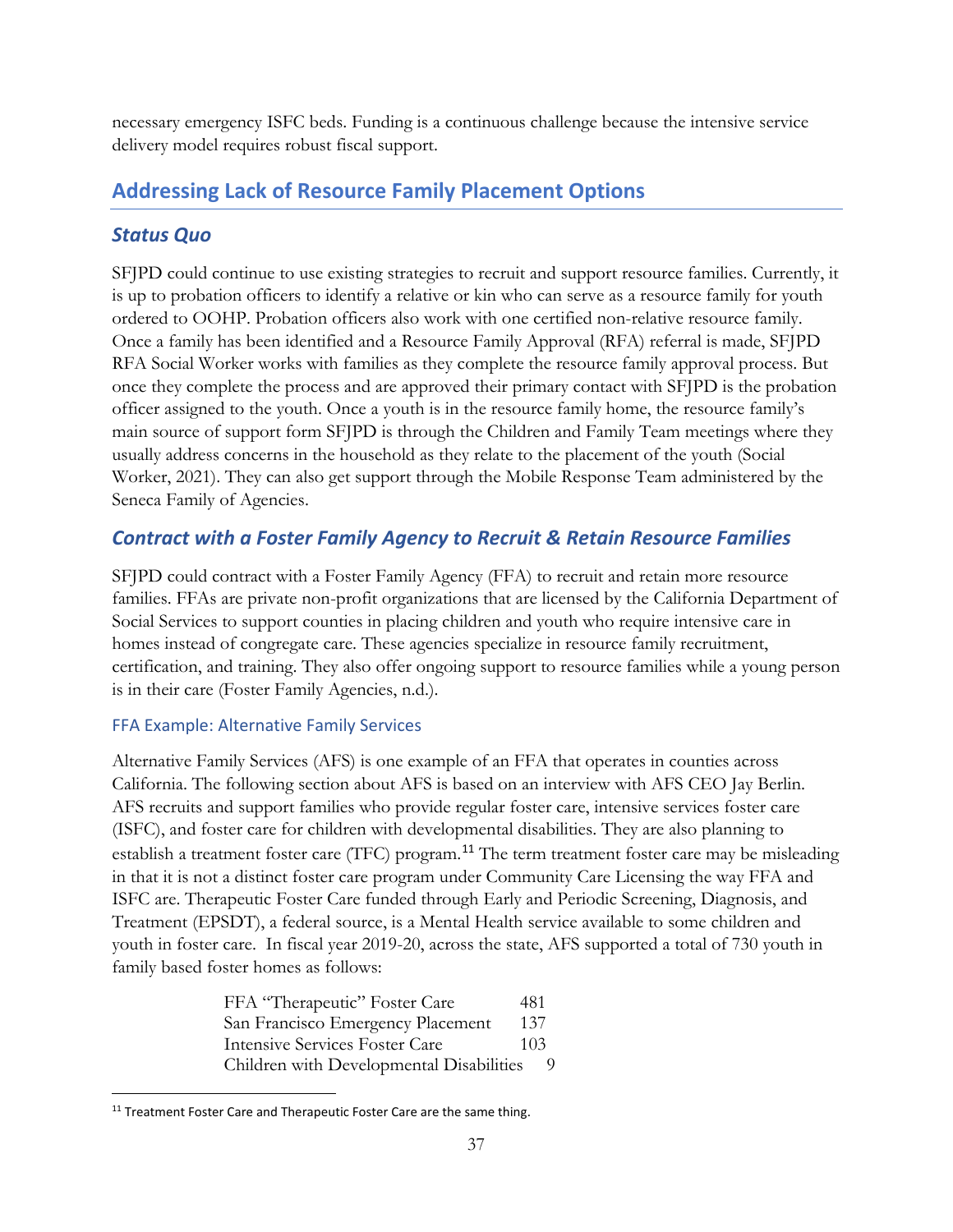necessary emergency ISFC beds. Funding is a continuous challenge because the intensive service delivery model requires robust fiscal support.

## Addressing Lack of Resource Family Placement Options

### *Status Quo*

SFJPD could continue to use existing strategies to recruit and support resource families. Currently, it is up to probation officers to identify a relative or kin who can serve as a resource family for youth ordered to OOHP. Probation officers also work with one certified non-relative resource family. Once a family has been identified and a Resource Family Approval (RFA) referral is made, SFJPD RFA Social Worker works with families as they complete the resource family approval process. But once they complete the process and are approved their primary contact with SFJPD is the probation officer assigned to the youth. Once a youth is in the resource family home, the resource family's main source of support form SFJPD is through the Children and Family Team meetings where they usually address concerns in the household as they relate to the placement of the youth (Social Worker, 2021). They can also get support through the Mobile Response Team administered by the Seneca Family of Agencies.

### *Contract with a Foster Family Agency to Recruit & Retain Resource Families*

SFJPD could contract with a Foster Family Agency (FFA) to recruit and retain more resource families. FFAs are private non-profit organizations that are licensed by the California Department of Social Services to support counties in placing children and youth who require intensive care in homes instead of congregate care. These agencies specialize in resource family recruitment, certification, and training. They also offer ongoing support to resource families while a young person is in their care (Foster Family Agencies, n.d.).

#### FFA Example: Alternative Family Services

Alternative Family Services (AFS) is one example of an FFA that operates in counties across California. The following section about AFS is based on an interview with AFS CEO Jay Berlin. AFS recruits and support families who provide regular foster care, intensive services foster care (ISFC), and foster care for children with developmental disabilities. They are also planning to establish a treatment foster care (TFC) program.[11] The term treatment foster care may be misleading in that it is not a distinct foster care program under Community Care Licensing the way FFA and ISFC are. Therapeutic Foster Care funded through Early and Periodic Screening, Diagnosis, and Treatment (EPSDT), a federal source, is a Mental Health service available to some children and youth in foster care. In fiscal year 2019-20, across the state, AFS supported a total of 730 youth in family based foster homes as follows:

| | |
|---|---|
| FFA "Therapeutic" Foster Care | 481 |
| San Francisco Emergency Placement | 137 |
| Intensive Services Foster Care | 103 |
| Children with Developmental Disabilities | 9 |

[11] Treatment Foster Care and Therapeutic Foster Care are the same thing.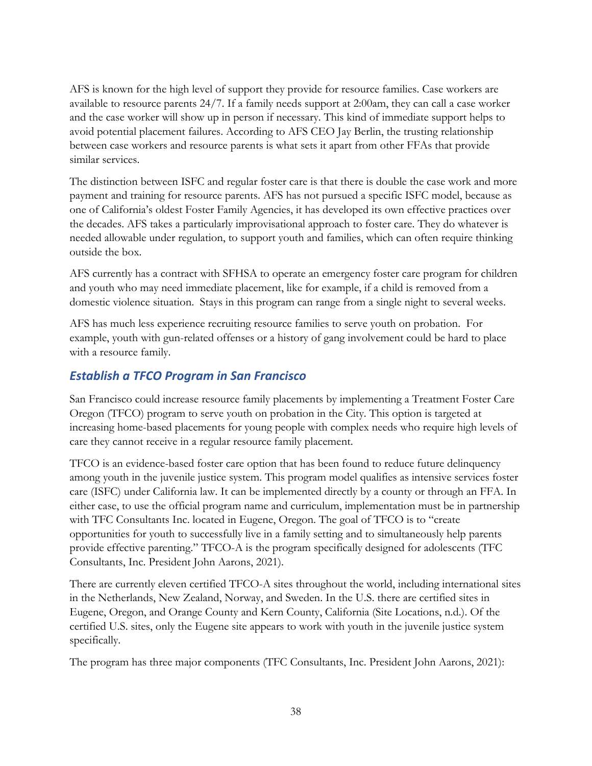AFS is known for the high level of support they provide for resource families. Case workers are available to resource parents 24/7. If a family needs support at 2:00am, they can call a case worker and the case worker will show up in person if necessary. This kind of immediate support helps to avoid potential placement failures. According to AFS CEO Jay Berlin, the trusting relationship between case workers and resource parents is what sets it apart from other FFAs that provide similar services.

The distinction between ISFC and regular foster care is that there is double the case work and more payment and training for resource parents. AFS has not pursued a specific ISFC model, because as one of California's oldest Foster Family Agencies, it has developed its own effective practices over the decades. AFS takes a particularly improvisational approach to foster care. They do whatever is needed allowable under regulation, to support youth and families, which can often require thinking outside the box.

AFS currently has a contract with SFHSA to operate an emergency foster care program for children and youth who may need immediate placement, like for example, if a child is removed from a domestic violence situation. Stays in this program can range from a single night to several weeks.

AFS has much less experience recruiting resource families to serve youth on probation. For example, youth with gun-related offenses or a history of gang involvement could be hard to place with a resource family.

### *Establish a TFCO Program in San Francisco*

San Francisco could increase resource family placements by implementing a Treatment Foster Care Oregon (TFCO) program to serve youth on probation in the City. This option is targeted at increasing home-based placements for young people with complex needs who require high levels of care they cannot receive in a regular resource family placement.

TFCO is an evidence-based foster care option that has been found to reduce future delinquency among youth in the juvenile justice system. This program model qualifies as intensive services foster care (ISFC) under California law. It can be implemented directly by a county or through an FFA. In either case, to use the official program name and curriculum, implementation must be in partnership with TFC Consultants Inc. located in Eugene, Oregon. The goal of TFCO is to "create opportunities for youth to successfully live in a family setting and to simultaneously help parents provide effective parenting." TFCO-A is the program specifically designed for adolescents (TFC Consultants, Inc. President John Aarons, 2021).

There are currently eleven certified TFCO-A sites throughout the world, including international sites in the Netherlands, New Zealand, Norway, and Sweden. In the U.S. there are certified sites in Eugene, Oregon, and Orange County and Kern County, California (Site Locations, n.d.). Of the certified U.S. sites, only the Eugene site appears to work with youth in the juvenile justice system specifically.

The program has three major components (TFC Consultants, Inc. President John Aarons, 2021):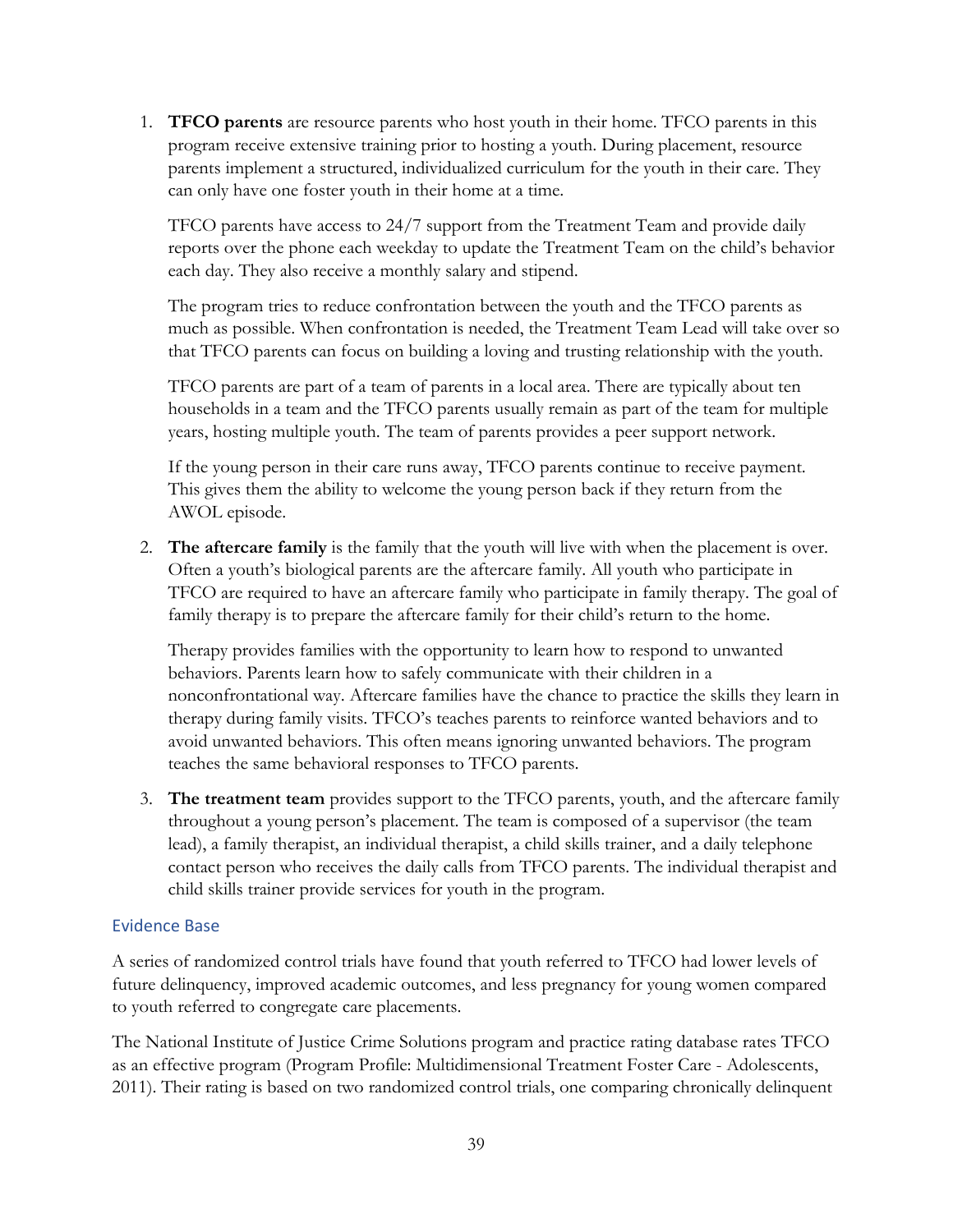1. **TFCO parents** are resource parents who host youth in their home. TFCO parents in this program receive extensive training prior to hosting a youth. During placement, resource parents implement a structured, individualized curriculum for the youth in their care. They can only have one foster youth in their home at a time.

   TFCO parents have access to 24/7 support from the Treatment Team and provide daily reports over the phone each weekday to update the Treatment Team on the child's behavior each day. They also receive a monthly salary and stipend.

   The program tries to reduce confrontation between the youth and the TFCO parents as much as possible. When confrontation is needed, the Treatment Team Lead will take over so that TFCO parents can focus on building a loving and trusting relationship with the youth.

   TFCO parents are part of a team of parents in a local area. There are typically about ten households in a team and the TFCO parents usually remain as part of the team for multiple years, hosting multiple youth. The team of parents provides a peer support network.

   If the young person in their care runs away, TFCO parents continue to receive payment. This gives them the ability to welcome the young person back if they return from the AWOL episode.

2. **The aftercare family** is the family that the youth will live with when the placement is over. Often a youth's biological parents are the aftercare family. All youth who participate in TFCO are required to have an aftercare family who participate in family therapy. The goal of family therapy is to prepare the aftercare family for their child's return to the home.

   Therapy provides families with the opportunity to learn how to respond to unwanted behaviors. Parents learn how to safely communicate with their children in a nonconfrontational way. Aftercare families have the chance to practice the skills they learn in therapy during family visits. TFCO's teaches parents to reinforce wanted behaviors and to avoid unwanted behaviors. This often means ignoring unwanted behaviors. The program teaches the same behavioral responses to TFCO parents.

3. **The treatment team** provides support to the TFCO parents, youth, and the aftercare family throughout a young person's placement. The team is composed of a supervisor (the team lead), a family therapist, an individual therapist, a child skills trainer, and a daily telephone contact person who receives the daily calls from TFCO parents. The individual therapist and child skills trainer provide services for youth in the program.

### Evidence Base

A series of randomized control trials have found that youth referred to TFCO had lower levels of future delinquency, improved academic outcomes, and less pregnancy for young women compared to youth referred to congregate care placements.

The National Institute of Justice Crime Solutions program and practice rating database rates TFCO as an effective program (Program Profile: Multidimensional Treatment Foster Care - Adolescents, 2011). Their rating is based on two randomized control trials, one comparing chronically delinquent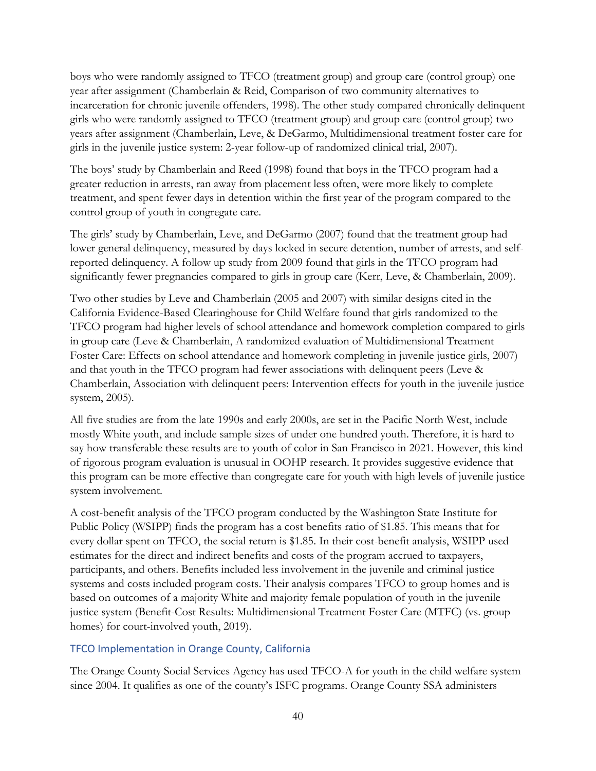boys who were randomly assigned to TFCO (treatment group) and group care (control group) one year after assignment (Chamberlain & Reid, Comparison of two community alternatives to incarceration for chronic juvenile offenders, 1998). The other study compared chronically delinquent girls who were randomly assigned to TFCO (treatment group) and group care (control group) two years after assignment (Chamberlain, Leve, & DeGarmo, Multidimensional treatment foster care for girls in the juvenile justice system: 2-year follow-up of randomized clinical trial, 2007).

The boys' study by Chamberlain and Reed (1998) found that boys in the TFCO program had a greater reduction in arrests, ran away from placement less often, were more likely to complete treatment, and spent fewer days in detention within the first year of the program compared to the control group of youth in congregate care.

The girls' study by Chamberlain, Leve, and DeGarmo (2007) found that the treatment group had lower general delinquency, measured by days locked in secure detention, number of arrests, and self-reported delinquency. A follow up study from 2009 found that girls in the TFCO program had significantly fewer pregnancies compared to girls in group care (Kerr, Leve, & Chamberlain, 2009).

Two other studies by Leve and Chamberlain (2005 and 2007) with similar designs cited in the California Evidence-Based Clearinghouse for Child Welfare found that girls randomized to the TFCO program had higher levels of school attendance and homework completion compared to girls in group care (Leve & Chamberlain, A randomized evaluation of Multidimensional Treatment Foster Care: Effects on school attendance and homework completing in juvenile justice girls, 2007) and that youth in the TFCO program had fewer associations with delinquent peers (Leve & Chamberlain, Association with delinquent peers: Intervention effects for youth in the juvenile justice system, 2005).

All five studies are from the late 1990s and early 2000s, are set in the Pacific North West, include mostly White youth, and include sample sizes of under one hundred youth. Therefore, it is hard to say how transferable these results are to youth of color in San Francisco in 2021. However, this kind of rigorous program evaluation is unusual in OOHP research. It provides suggestive evidence that this program can be more effective than congregate care for youth with high levels of juvenile justice system involvement.

A cost-benefit analysis of the TFCO program conducted by the Washington State Institute for Public Policy (WSIPP) finds the program has a cost benefits ratio of $1.85. This means that for every dollar spent on TFCO, the social return is $1.85. In their cost-benefit analysis, WSIPP used estimates for the direct and indirect benefits and costs of the program accrued to taxpayers, participants, and others. Benefits included less involvement in the juvenile and criminal justice systems and costs included program costs. Their analysis compares TFCO to group homes and is based on outcomes of a majority White and majority female population of youth in the juvenile justice system (Benefit-Cost Results: Multidimensional Treatment Foster Care (MTFC) (vs. group homes) for court-involved youth, 2019).

### TFCO Implementation in Orange County, California

The Orange County Social Services Agency has used TFCO-A for youth in the child welfare system since 2004. It qualifies as one of the county's ISFC programs. Orange County SSA administers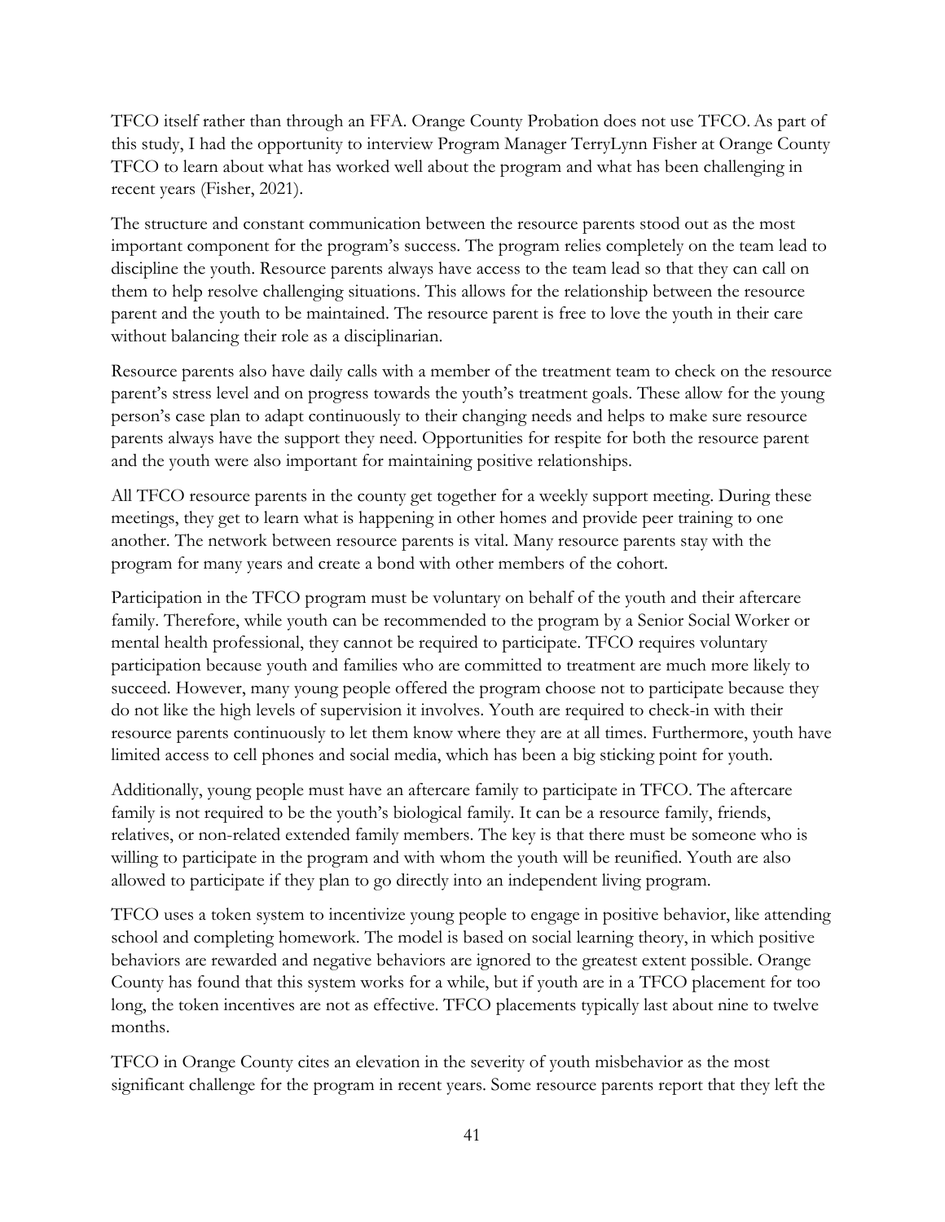TFCO itself rather than through an FFA. Orange County Probation does not use TFCO. As part of this study, I had the opportunity to interview Program Manager TerryLynn Fisher at Orange County TFCO to learn about what has worked well about the program and what has been challenging in recent years (Fisher, 2021).

The structure and constant communication between the resource parents stood out as the most important component for the program's success. The program relies completely on the team lead to discipline the youth. Resource parents always have access to the team lead so that they can call on them to help resolve challenging situations. This allows for the relationship between the resource parent and the youth to be maintained. The resource parent is free to love the youth in their care without balancing their role as a disciplinarian.

Resource parents also have daily calls with a member of the treatment team to check on the resource parent's stress level and on progress towards the youth's treatment goals. These allow for the young person's case plan to adapt continuously to their changing needs and helps to make sure resource parents always have the support they need. Opportunities for respite for both the resource parent and the youth were also important for maintaining positive relationships.

All TFCO resource parents in the county get together for a weekly support meeting. During these meetings, they get to learn what is happening in other homes and provide peer training to one another. The network between resource parents is vital. Many resource parents stay with the program for many years and create a bond with other members of the cohort.

Participation in the TFCO program must be voluntary on behalf of the youth and their aftercare family. Therefore, while youth can be recommended to the program by a Senior Social Worker or mental health professional, they cannot be required to participate. TFCO requires voluntary participation because youth and families who are committed to treatment are much more likely to succeed. However, many young people offered the program choose not to participate because they do not like the high levels of supervision it involves. Youth are required to check-in with their resource parents continuously to let them know where they are at all times. Furthermore, youth have limited access to cell phones and social media, which has been a big sticking point for youth.

Additionally, young people must have an aftercare family to participate in TFCO. The aftercare family is not required to be the youth's biological family. It can be a resource family, friends, relatives, or non-related extended family members. The key is that there must be someone who is willing to participate in the program and with whom the youth will be reunified. Youth are also allowed to participate if they plan to go directly into an independent living program.

TFCO uses a token system to incentivize young people to engage in positive behavior, like attending school and completing homework. The model is based on social learning theory, in which positive behaviors are rewarded and negative behaviors are ignored to the greatest extent possible. Orange County has found that this system works for a while, but if youth are in a TFCO placement for too long, the token incentives are not as effective. TFCO placements typically last about nine to twelve months.

TFCO in Orange County cites an elevation in the severity of youth misbehavior as the most significant challenge for the program in recent years. Some resource parents report that they left the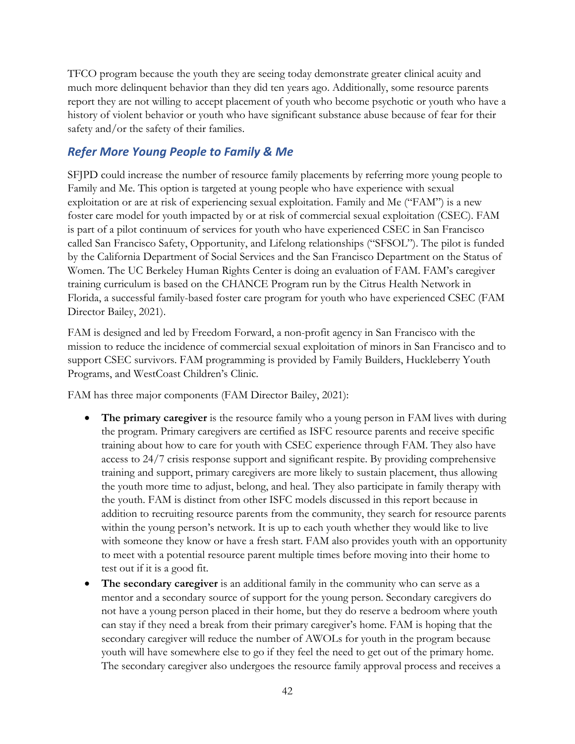TFCO program because the youth they are seeing today demonstrate greater clinical acuity and much more delinquent behavior than they did ten years ago. Additionally, some resource parents report they are not willing to accept placement of youth who become psychotic or youth who have a history of violent behavior or youth who have significant substance abuse because of fear for their safety and/or the safety of their families.

### *Refer More Young People to Family & Me*

SFJPD could increase the number of resource family placements by referring more young people to Family and Me. This option is targeted at young people who have experience with sexual exploitation or are at risk of experiencing sexual exploitation. Family and Me ("FAM") is a new foster care model for youth impacted by or at risk of commercial sexual exploitation (CSEC). FAM is part of a pilot continuum of services for youth who have experienced CSEC in San Francisco called San Francisco Safety, Opportunity, and Lifelong relationships ("SFSOL"). The pilot is funded by the California Department of Social Services and the San Francisco Department on the Status of Women. The UC Berkeley Human Rights Center is doing an evaluation of FAM. FAM's caregiver training curriculum is based on the CHANCE Program run by the Citrus Health Network in Florida, a successful family-based foster care program for youth who have experienced CSEC (FAM Director Bailey, 2021).

FAM is designed and led by Freedom Forward, a non-profit agency in San Francisco with the mission to reduce the incidence of commercial sexual exploitation of minors in San Francisco and to support CSEC survivors. FAM programming is provided by Family Builders, Huckleberry Youth Programs, and WestCoast Children's Clinic.

FAM has three major components (FAM Director Bailey, 2021):

- **The primary caregiver** is the resource family who a young person in FAM lives with during the program. Primary caregivers are certified as ISFC resource parents and receive specific training about how to care for youth with CSEC experience through FAM. They also have access to 24/7 crisis response support and significant respite. By providing comprehensive training and support, primary caregivers are more likely to sustain placement, thus allowing the youth more time to adjust, belong, and heal. They also participate in family therapy with the youth. FAM is distinct from other ISFC models discussed in this report because in addition to recruiting resource parents from the community, they search for resource parents within the young person's network. It is up to each youth whether they would like to live with someone they know or have a fresh start. FAM also provides youth with an opportunity to meet with a potential resource parent multiple times before moving into their home to test out if it is a good fit.
- **The secondary caregiver** is an additional family in the community who can serve as a mentor and a secondary source of support for the young person. Secondary caregivers do not have a young person placed in their home, but they do reserve a bedroom where youth can stay if they need a break from their primary caregiver's home. FAM is hoping that the secondary caregiver will reduce the number of AWOLs for youth in the program because youth will have somewhere else to go if they feel the need to get out of the primary home. The secondary caregiver also undergoes the resource family approval process and receives a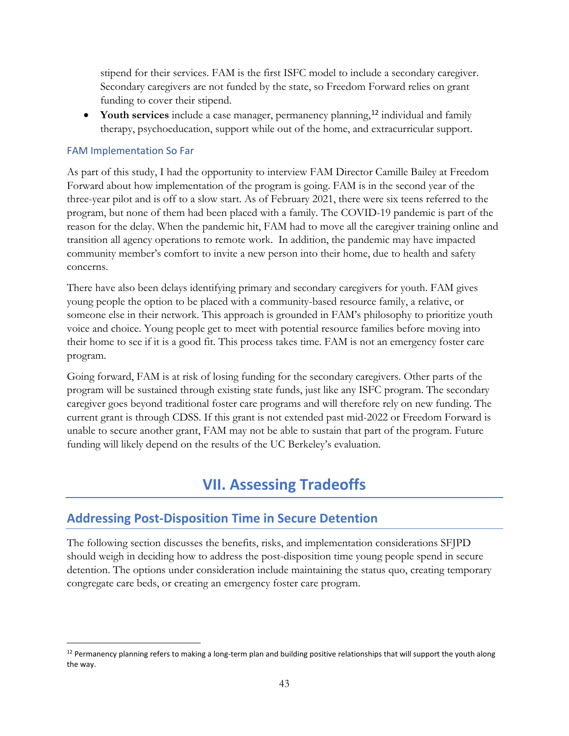stipend for their services. FAM is the first ISFC model to include a secondary caregiver. Secondary caregivers are not funded by the state, so Freedom Forward relies on grant funding to cover their stipend.

- **Youth services** include a case manager, permanency planning,[12] individual and family therapy, psychoeducation, support while out of the home, and extracurricular support.

### FAM Implementation So Far

As part of this study, I had the opportunity to interview FAM Director Camille Bailey at Freedom Forward about how implementation of the program is going. FAM is in the second year of the three-year pilot and is off to a slow start. As of February 2021, there were six teens referred to the program, but none of them had been placed with a family. The COVID-19 pandemic is part of the reason for the delay. When the pandemic hit, FAM had to move all the caregiver training online and transition all agency operations to remote work. In addition, the pandemic may have impacted community member's comfort to invite a new person into their home, due to health and safety concerns.

There have also been delays identifying primary and secondary caregivers for youth. FAM gives young people the option to be placed with a community-based resource family, a relative, or someone else in their network. This approach is grounded in FAM's philosophy to prioritize youth voice and choice. Young people get to meet with potential resource families before moving into their home to see if it is a good fit. This process takes time. FAM is not an emergency foster care program.

Going forward, FAM is at risk of losing funding for the secondary caregivers. Other parts of the program will be sustained through existing state funds, just like any ISFC program. The secondary caregiver goes beyond traditional foster care programs and will therefore rely on new funding. The current grant is through CDSS. If this grant is not extended past mid-2022 or Freedom Forward is unable to secure another grant, FAM may not be able to sustain that part of the program. Future funding will likely depend on the results of the UC Berkeley's evaluation.

# VII. Assessing Tradeoffs

## Addressing Post-Disposition Time in Secure Detention

The following section discusses the benefits, risks, and implementation considerations SFJPD should weigh in deciding how to address the post-disposition time young people spend in secure detention. The options under consideration include maintaining the status quo, creating temporary congregate care beds, or creating an emergency foster care program.

[12] Permanency planning refers to making a long-term plan and building positive relationships that will support the youth along the way.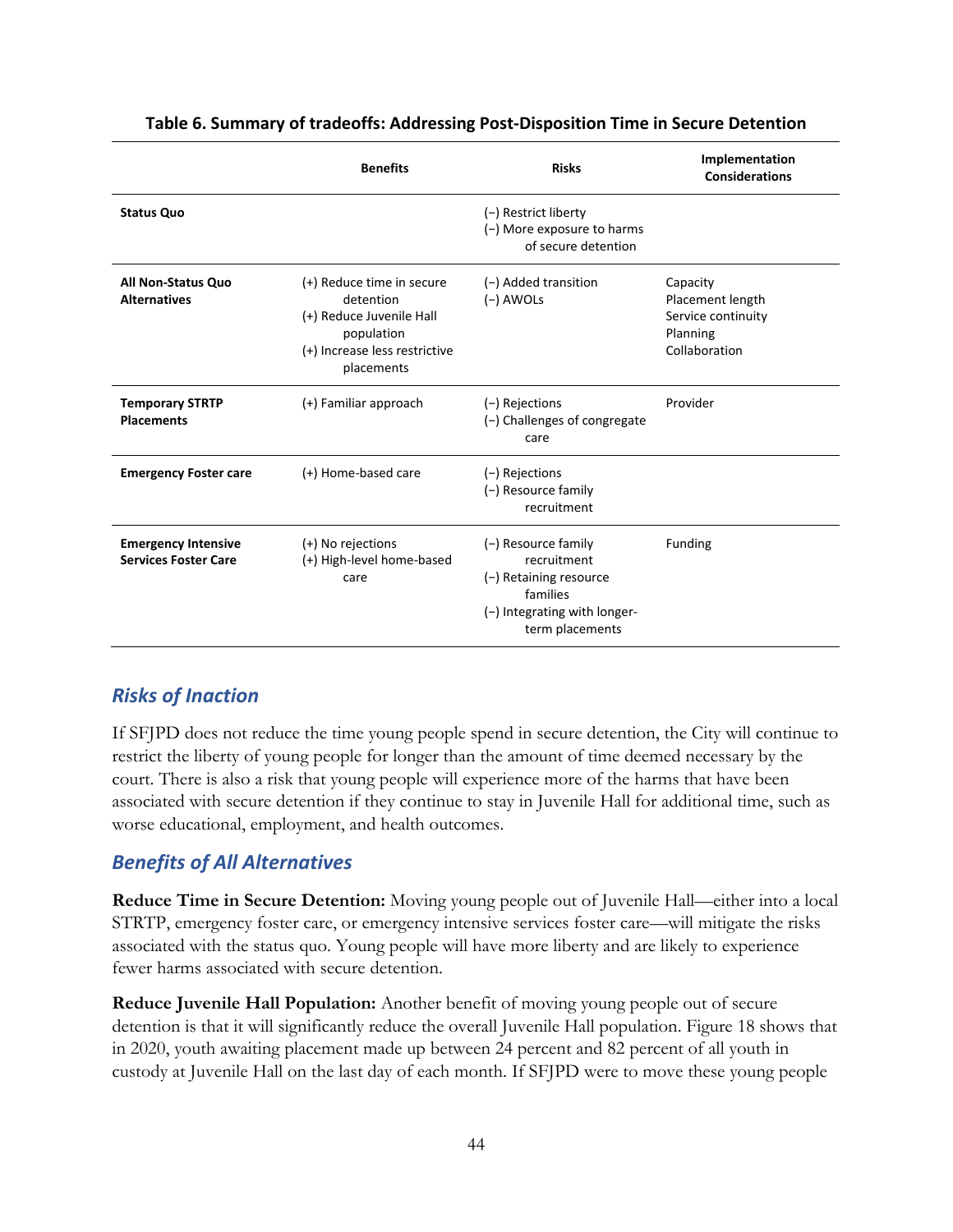**Table 6. Summary of tradeoffs: Addressing Post-Disposition Time in Secure Detention**

| | Benefits | Risks | Implementation Considerations |
|---|---|---|---|
| **Status Quo** | | (−) Restrict liberty<br>(−) More exposure to harms of secure detention | |
| **All Non-Status Quo Alternatives** | (+) Reduce time in secure detention<br>(+) Reduce Juvenile Hall population<br>(+) Increase less restrictive placements | (−) Added transition<br>(−) AWOLs | Capacity<br>Placement length<br>Service continuity<br>Planning<br>Collaboration |
| **Temporary STRTP Placements** | (+) Familiar approach | (−) Rejections<br>(−) Challenges of congregate care | Provider |
| **Emergency Foster care** | (+) Home-based care | (−) Rejections<br>(−) Resource family recruitment | |
| **Emergency Intensive Services Foster Care** | (+) No rejections<br>(+) High-level home-based care | (−) Resource family recruitment<br>(−) Retaining resource families<br>(−) Integrating with longer-term placements | Funding |

## *Risks of Inaction*

If SFJPD does not reduce the time young people spend in secure detention, the City will continue to restrict the liberty of young people for longer than the amount of time deemed necessary by the court. There is also a risk that young people will experience more of the harms that have been associated with secure detention if they continue to stay in Juvenile Hall for additional time, such as worse educational, employment, and health outcomes.

## *Benefits of All Alternatives*

**Reduce Time in Secure Detention:** Moving young people out of Juvenile Hall—either into a local STRTP, emergency foster care, or emergency intensive services foster care—will mitigate the risks associated with the status quo. Young people will have more liberty and are likely to experience fewer harms associated with secure detention.

**Reduce Juvenile Hall Population:** Another benefit of moving young people out of secure detention is that it will significantly reduce the overall Juvenile Hall population. Figure 18 shows that in 2020, youth awaiting placement made up between 24 percent and 82 percent of all youth in custody at Juvenile Hall on the last day of each month. If SFJPD were to move these young people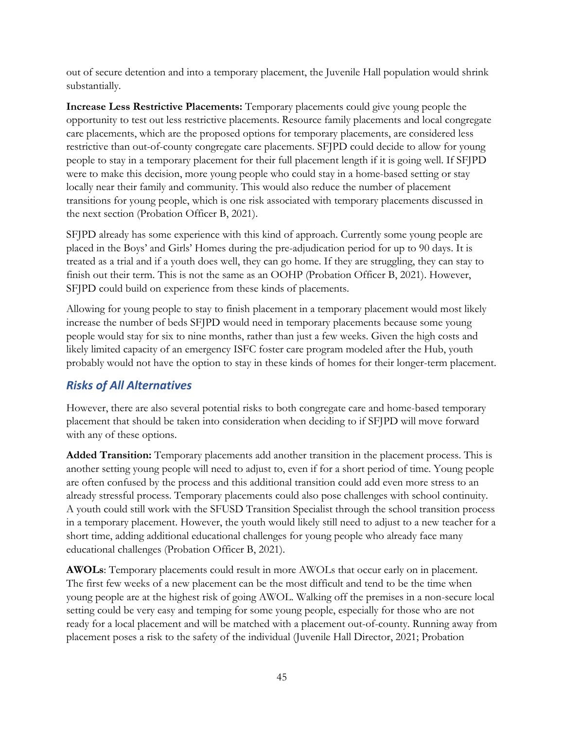out of secure detention and into a temporary placement, the Juvenile Hall population would shrink substantially.

**Increase Less Restrictive Placements:** Temporary placements could give young people the opportunity to test out less restrictive placements. Resource family placements and local congregate care placements, which are the proposed options for temporary placements, are considered less restrictive than out-of-county congregate care placements. SFJPD could decide to allow for young people to stay in a temporary placement for their full placement length if it is going well. If SFJPD were to make this decision, more young people who could stay in a home-based setting or stay locally near their family and community. This would also reduce the number of placement transitions for young people, which is one risk associated with temporary placements discussed in the next section (Probation Officer B, 2021).

SFJPD already has some experience with this kind of approach. Currently some young people are placed in the Boys' and Girls' Homes during the pre-adjudication period for up to 90 days. It is treated as a trial and if a youth does well, they can go home. If they are struggling, they can stay to finish out their term. This is not the same as an OOHP (Probation Officer B, 2021). However, SFJPD could build on experience from these kinds of placements.

Allowing for young people to stay to finish placement in a temporary placement would most likely increase the number of beds SFJPD would need in temporary placements because some young people would stay for six to nine months, rather than just a few weeks. Given the high costs and likely limited capacity of an emergency ISFC foster care program modeled after the Hub, youth probably would not have the option to stay in these kinds of homes for their longer-term placement.

## *Risks of All Alternatives*

However, there are also several potential risks to both congregate care and home-based temporary placement that should be taken into consideration when deciding to if SFJPD will move forward with any of these options.

**Added Transition:** Temporary placements add another transition in the placement process. This is another setting young people will need to adjust to, even if for a short period of time. Young people are often confused by the process and this additional transition could add even more stress to an already stressful process. Temporary placements could also pose challenges with school continuity. A youth could still work with the SFUSD Transition Specialist through the school transition process in a temporary placement. However, the youth would likely still need to adjust to a new teacher for a short time, adding additional educational challenges for young people who already face many educational challenges (Probation Officer B, 2021).

**AWOLs**: Temporary placements could result in more AWOLs that occur early on in placement. The first few weeks of a new placement can be the most difficult and tend to be the time when young people are at the highest risk of going AWOL. Walking off the premises in a non-secure local setting could be very easy and temping for some young people, especially for those who are not ready for a local placement and will be matched with a placement out-of-county. Running away from placement poses a risk to the safety of the individual (Juvenile Hall Director, 2021; Probation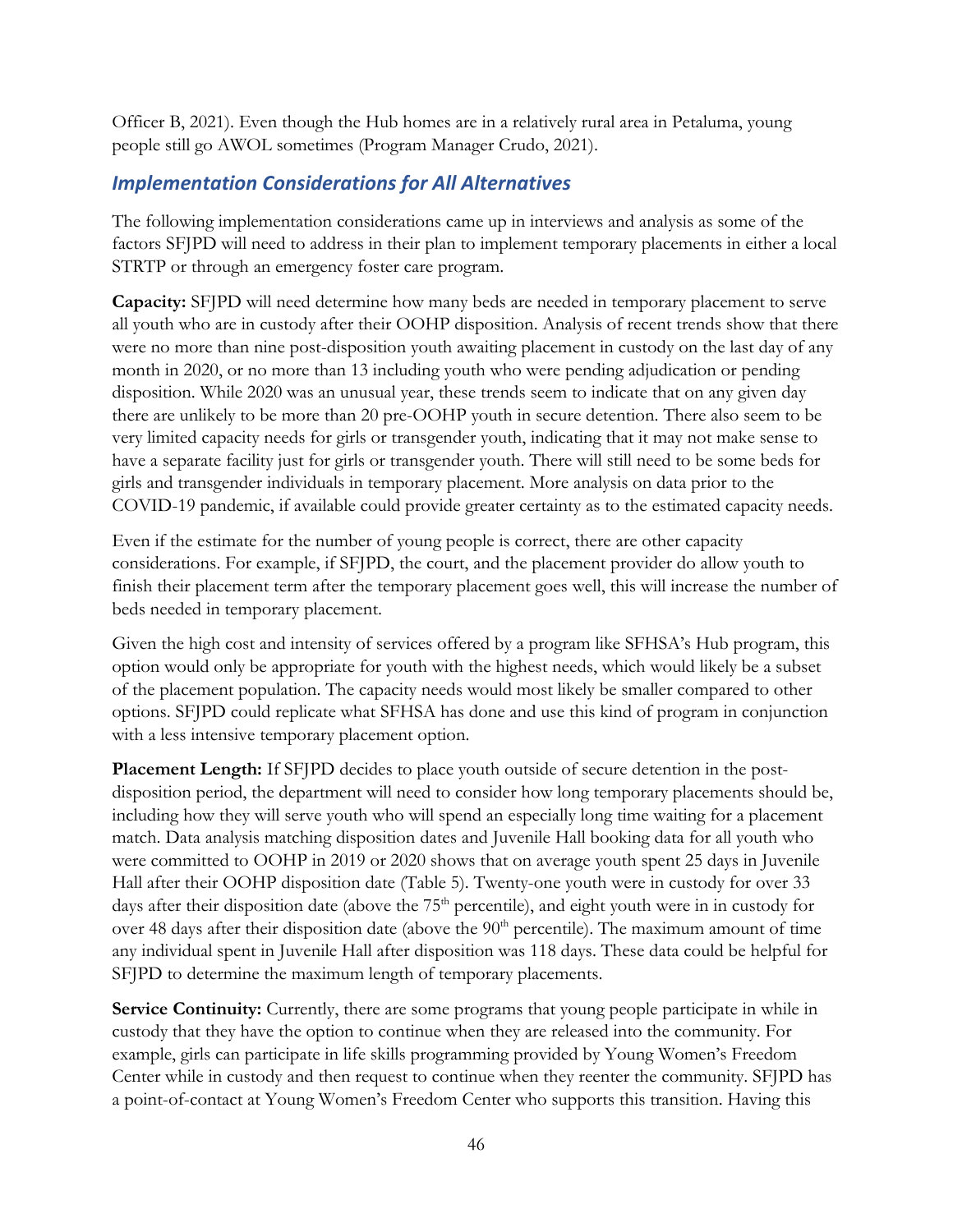Officer B, 2021). Even though the Hub homes are in a relatively rural area in Petaluma, young people still go AWOL sometimes (Program Manager Crudo, 2021).

## *Implementation Considerations for All Alternatives*

The following implementation considerations came up in interviews and analysis as some of the factors SFJPD will need to address in their plan to implement temporary placements in either a local STRTP or through an emergency foster care program.

**Capacity:** SFJPD will need determine how many beds are needed in temporary placement to serve all youth who are in custody after their OOHP disposition. Analysis of recent trends show that there were no more than nine post-disposition youth awaiting placement in custody on the last day of any month in 2020, or no more than 13 including youth who were pending adjudication or pending disposition. While 2020 was an unusual year, these trends seem to indicate that on any given day there are unlikely to be more than 20 pre-OOHP youth in secure detention. There also seem to be very limited capacity needs for girls or transgender youth, indicating that it may not make sense to have a separate facility just for girls or transgender youth. There will still need to be some beds for girls and transgender individuals in temporary placement. More analysis on data prior to the COVID-19 pandemic, if available could provide greater certainty as to the estimated capacity needs.

Even if the estimate for the number of young people is correct, there are other capacity considerations. For example, if SFJPD, the court, and the placement provider do allow youth to finish their placement term after the temporary placement goes well, this will increase the number of beds needed in temporary placement.

Given the high cost and intensity of services offered by a program like SFHSA's Hub program, this option would only be appropriate for youth with the highest needs, which would likely be a subset of the placement population. The capacity needs would most likely be smaller compared to other options. SFJPD could replicate what SFHSA has done and use this kind of program in conjunction with a less intensive temporary placement option.

**Placement Length:** If SFJPD decides to place youth outside of secure detention in the post-disposition period, the department will need to consider how long temporary placements should be, including how they will serve youth who will spend an especially long time waiting for a placement match. Data analysis matching disposition dates and Juvenile Hall booking data for all youth who were committed to OOHP in 2019 or 2020 shows that on average youth spent 25 days in Juvenile Hall after their OOHP disposition date (Table 5). Twenty-one youth were in custody for over 33 days after their disposition date (above the 75th percentile), and eight youth were in in custody for over 48 days after their disposition date (above the 90th percentile). The maximum amount of time any individual spent in Juvenile Hall after disposition was 118 days. These data could be helpful for SFJPD to determine the maximum length of temporary placements.

**Service Continuity:** Currently, there are some programs that young people participate in while in custody that they have the option to continue when they are released into the community. For example, girls can participate in life skills programming provided by Young Women's Freedom Center while in custody and then request to continue when they reenter the community. SFJPD has a point-of-contact at Young Women's Freedom Center who supports this transition. Having this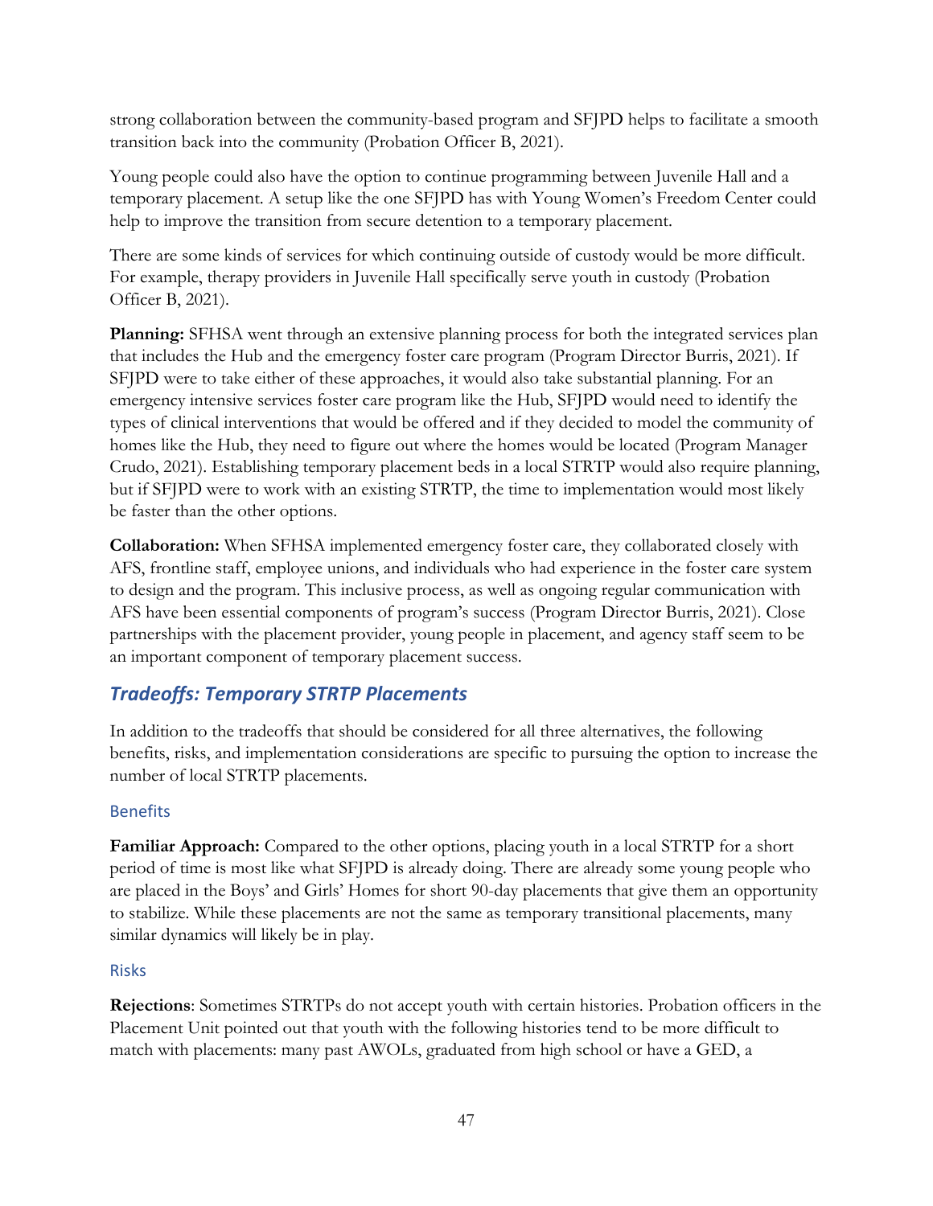strong collaboration between the community-based program and SFJPD helps to facilitate a smooth transition back into the community (Probation Officer B, 2021).

Young people could also have the option to continue programming between Juvenile Hall and a temporary placement. A setup like the one SFJPD has with Young Women's Freedom Center could help to improve the transition from secure detention to a temporary placement.

There are some kinds of services for which continuing outside of custody would be more difficult. For example, therapy providers in Juvenile Hall specifically serve youth in custody (Probation Officer B, 2021).

**Planning:** SFHSA went through an extensive planning process for both the integrated services plan that includes the Hub and the emergency foster care program (Program Director Burris, 2021). If SFJPD were to take either of these approaches, it would also take substantial planning. For an emergency intensive services foster care program like the Hub, SFJPD would need to identify the types of clinical interventions that would be offered and if they decided to model the community of homes like the Hub, they need to figure out where the homes would be located (Program Manager Crudo, 2021). Establishing temporary placement beds in a local STRTP would also require planning, but if SFJPD were to work with an existing STRTP, the time to implementation would most likely be faster than the other options.

**Collaboration:** When SFHSA implemented emergency foster care, they collaborated closely with AFS, frontline staff, employee unions, and individuals who had experience in the foster care system to design and the program. This inclusive process, as well as ongoing regular communication with AFS have been essential components of program's success (Program Director Burris, 2021). Close partnerships with the placement provider, young people in placement, and agency staff seem to be an important component of temporary placement success.

## *Tradeoffs: Temporary STRTP Placements*

In addition to the tradeoffs that should be considered for all three alternatives, the following benefits, risks, and implementation considerations are specific to pursuing the option to increase the number of local STRTP placements.

### Benefits

**Familiar Approach:** Compared to the other options, placing youth in a local STRTP for a short period of time is most like what SFJPD is already doing. There are already some young people who are placed in the Boys' and Girls' Homes for short 90-day placements that give them an opportunity to stabilize. While these placements are not the same as temporary transitional placements, many similar dynamics will likely be in play.

### Risks

**Rejections**: Sometimes STRTPs do not accept youth with certain histories. Probation officers in the Placement Unit pointed out that youth with the following histories tend to be more difficult to match with placements: many past AWOLs, graduated from high school or have a GED, a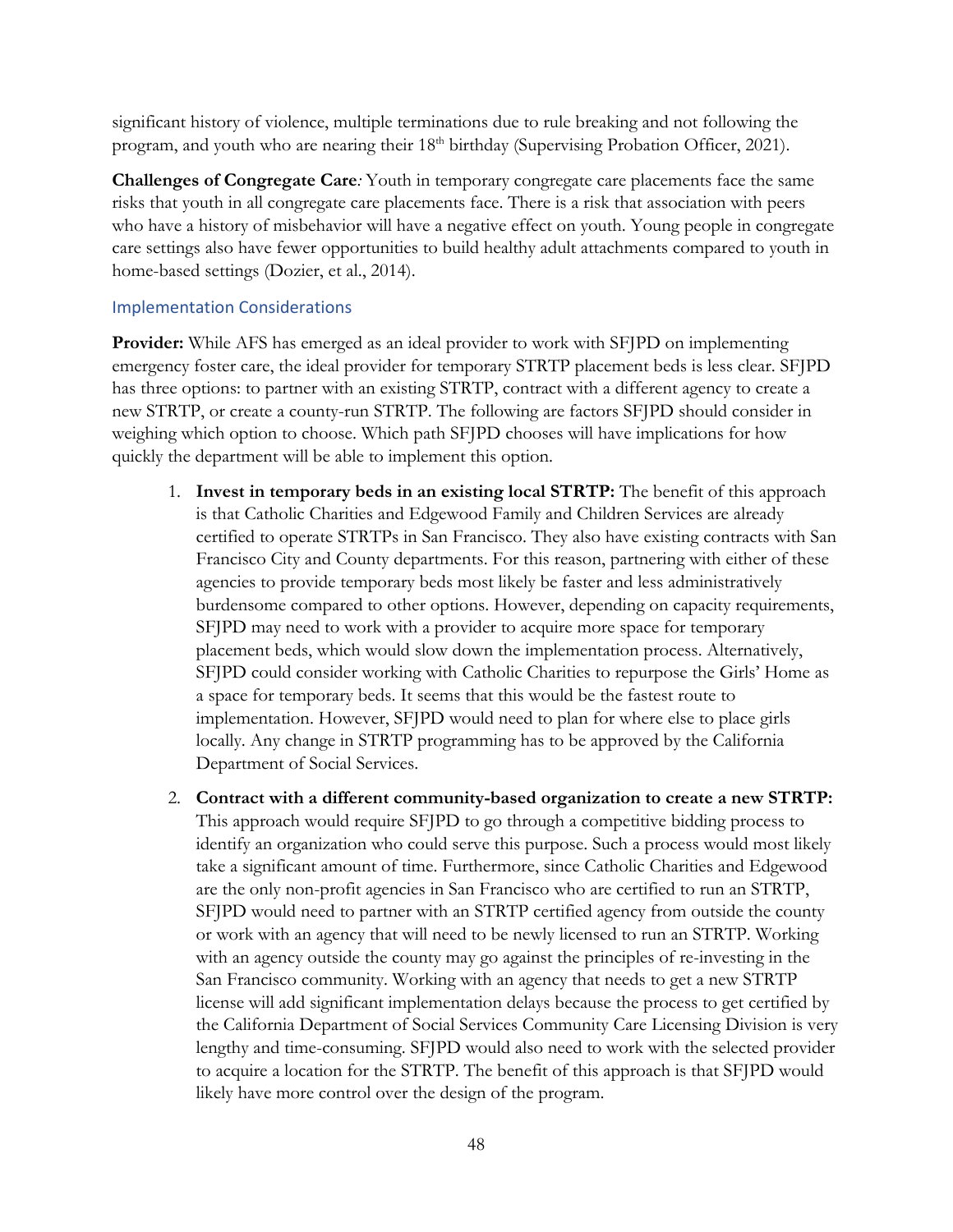significant history of violence, multiple terminations due to rule breaking and not following the program, and youth who are nearing their 18th birthday (Supervising Probation Officer, 2021).

**Challenges of Congregate Care***:* Youth in temporary congregate care placements face the same risks that youth in all congregate care placements face. There is a risk that association with peers who have a history of misbehavior will have a negative effect on youth. Young people in congregate care settings also have fewer opportunities to build healthy adult attachments compared to youth in home-based settings (Dozier, et al., 2014).

### Implementation Considerations

**Provider:** While AFS has emerged as an ideal provider to work with SFJPD on implementing emergency foster care, the ideal provider for temporary STRTP placement beds is less clear. SFJPD has three options: to partner with an existing STRTP, contract with a different agency to create a new STRTP, or create a county-run STRTP. The following are factors SFJPD should consider in weighing which option to choose. Which path SFJPD chooses will have implications for how quickly the department will be able to implement this option.

1. **Invest in temporary beds in an existing local STRTP:** The benefit of this approach is that Catholic Charities and Edgewood Family and Children Services are already certified to operate STRTPs in San Francisco. They also have existing contracts with San Francisco City and County departments. For this reason, partnering with either of these agencies to provide temporary beds most likely be faster and less administratively burdensome compared to other options. However, depending on capacity requirements, SFJPD may need to work with a provider to acquire more space for temporary placement beds, which would slow down the implementation process. Alternatively, SFJPD could consider working with Catholic Charities to repurpose the Girls' Home as a space for temporary beds. It seems that this would be the fastest route to implementation. However, SFJPD would need to plan for where else to place girls locally. Any change in STRTP programming has to be approved by the California Department of Social Services.
2. **Contract with a different community-based organization to create a new STRTP:** This approach would require SFJPD to go through a competitive bidding process to identify an organization who could serve this purpose. Such a process would most likely take a significant amount of time. Furthermore, since Catholic Charities and Edgewood are the only non-profit agencies in San Francisco who are certified to run an STRTP, SFJPD would need to partner with an STRTP certified agency from outside the county or work with an agency that will need to be newly licensed to run an STRTP. Working with an agency outside the county may go against the principles of re-investing in the San Francisco community. Working with an agency that needs to get a new STRTP license will add significant implementation delays because the process to get certified by the California Department of Social Services Community Care Licensing Division is very lengthy and time-consuming. SFJPD would also need to work with the selected provider to acquire a location for the STRTP. The benefit of this approach is that SFJPD would likely have more control over the design of the program.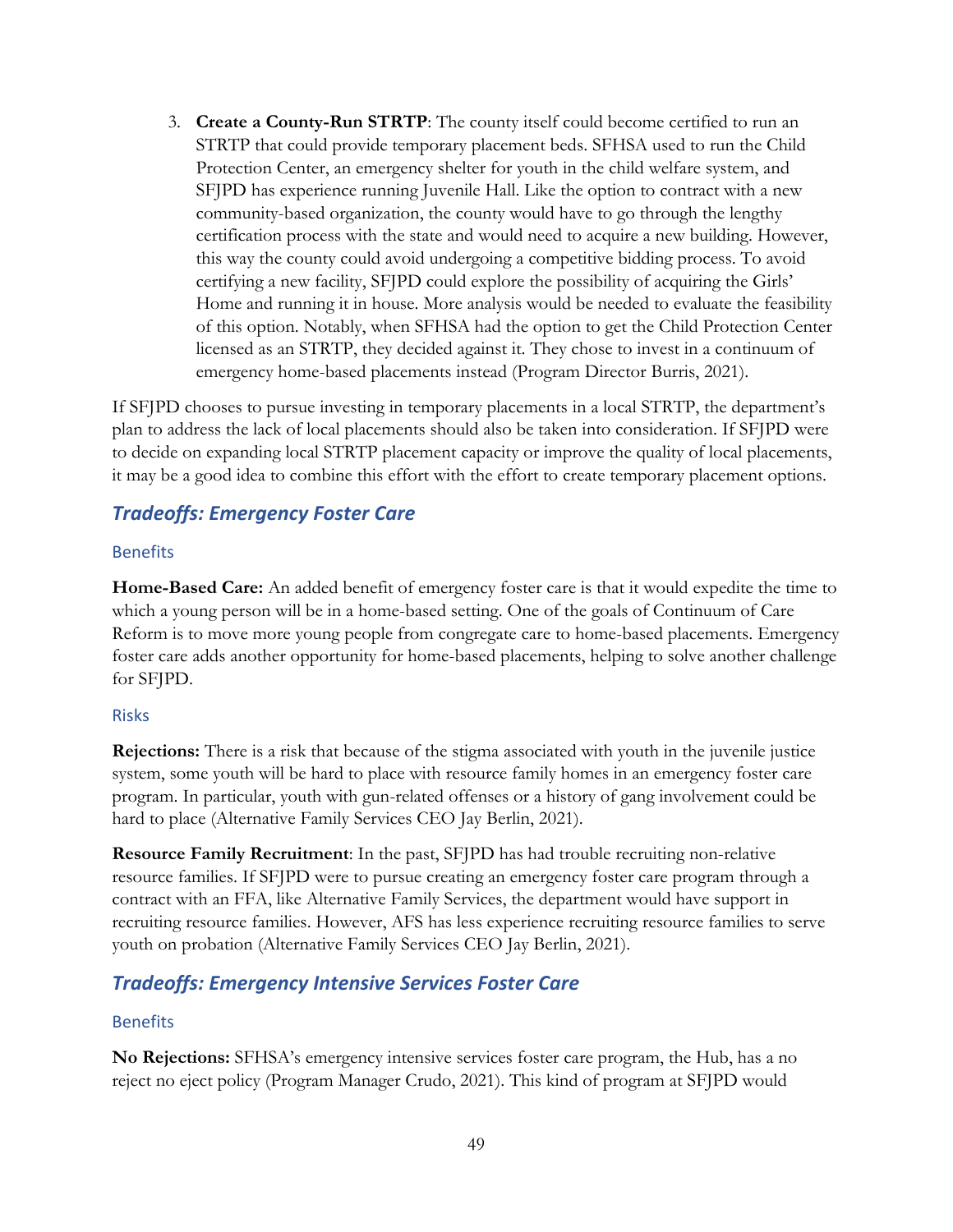3. **Create a County-Run STRTP**: The county itself could become certified to run an STRTP that could provide temporary placement beds. SFHSA used to run the Child Protection Center, an emergency shelter for youth in the child welfare system, and SFJPD has experience running Juvenile Hall. Like the option to contract with a new community-based organization, the county would have to go through the lengthy certification process with the state and would need to acquire a new building. However, this way the county could avoid undergoing a competitive bidding process. To avoid certifying a new facility, SFJPD could explore the possibility of acquiring the Girls' Home and running it in house. More analysis would be needed to evaluate the feasibility of this option. Notably, when SFHSA had the option to get the Child Protection Center licensed as an STRTP, they decided against it. They chose to invest in a continuum of emergency home-based placements instead (Program Director Burris, 2021).

If SFJPD chooses to pursue investing in temporary placements in a local STRTP, the department's plan to address the lack of local placements should also be taken into consideration. If SFJPD were to decide on expanding local STRTP placement capacity or improve the quality of local placements, it may be a good idea to combine this effort with the effort to create temporary placement options.

## *Tradeoffs: Emergency Foster Care*

### Benefits

**Home-Based Care:** An added benefit of emergency foster care is that it would expedite the time to which a young person will be in a home-based setting. One of the goals of Continuum of Care Reform is to move more young people from congregate care to home-based placements. Emergency foster care adds another opportunity for home-based placements, helping to solve another challenge for SFJPD.

### Risks

**Rejections:** There is a risk that because of the stigma associated with youth in the juvenile justice system, some youth will be hard to place with resource family homes in an emergency foster care program. In particular, youth with gun-related offenses or a history of gang involvement could be hard to place (Alternative Family Services CEO Jay Berlin, 2021).

**Resource Family Recruitment**: In the past, SFJPD has had trouble recruiting non-relative resource families. If SFJPD were to pursue creating an emergency foster care program through a contract with an FFA, like Alternative Family Services, the department would have support in recruiting resource families. However, AFS has less experience recruiting resource families to serve youth on probation (Alternative Family Services CEO Jay Berlin, 2021).

## *Tradeoffs: Emergency Intensive Services Foster Care*

### Benefits

**No Rejections:** SFHSA's emergency intensive services foster care program, the Hub, has a no reject no eject policy (Program Manager Crudo, 2021). This kind of program at SFJPD would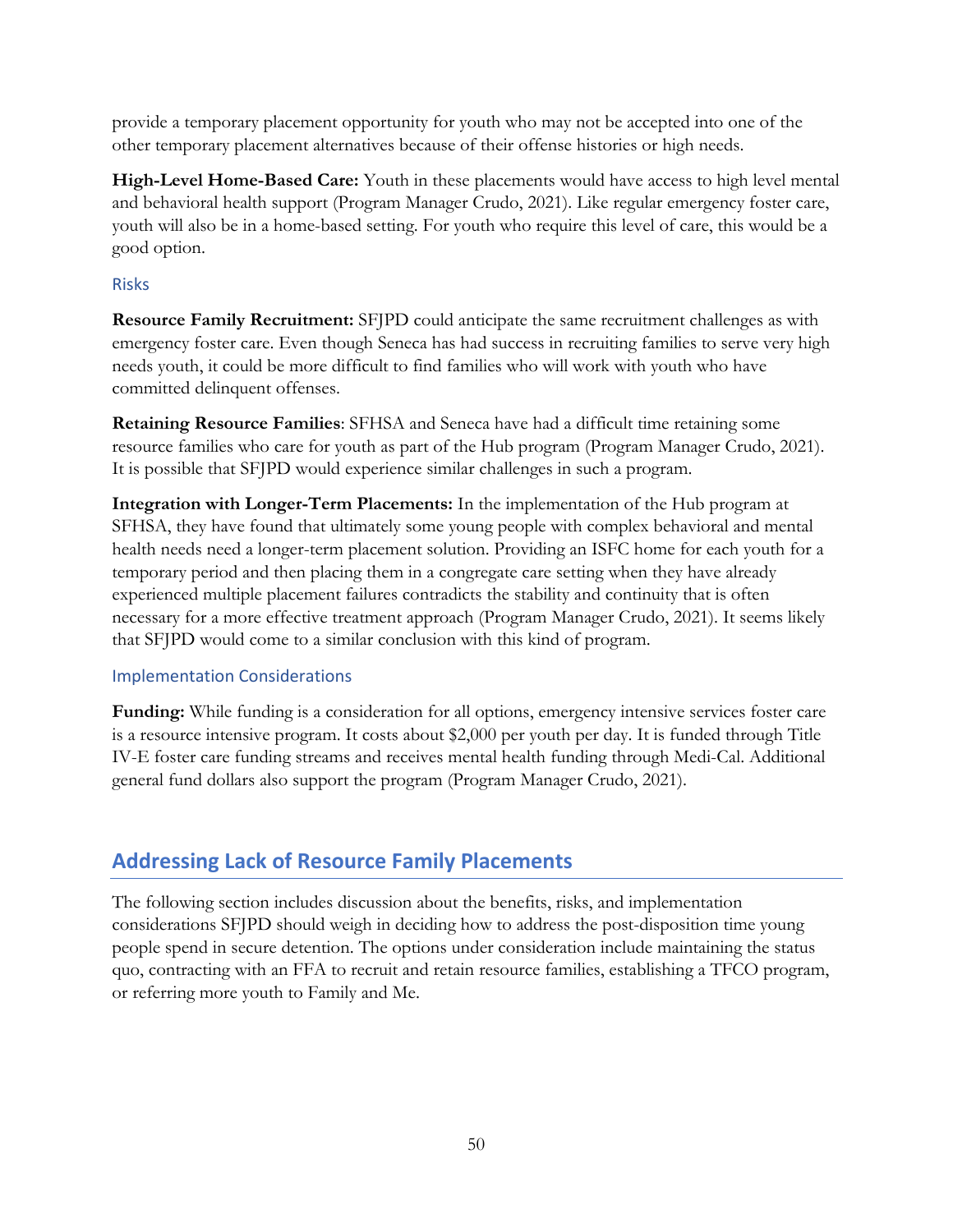provide a temporary placement opportunity for youth who may not be accepted into one of the other temporary placement alternatives because of their offense histories or high needs.

**High-Level Home-Based Care:** Youth in these placements would have access to high level mental and behavioral health support (Program Manager Crudo, 2021). Like regular emergency foster care, youth will also be in a home-based setting. For youth who require this level of care, this would be a good option.

### Risks

**Resource Family Recruitment:** SFJPD could anticipate the same recruitment challenges as with emergency foster care. Even though Seneca has had success in recruiting families to serve very high needs youth, it could be more difficult to find families who will work with youth who have committed delinquent offenses.

**Retaining Resource Families**: SFHSA and Seneca have had a difficult time retaining some resource families who care for youth as part of the Hub program (Program Manager Crudo, 2021). It is possible that SFJPD would experience similar challenges in such a program.

**Integration with Longer-Term Placements:** In the implementation of the Hub program at SFHSA, they have found that ultimately some young people with complex behavioral and mental health needs need a longer-term placement solution. Providing an ISFC home for each youth for a temporary period and then placing them in a congregate care setting when they have already experienced multiple placement failures contradicts the stability and continuity that is often necessary for a more effective treatment approach (Program Manager Crudo, 2021). It seems likely that SFJPD would come to a similar conclusion with this kind of program.

### Implementation Considerations

**Funding:** While funding is a consideration for all options, emergency intensive services foster care is a resource intensive program. It costs about $2,000 per youth per day. It is funded through Title IV-E foster care funding streams and receives mental health funding through Medi-Cal. Additional general fund dollars also support the program (Program Manager Crudo, 2021).

## Addressing Lack of Resource Family Placements

The following section includes discussion about the benefits, risks, and implementation considerations SFJPD should weigh in deciding how to address the post-disposition time young people spend in secure detention. The options under consideration include maintaining the status quo, contracting with an FFA to recruit and retain resource families, establishing a TFCO program, or referring more youth to Family and Me.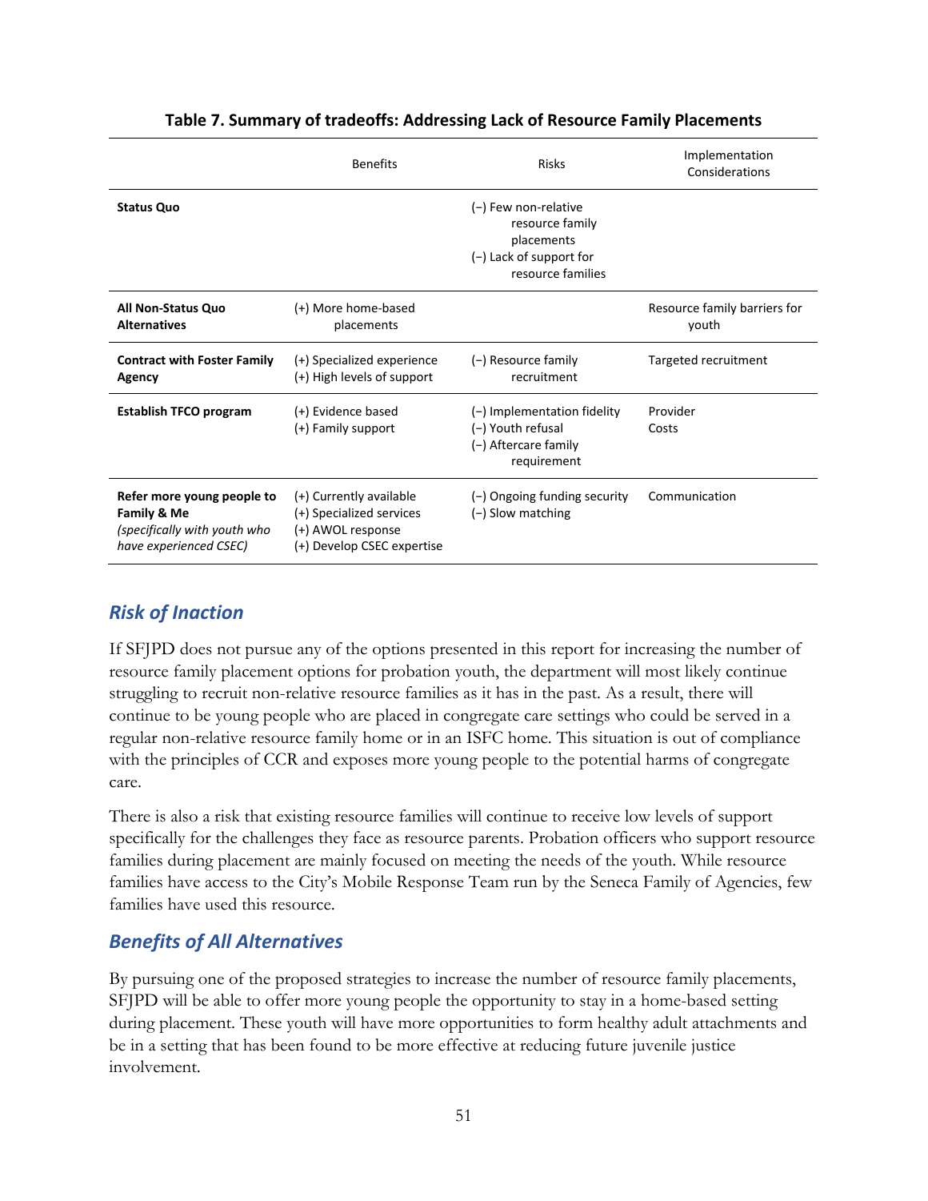**Table 7. Summary of tradeoffs: Addressing Lack of Resource Family Placements**

| | Benefits | Risks | Implementation Considerations |
|---|---|---|---|
| **Status Quo** | | (−) Few non-relative resource family placements<br>(−) Lack of support for resource families | |
| **All Non-Status Quo Alternatives** | (+) More home-based placements | | Resource family barriers for youth |
| **Contract with Foster Family Agency** | (+) Specialized experience<br>(+) High levels of support | (−) Resource family recruitment | Targeted recruitment |
| **Establish TFCO program** | (+) Evidence based<br>(+) Family support | (−) Implementation fidelity<br>(−) Youth refusal<br>(−) Aftercare family requirement | Provider<br>Costs |
| **Refer more young people to Family & Me** *(specifically with youth who have experienced CSEC)* | (+) Currently available<br>(+) Specialized services<br>(+) AWOL response<br>(+) Develop CSEC expertise | (−) Ongoing funding security<br>(−) Slow matching | Communication |

## Risk of Inaction

If SFJPD does not pursue any of the options presented in this report for increasing the number of resource family placement options for probation youth, the department will most likely continue struggling to recruit non-relative resource families as it has in the past. As a result, there will continue to be young people who are placed in congregate care settings who could be served in a regular non-relative resource family home or in an ISFC home. This situation is out of compliance with the principles of CCR and exposes more young people to the potential harms of congregate care.

There is also a risk that existing resource families will continue to receive low levels of support specifically for the challenges they face as resource parents. Probation officers who support resource families during placement are mainly focused on meeting the needs of the youth. While resource families have access to the City's Mobile Response Team run by the Seneca Family of Agencies, few families have used this resource.

## Benefits of All Alternatives

By pursuing one of the proposed strategies to increase the number of resource family placements, SFJPD will be able to offer more young people the opportunity to stay in a home-based setting during placement. These youth will have more opportunities to form healthy adult attachments and be in a setting that has been found to be more effective at reducing future juvenile justice involvement.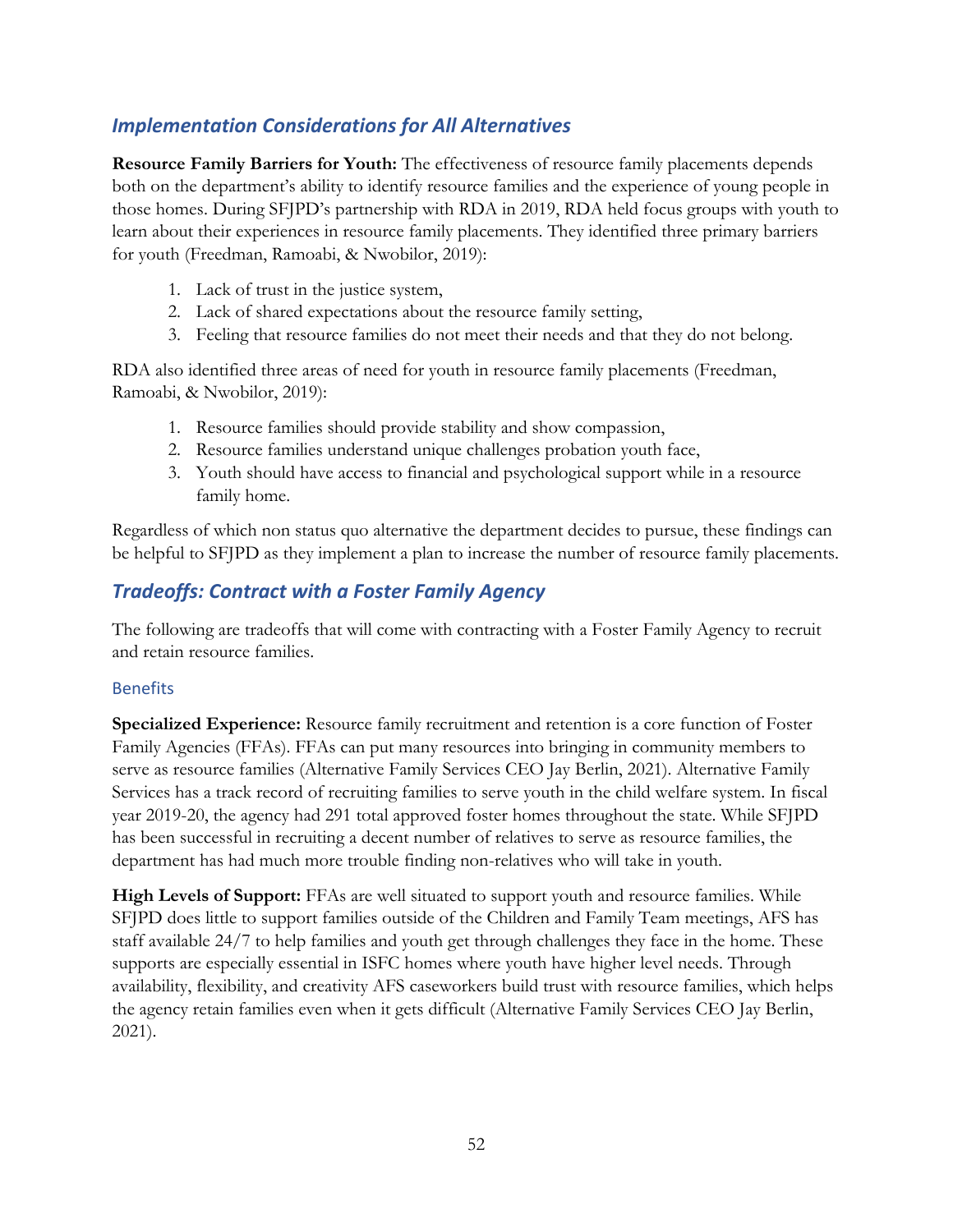## *Implementation Considerations for All Alternatives*

**Resource Family Barriers for Youth:** The effectiveness of resource family placements depends both on the department's ability to identify resource families and the experience of young people in those homes. During SFJPD's partnership with RDA in 2019, RDA held focus groups with youth to learn about their experiences in resource family placements. They identified three primary barriers for youth (Freedman, Ramoabi, & Nwobilor, 2019):

1. Lack of trust in the justice system,
2. Lack of shared expectations about the resource family setting,
3. Feeling that resource families do not meet their needs and that they do not belong.

RDA also identified three areas of need for youth in resource family placements (Freedman, Ramoabi, & Nwobilor, 2019):

1. Resource families should provide stability and show compassion,
2. Resource families understand unique challenges probation youth face,
3. Youth should have access to financial and psychological support while in a resource family home.

Regardless of which non status quo alternative the department decides to pursue, these findings can be helpful to SFJPD as they implement a plan to increase the number of resource family placements.

## *Tradeoffs: Contract with a Foster Family Agency*

The following are tradeoffs that will come with contracting with a Foster Family Agency to recruit and retain resource families.

### Benefits

**Specialized Experience:** Resource family recruitment and retention is a core function of Foster Family Agencies (FFAs). FFAs can put many resources into bringing in community members to serve as resource families (Alternative Family Services CEO Jay Berlin, 2021). Alternative Family Services has a track record of recruiting families to serve youth in the child welfare system. In fiscal year 2019-20, the agency had 291 total approved foster homes throughout the state. While SFJPD has been successful in recruiting a decent number of relatives to serve as resource families, the department has had much more trouble finding non-relatives who will take in youth.

**High Levels of Support:** FFAs are well situated to support youth and resource families. While SFJPD does little to support families outside of the Children and Family Team meetings, AFS has staff available 24/7 to help families and youth get through challenges they face in the home. These supports are especially essential in ISFC homes where youth have higher level needs. Through availability, flexibility, and creativity AFS caseworkers build trust with resource families, which helps the agency retain families even when it gets difficult (Alternative Family Services CEO Jay Berlin, 2021).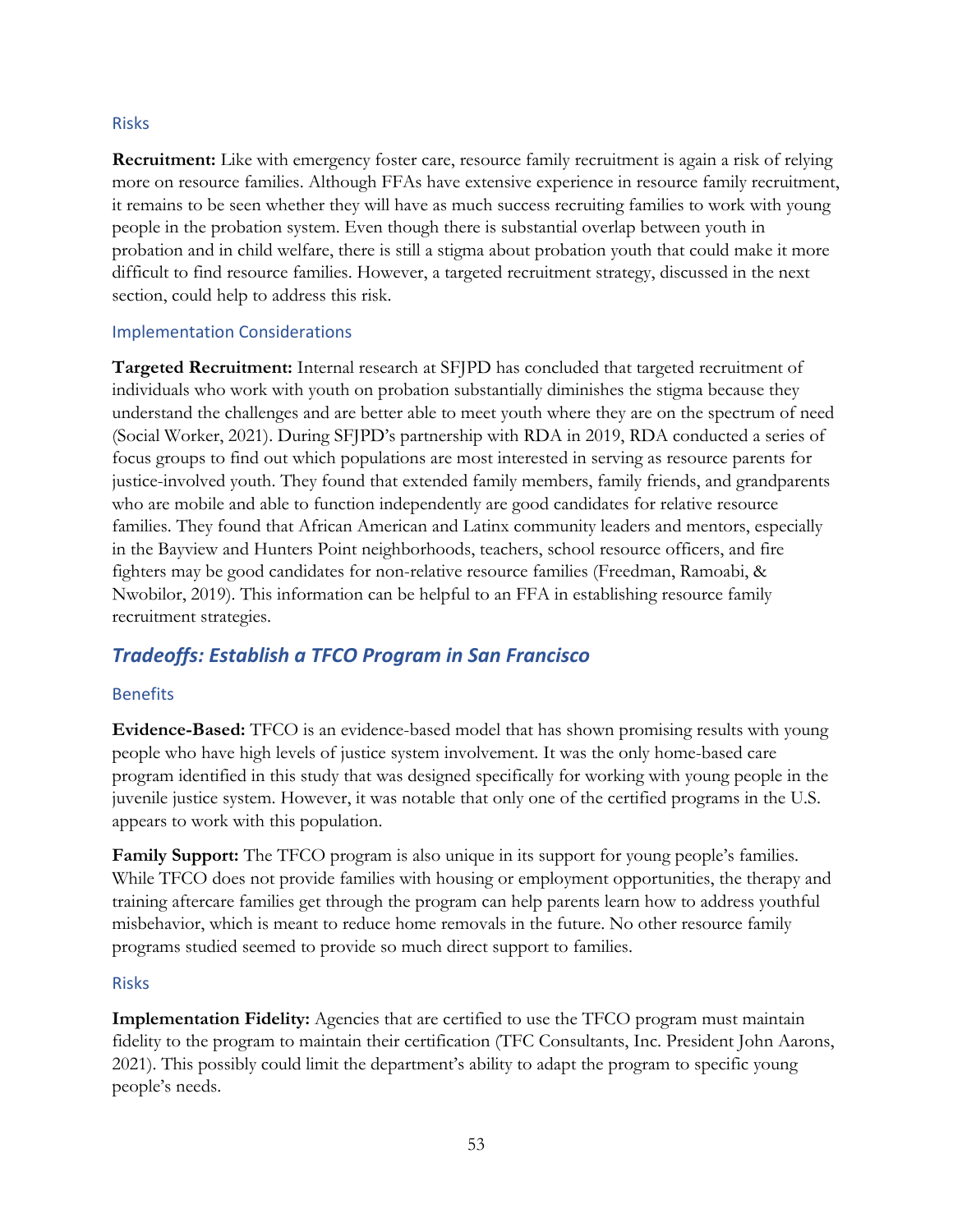### Risks

**Recruitment:** Like with emergency foster care, resource family recruitment is again a risk of relying more on resource families. Although FFAs have extensive experience in resource family recruitment, it remains to be seen whether they will have as much success recruiting families to work with young people in the probation system. Even though there is substantial overlap between youth in probation and in child welfare, there is still a stigma about probation youth that could make it more difficult to find resource families. However, a targeted recruitment strategy, discussed in the next section, could help to address this risk.

### Implementation Considerations

**Targeted Recruitment:** Internal research at SFJPD has concluded that targeted recruitment of individuals who work with youth on probation substantially diminishes the stigma because they understand the challenges and are better able to meet youth where they are on the spectrum of need (Social Worker, 2021). During SFJPD's partnership with RDA in 2019, RDA conducted a series of focus groups to find out which populations are most interested in serving as resource parents for justice-involved youth. They found that extended family members, family friends, and grandparents who are mobile and able to function independently are good candidates for relative resource families. They found that African American and Latinx community leaders and mentors, especially in the Bayview and Hunters Point neighborhoods, teachers, school resource officers, and fire fighters may be good candidates for non-relative resource families (Freedman, Ramoabi, & Nwobilor, 2019). This information can be helpful to an FFA in establishing resource family recruitment strategies.

## *Tradeoffs: Establish a TFCO Program in San Francisco*

### Benefits

**Evidence-Based:** TFCO is an evidence-based model that has shown promising results with young people who have high levels of justice system involvement. It was the only home-based care program identified in this study that was designed specifically for working with young people in the juvenile justice system. However, it was notable that only one of the certified programs in the U.S. appears to work with this population.

**Family Support:** The TFCO program is also unique in its support for young people's families. While TFCO does not provide families with housing or employment opportunities, the therapy and training aftercare families get through the program can help parents learn how to address youthful misbehavior, which is meant to reduce home removals in the future. No other resource family programs studied seemed to provide so much direct support to families.

### Risks

**Implementation Fidelity:** Agencies that are certified to use the TFCO program must maintain fidelity to the program to maintain their certification (TFC Consultants, Inc. President John Aarons, 2021). This possibly could limit the department's ability to adapt the program to specific young people's needs.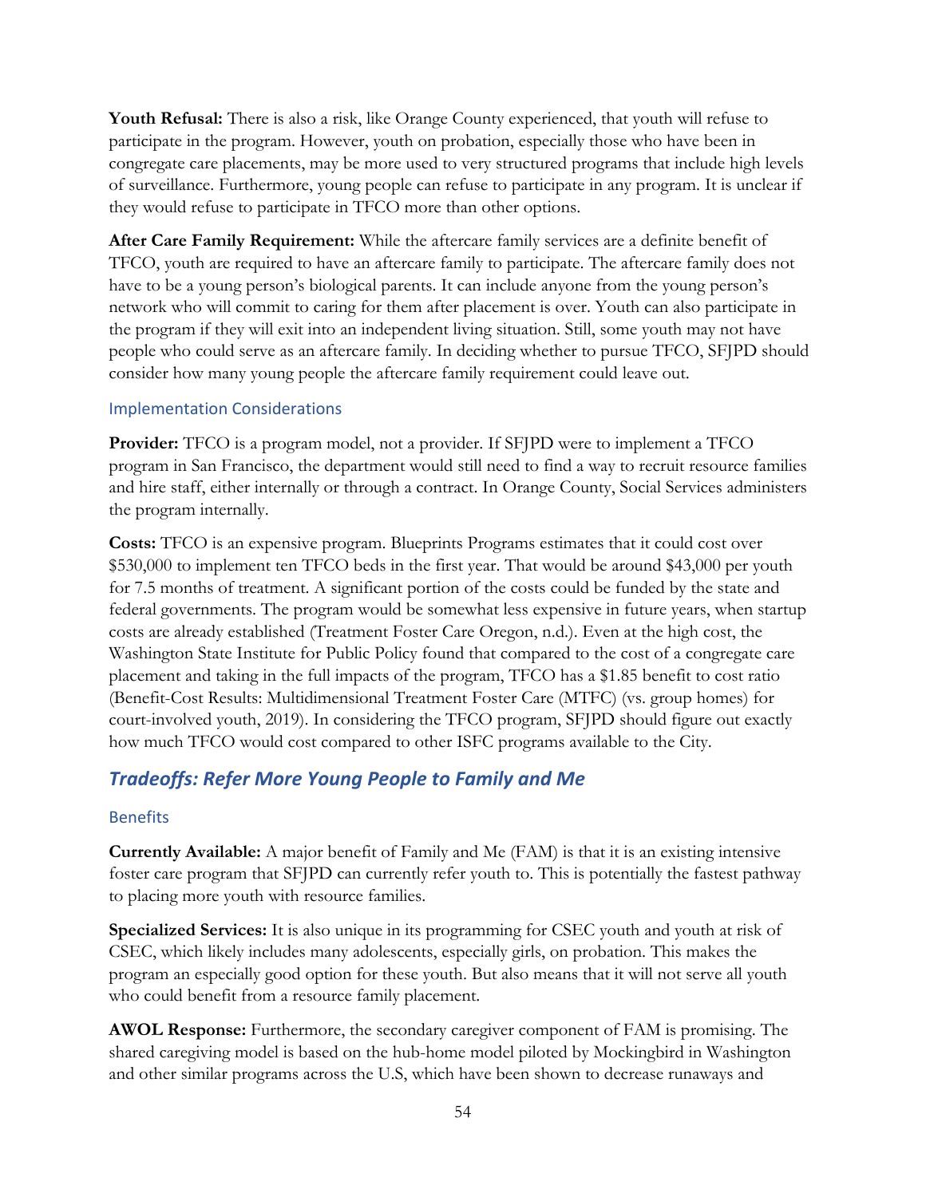**Youth Refusal:** There is also a risk, like Orange County experienced, that youth will refuse to participate in the program. However, youth on probation, especially those who have been in congregate care placements, may be more used to very structured programs that include high levels of surveillance. Furthermore, young people can refuse to participate in any program. It is unclear if they would refuse to participate in TFCO more than other options.

**After Care Family Requirement:** While the aftercare family services are a definite benefit of TFCO, youth are required to have an aftercare family to participate. The aftercare family does not have to be a young person's biological parents. It can include anyone from the young person's network who will commit to caring for them after placement is over. Youth can also participate in the program if they will exit into an independent living situation. Still, some youth may not have people who could serve as an aftercare family. In deciding whether to pursue TFCO, SFJPD should consider how many young people the aftercare family requirement could leave out.

### Implementation Considerations

**Provider:** TFCO is a program model, not a provider. If SFJPD were to implement a TFCO program in San Francisco, the department would still need to find a way to recruit resource families and hire staff, either internally or through a contract. In Orange County, Social Services administers the program internally.

**Costs:** TFCO is an expensive program. Blueprints Programs estimates that it could cost over $530,000 to implement ten TFCO beds in the first year. That would be around $43,000 per youth for 7.5 months of treatment. A significant portion of the costs could be funded by the state and federal governments. The program would be somewhat less expensive in future years, when startup costs are already established (Treatment Foster Care Oregon, n.d.). Even at the high cost, the Washington State Institute for Public Policy found that compared to the cost of a congregate care placement and taking in the full impacts of the program, TFCO has a $1.85 benefit to cost ratio (Benefit-Cost Results: Multidimensional Treatment Foster Care (MTFC) (vs. group homes) for court-involved youth, 2019). In considering the TFCO program, SFJPD should figure out exactly how much TFCO would cost compared to other ISFC programs available to the City.

## *Tradeoffs: Refer More Young People to Family and Me*

### Benefits

**Currently Available:** A major benefit of Family and Me (FAM) is that it is an existing intensive foster care program that SFJPD can currently refer youth to. This is potentially the fastest pathway to placing more youth with resource families.

**Specialized Services:** It is also unique in its programming for CSEC youth and youth at risk of CSEC, which likely includes many adolescents, especially girls, on probation. This makes the program an especially good option for these youth. But also means that it will not serve all youth who could benefit from a resource family placement.

**AWOL Response:** Furthermore, the secondary caregiver component of FAM is promising. The shared caregiving model is based on the hub-home model piloted by Mockingbird in Washington and other similar programs across the U.S, which have been shown to decrease runaways and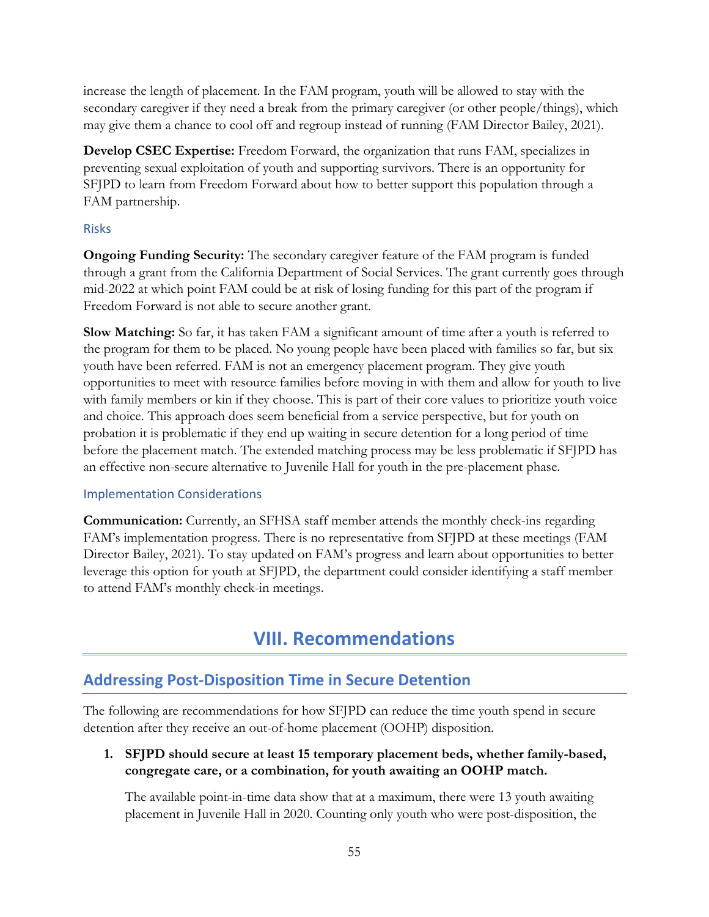increase the length of placement. In the FAM program, youth will be allowed to stay with the secondary caregiver if they need a break from the primary caregiver (or other people/things), which may give them a chance to cool off and regroup instead of running (FAM Director Bailey, 2021).

**Develop CSEC Expertise:** Freedom Forward, the organization that runs FAM, specializes in preventing sexual exploitation of youth and supporting survivors. There is an opportunity for SFJPD to learn from Freedom Forward about how to better support this population through a FAM partnership.

### Risks

**Ongoing Funding Security:** The secondary caregiver feature of the FAM program is funded through a grant from the California Department of Social Services. The grant currently goes through mid-2022 at which point FAM could be at risk of losing funding for this part of the program if Freedom Forward is not able to secure another grant.

**Slow Matching:** So far, it has taken FAM a significant amount of time after a youth is referred to the program for them to be placed. No young people have been placed with families so far, but six youth have been referred. FAM is not an emergency placement program. They give youth opportunities to meet with resource families before moving in with them and allow for youth to live with family members or kin if they choose. This is part of their core values to prioritize youth voice and choice. This approach does seem beneficial from a service perspective, but for youth on probation it is problematic if they end up waiting in secure detention for a long period of time before the placement match. The extended matching process may be less problematic if SFJPD has an effective non-secure alternative to Juvenile Hall for youth in the pre-placement phase.

### Implementation Considerations

**Communication:** Currently, an SFHSA staff member attends the monthly check-ins regarding FAM's implementation progress. There is no representative from SFJPD at these meetings (FAM Director Bailey, 2021). To stay updated on FAM's progress and learn about opportunities to better leverage this option for youth at SFJPD, the department could consider identifying a staff member to attend FAM's monthly check-in meetings.

# VIII. Recommendations

## Addressing Post-Disposition Time in Secure Detention

The following are recommendations for how SFJPD can reduce the time youth spend in secure detention after they receive an out-of-home placement (OOHP) disposition.

1. **SFJPD should secure at least 15 temporary placement beds, whether family-based, congregate care, or a combination, for youth awaiting an OOHP match.**

   The available point-in-time data show that at a maximum, there were 13 youth awaiting placement in Juvenile Hall in 2020. Counting only youth who were post-disposition, the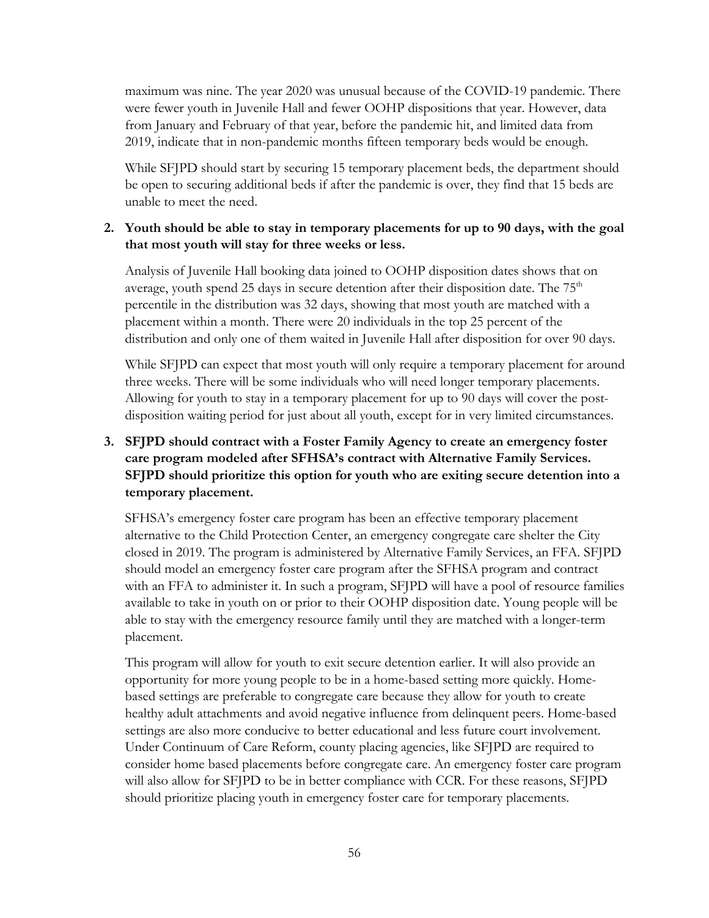maximum was nine. The year 2020 was unusual because of the COVID-19 pandemic. There were fewer youth in Juvenile Hall and fewer OOHP dispositions that year. However, data from January and February of that year, before the pandemic hit, and limited data from 2019, indicate that in non-pandemic months fifteen temporary beds would be enough.

While SFJPD should start by securing 15 temporary placement beds, the department should be open to securing additional beds if after the pandemic is over, they find that 15 beds are unable to meet the need.

2. **Youth should be able to stay in temporary placements for up to 90 days, with the goal that most youth will stay for three weeks or less.**

   Analysis of Juvenile Hall booking data joined to OOHP disposition dates shows that on average, youth spend 25 days in secure detention after their disposition date. The 75th percentile in the distribution was 32 days, showing that most youth are matched with a placement within a month. There were 20 individuals in the top 25 percent of the distribution and only one of them waited in Juvenile Hall after disposition for over 90 days.

   While SFJPD can expect that most youth will only require a temporary placement for around three weeks. There will be some individuals who will need longer temporary placements. Allowing for youth to stay in a temporary placement for up to 90 days will cover the post-disposition waiting period for just about all youth, except for in very limited circumstances.

3. **SFJPD should contract with a Foster Family Agency to create an emergency foster care program modeled after SFHSA's contract with Alternative Family Services. SFJPD should prioritize this option for youth who are exiting secure detention into a temporary placement.**

   SFHSA's emergency foster care program has been an effective temporary placement alternative to the Child Protection Center, an emergency congregate care shelter the City closed in 2019. The program is administered by Alternative Family Services, an FFA. SFJPD should model an emergency foster care program after the SFHSA program and contract with an FFA to administer it. In such a program, SFJPD will have a pool of resource families available to take in youth on or prior to their OOHP disposition date. Young people will be able to stay with the emergency resource family until they are matched with a longer-term placement.

   This program will allow for youth to exit secure detention earlier. It will also provide an opportunity for more young people to be in a home-based setting more quickly. Home-based settings are preferable to congregate care because they allow for youth to create healthy adult attachments and avoid negative influence from delinquent peers. Home-based settings are also more conducive to better educational and less future court involvement. Under Continuum of Care Reform, county placing agencies, like SFJPD are required to consider home based placements before congregate care. An emergency foster care program will also allow for SFJPD to be in better compliance with CCR. For these reasons, SFJPD should prioritize placing youth in emergency foster care for temporary placements.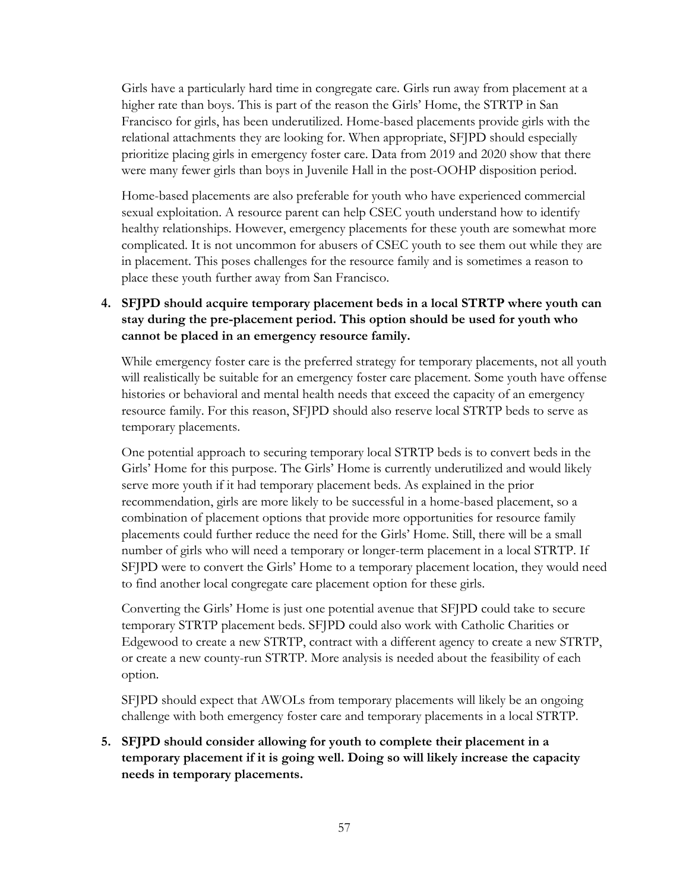Girls have a particularly hard time in congregate care. Girls run away from placement at a higher rate than boys. This is part of the reason the Girls' Home, the STRTP in San Francisco for girls, has been underutilized. Home-based placements provide girls with the relational attachments they are looking for. When appropriate, SFJPD should especially prioritize placing girls in emergency foster care. Data from 2019 and 2020 show that there were many fewer girls than boys in Juvenile Hall in the post-OOHP disposition period.

Home-based placements are also preferable for youth who have experienced commercial sexual exploitation. A resource parent can help CSEC youth understand how to identify healthy relationships. However, emergency placements for these youth are somewhat more complicated. It is not uncommon for abusers of CSEC youth to see them out while they are in placement. This poses challenges for the resource family and is sometimes a reason to place these youth further away from San Francisco.

4. **SFJPD should acquire temporary placement beds in a local STRTP where youth can stay during the pre-placement period. This option should be used for youth who cannot be placed in an emergency resource family.**

   While emergency foster care is the preferred strategy for temporary placements, not all youth will realistically be suitable for an emergency foster care placement. Some youth have offense histories or behavioral and mental health needs that exceed the capacity of an emergency resource family. For this reason, SFJPD should also reserve local STRTP beds to serve as temporary placements.

   One potential approach to securing temporary local STRTP beds is to convert beds in the Girls' Home for this purpose. The Girls' Home is currently underutilized and would likely serve more youth if it had temporary placement beds. As explained in the prior recommendation, girls are more likely to be successful in a home-based placement, so a combination of placement options that provide more opportunities for resource family placements could further reduce the need for the Girls' Home. Still, there will be a small number of girls who will need a temporary or longer-term placement in a local STRTP. If SFJPD were to convert the Girls' Home to a temporary placement location, they would need to find another local congregate care placement option for these girls.

   Converting the Girls' Home is just one potential avenue that SFJPD could take to secure temporary STRTP placement beds. SFJPD could also work with Catholic Charities or Edgewood to create a new STRTP, contract with a different agency to create a new STRTP, or create a new county-run STRTP. More analysis is needed about the feasibility of each option.

   SFJPD should expect that AWOLs from temporary placements will likely be an ongoing challenge with both emergency foster care and temporary placements in a local STRTP.

5. **SFJPD should consider allowing for youth to complete their placement in a temporary placement if it is going well. Doing so will likely increase the capacity needs in temporary placements.**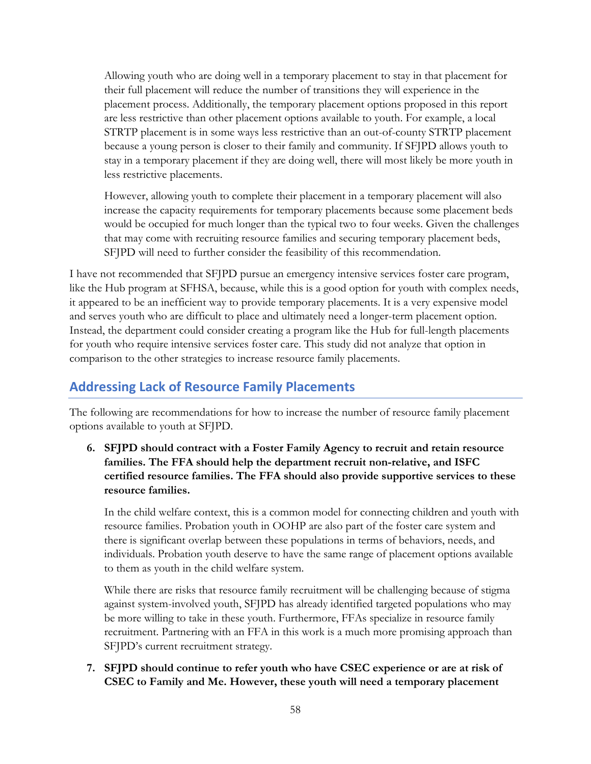Allowing youth who are doing well in a temporary placement to stay in that placement for their full placement will reduce the number of transitions they will experience in the placement process. Additionally, the temporary placement options proposed in this report are less restrictive than other placement options available to youth. For example, a local STRTP placement is in some ways less restrictive than an out-of-county STRTP placement because a young person is closer to their family and community. If SFJPD allows youth to stay in a temporary placement if they are doing well, there will most likely be more youth in less restrictive placements.

However, allowing youth to complete their placement in a temporary placement will also increase the capacity requirements for temporary placements because some placement beds would be occupied for much longer than the typical two to four weeks. Given the challenges that may come with recruiting resource families and securing temporary placement beds, SFJPD will need to further consider the feasibility of this recommendation.

I have not recommended that SFJPD pursue an emergency intensive services foster care program, like the Hub program at SFHSA, because, while this is a good option for youth with complex needs, it appeared to be an inefficient way to provide temporary placements. It is a very expensive model and serves youth who are difficult to place and ultimately need a longer-term placement option. Instead, the department could consider creating a program like the Hub for full-length placements for youth who require intensive services foster care. This study did not analyze that option in comparison to the other strategies to increase resource family placements.

## Addressing Lack of Resource Family Placements

The following are recommendations for how to increase the number of resource family placement options available to youth at SFJPD.

6. **SFJPD should contract with a Foster Family Agency to recruit and retain resource families. The FFA should help the department recruit non-relative, and ISFC certified resource families. The FFA should also provide supportive services to these resource families.**

   In the child welfare context, this is a common model for connecting children and youth with resource families. Probation youth in OOHP are also part of the foster care system and there is significant overlap between these populations in terms of behaviors, needs, and individuals. Probation youth deserve to have the same range of placement options available to them as youth in the child welfare system.

   While there are risks that resource family recruitment will be challenging because of stigma against system-involved youth, SFJPD has already identified targeted populations who may be more willing to take in these youth. Furthermore, FFAs specialize in resource family recruitment. Partnering with an FFA in this work is a much more promising approach than SFJPD's current recruitment strategy.

7. **SFJPD should continue to refer youth who have CSEC experience or are at risk of CSEC to Family and Me. However, these youth will need a temporary placement**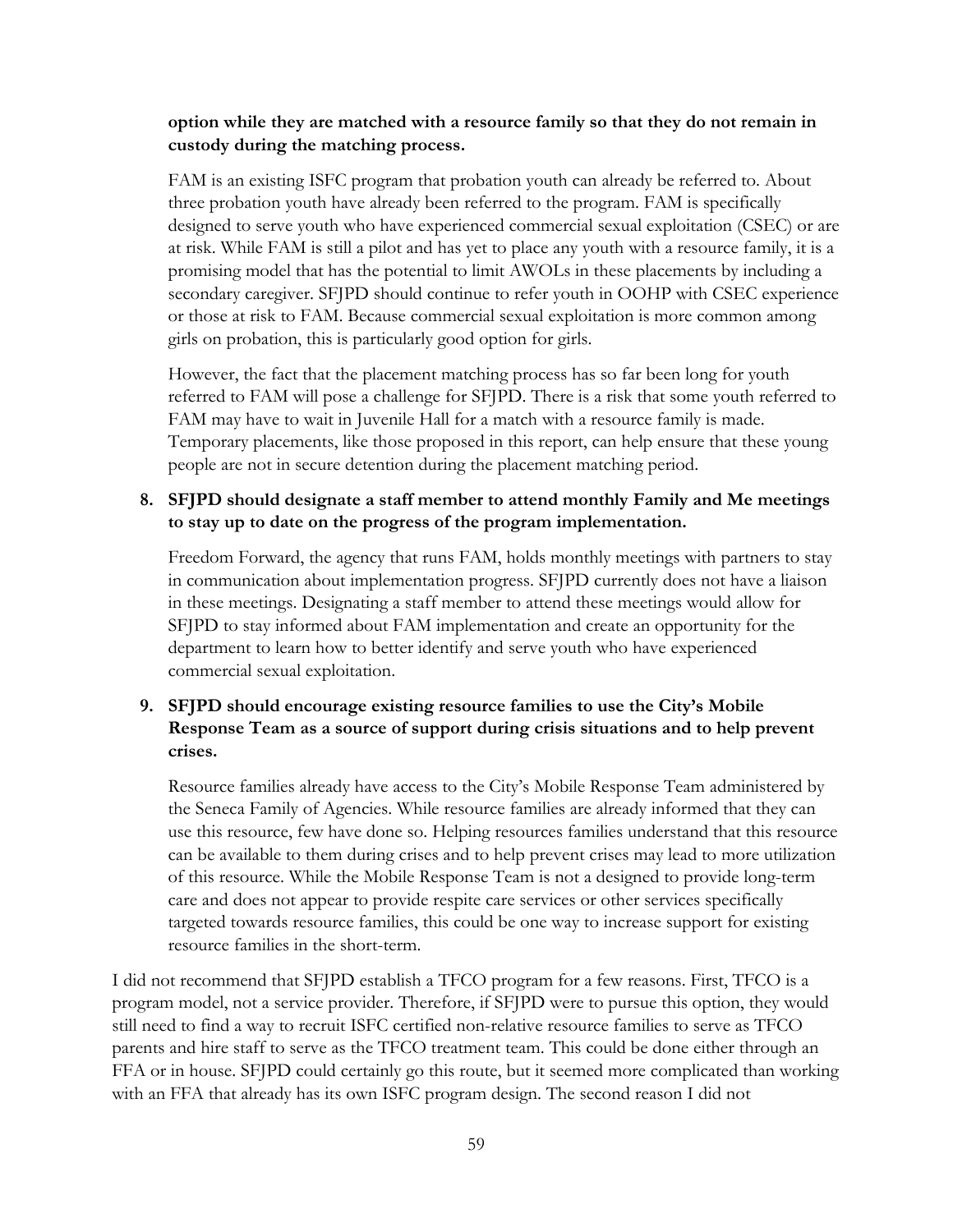**option while they are matched with a resource family so that they do not remain in custody during the matching process.**

FAM is an existing ISFC program that probation youth can already be referred to. About three probation youth have already been referred to the program. FAM is specifically designed to serve youth who have experienced commercial sexual exploitation (CSEC) or are at risk. While FAM is still a pilot and has yet to place any youth with a resource family, it is a promising model that has the potential to limit AWOLs in these placements by including a secondary caregiver. SFJPD should continue to refer youth in OOHP with CSEC experience or those at risk to FAM. Because commercial sexual exploitation is more common among girls on probation, this is particularly good option for girls.

However, the fact that the placement matching process has so far been long for youth referred to FAM will pose a challenge for SFJPD. There is a risk that some youth referred to FAM may have to wait in Juvenile Hall for a match with a resource family is made. Temporary placements, like those proposed in this report, can help ensure that these young people are not in secure detention during the placement matching period.

8. **SFJPD should designate a staff member to attend monthly Family and Me meetings to stay up to date on the progress of the program implementation.**

   Freedom Forward, the agency that runs FAM, holds monthly meetings with partners to stay in communication about implementation progress. SFJPD currently does not have a liaison in these meetings. Designating a staff member to attend these meetings would allow for SFJPD to stay informed about FAM implementation and create an opportunity for the department to learn how to better identify and serve youth who have experienced commercial sexual exploitation.

9. **SFJPD should encourage existing resource families to use the City's Mobile Response Team as a source of support during crisis situations and to help prevent crises.**

   Resource families already have access to the City's Mobile Response Team administered by the Seneca Family of Agencies. While resource families are already informed that they can use this resource, few have done so. Helping resources families understand that this resource can be available to them during crises and to help prevent crises may lead to more utilization of this resource. While the Mobile Response Team is not a designed to provide long-term care and does not appear to provide respite care services or other services specifically targeted towards resource families, this could be one way to increase support for existing resource families in the short-term.

I did not recommend that SFJPD establish a TFCO program for a few reasons. First, TFCO is a program model, not a service provider. Therefore, if SFJPD were to pursue this option, they would still need to find a way to recruit ISFC certified non-relative resource families to serve as TFCO parents and hire staff to serve as the TFCO treatment team. This could be done either through an FFA or in house. SFJPD could certainly go this route, but it seemed more complicated than working with an FFA that already has its own ISFC program design. The second reason I did not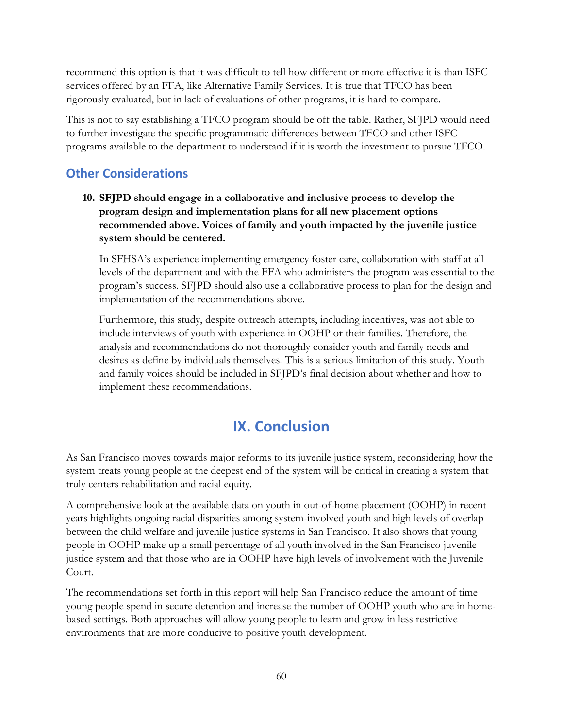recommend this option is that it was difficult to tell how different or more effective it is than ISFC services offered by an FFA, like Alternative Family Services. It is true that TFCO has been rigorously evaluated, but in lack of evaluations of other programs, it is hard to compare.

This is not to say establishing a TFCO program should be off the table. Rather, SFJPD would need to further investigate the specific programmatic differences between TFCO and other ISFC programs available to the department to understand if it is worth the investment to pursue TFCO.

## Other Considerations

10. **SFJPD should engage in a collaborative and inclusive process to develop the program design and implementation plans for all new placement options recommended above. Voices of family and youth impacted by the juvenile justice system should be centered.**

    In SFHSA's experience implementing emergency foster care, collaboration with staff at all levels of the department and with the FFA who administers the program was essential to the program's success. SFJPD should also use a collaborative process to plan for the design and implementation of the recommendations above.

    Furthermore, this study, despite outreach attempts, including incentives, was not able to include interviews of youth with experience in OOHP or their families. Therefore, the analysis and recommendations do not thoroughly consider youth and family needs and desires as define by individuals themselves. This is a serious limitation of this study. Youth and family voices should be included in SFJPD's final decision about whether and how to implement these recommendations.

# IX. Conclusion

As San Francisco moves towards major reforms to its juvenile justice system, reconsidering how the system treats young people at the deepest end of the system will be critical in creating a system that truly centers rehabilitation and racial equity.

A comprehensive look at the available data on youth in out-of-home placement (OOHP) in recent years highlights ongoing racial disparities among system-involved youth and high levels of overlap between the child welfare and juvenile justice systems in San Francisco. It also shows that young people in OOHP make up a small percentage of all youth involved in the San Francisco juvenile justice system and that those who are in OOHP have high levels of involvement with the Juvenile Court.

The recommendations set forth in this report will help San Francisco reduce the amount of time young people spend in secure detention and increase the number of OOHP youth who are in home-based settings. Both approaches will allow young people to learn and grow in less restrictive environments that are more conducive to positive youth development.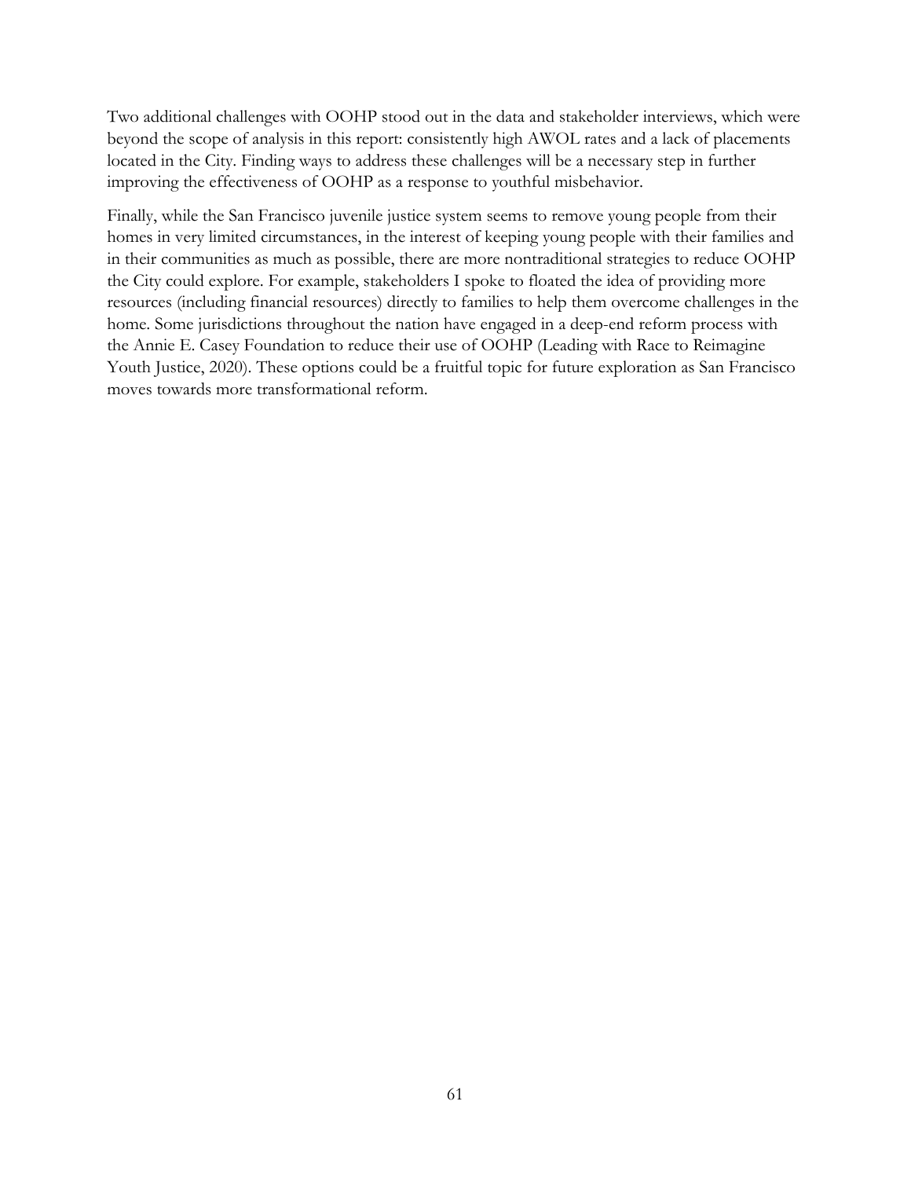Two additional challenges with OOHP stood out in the data and stakeholder interviews, which were beyond the scope of analysis in this report: consistently high AWOL rates and a lack of placements located in the City. Finding ways to address these challenges will be a necessary step in further improving the effectiveness of OOHP as a response to youthful misbehavior.

Finally, while the San Francisco juvenile justice system seems to remove young people from their homes in very limited circumstances, in the interest of keeping young people with their families and in their communities as much as possible, there are more nontraditional strategies to reduce OOHP the City could explore. For example, stakeholders I spoke to floated the idea of providing more resources (including financial resources) directly to families to help them overcome challenges in the home. Some jurisdictions throughout the nation have engaged in a deep-end reform process with the Annie E. Casey Foundation to reduce their use of OOHP (Leading with Race to Reimagine Youth Justice, 2020). These options could be a fruitful topic for future exploration as San Francisco moves towards more transformational reform.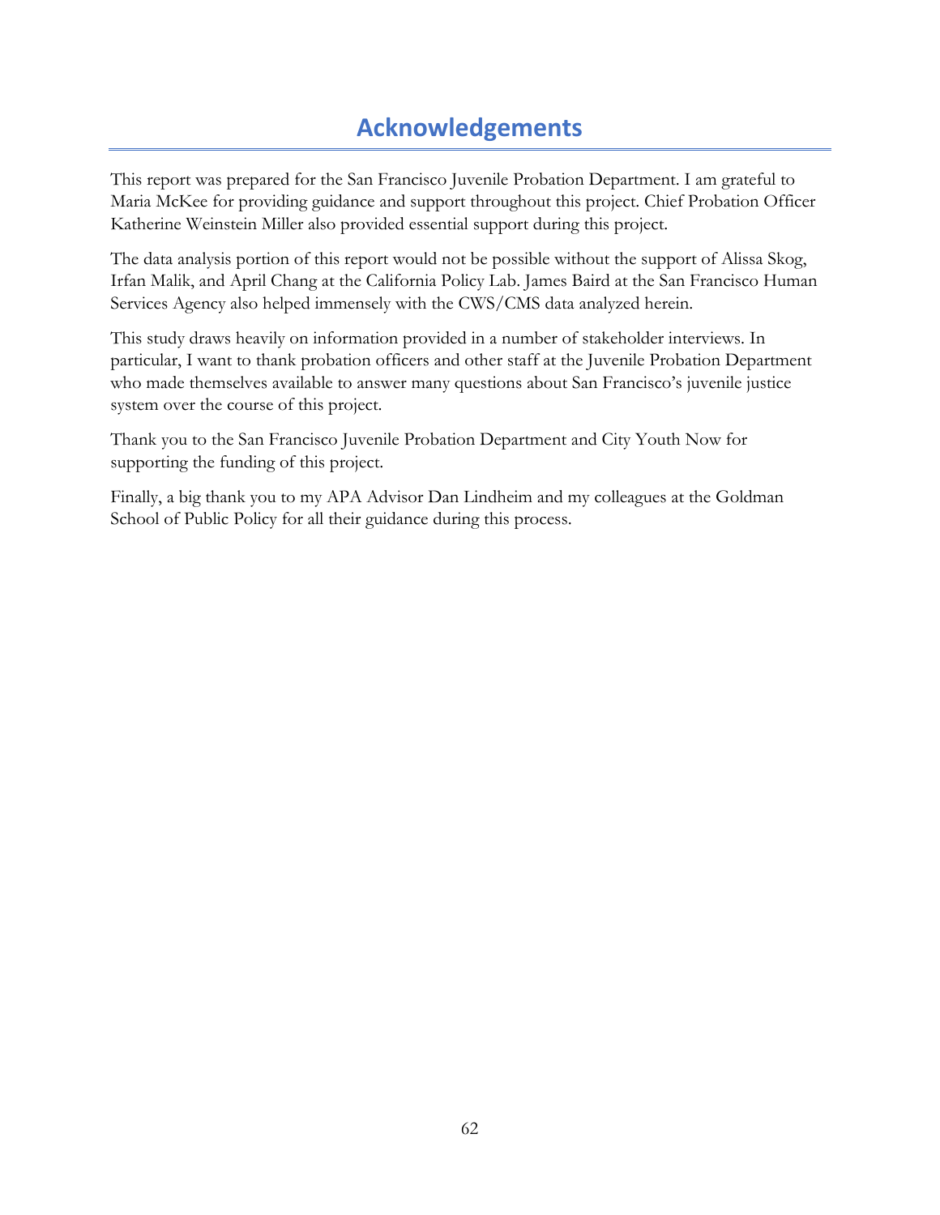# Acknowledgements

This report was prepared for the San Francisco Juvenile Probation Department. I am grateful to Maria McKee for providing guidance and support throughout this project. Chief Probation Officer Katherine Weinstein Miller also provided essential support during this project.

The data analysis portion of this report would not be possible without the support of Alissa Skog, Irfan Malik, and April Chang at the California Policy Lab. James Baird at the San Francisco Human Services Agency also helped immensely with the CWS/CMS data analyzed herein.

This study draws heavily on information provided in a number of stakeholder interviews. In particular, I want to thank probation officers and other staff at the Juvenile Probation Department who made themselves available to answer many questions about San Francisco's juvenile justice system over the course of this project.

Thank you to the San Francisco Juvenile Probation Department and City Youth Now for supporting the funding of this project.

Finally, a big thank you to my APA Advisor Dan Lindheim and my colleagues at the Goldman School of Public Policy for all their guidance during this process.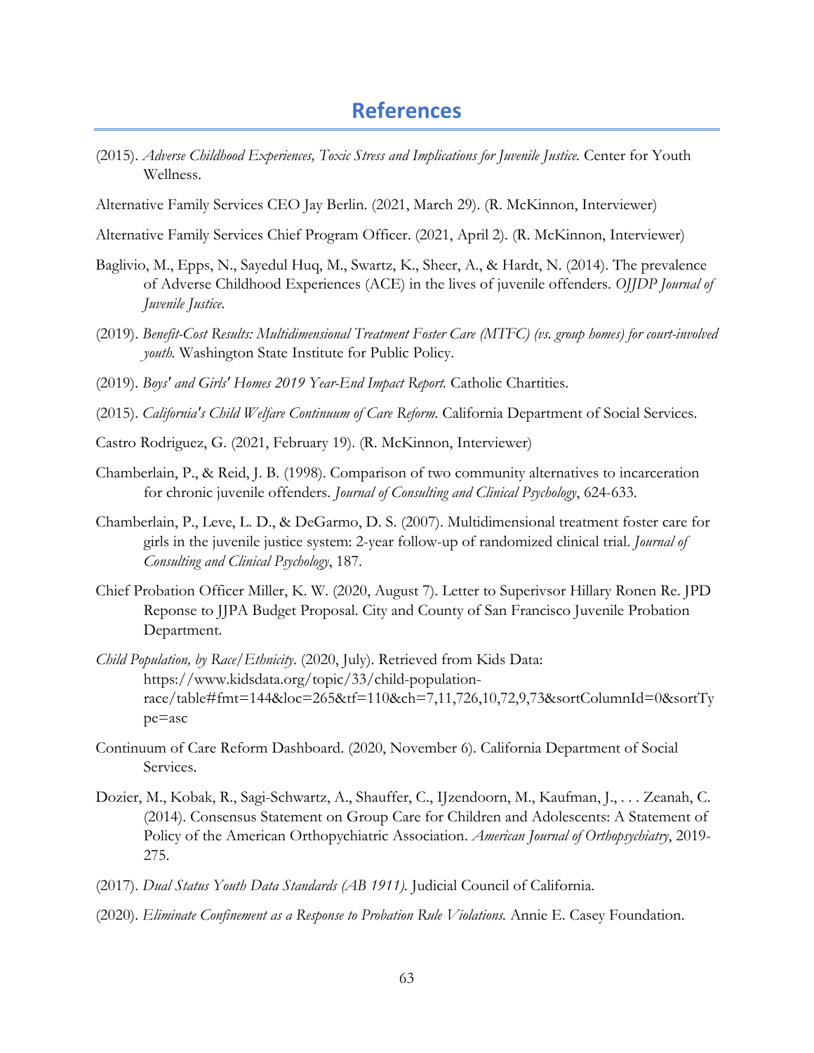# References

(2015). *Adverse Childhood Experiences, Toxic Stress and Implications for Juvenile Justice.* Center for Youth Wellness.

Alternative Family Services CEO Jay Berlin. (2021, March 29). (R. McKinnon, Interviewer)

Alternative Family Services Chief Program Officer. (2021, April 2). (R. McKinnon, Interviewer)

Baglivio, M., Epps, N., Sayedul Huq, M., Swartz, K., Sheer, A., & Hardt, N. (2014). The prevalence of Adverse Childhood Experiences (ACE) in the lives of juvenile offenders. *OJJDP Journal of Juvenile Justice*.

(2019). *Benefit-Cost Results: Multidimensional Treatment Foster Care (MTFC) (vs. group homes) for court-involved youth.* Washington State Institute for Public Policy.

(2019). *Boys' and Girls' Homes 2019 Year-End Impact Report.* Catholic Chartities.

(2015). *California's Child Welfare Continuum of Care Reform.* California Department of Social Services.

Castro Rodriguez, G. (2021, February 19). (R. McKinnon, Interviewer)

Chamberlain, P., & Reid, J. B. (1998). Comparison of two community alternatives to incarceration for chronic juvenile offenders. *Journal of Consulting and Clinical Psychology*, 624-633.

Chamberlain, P., Leve, L. D., & DeGarmo, D. S. (2007). Multidimensional treatment foster care for girls in the juvenile justice system: 2-year follow-up of randomized clinical trial. *Journal of Consulting and Clinical Psychology*, 187.

Chief Probation Officer Miller, K. W. (2020, August 7). Letter to Superivsor Hillary Ronen Re. JPD Reponse to JJPA Budget Proposal. City and County of San Francisco Juvenile Probation Department.

*Child Population, by Race/Ethnicity*. (2020, July). Retrieved from Kids Data: https://www.kidsdata.org/topic/33/child-population-race/table#fmt=144&loc=265&tf=110&ch=7,11,726,10,72,9,73&sortColumnId=0&sortType=asc

Continuum of Care Reform Dashboard. (2020, November 6). California Department of Social Services.

Dozier, M., Kobak, R., Sagi-Schwartz, A., Shauffer, C., IJzendoorn, M., Kaufman, J., . . . Zeanah, C. (2014). Consensus Statement on Group Care for Children and Adolescents: A Statement of Policy of the American Orthopychiatric Association. *American Journal of Orthopsychiatry*, 2019-275.

(2017). *Dual Status Youth Data Standards (AB 1911).* Judicial Council of California.

(2020). *Eliminate Confinement as a Response to Probation Rule Violations.* Annie E. Casey Foundation.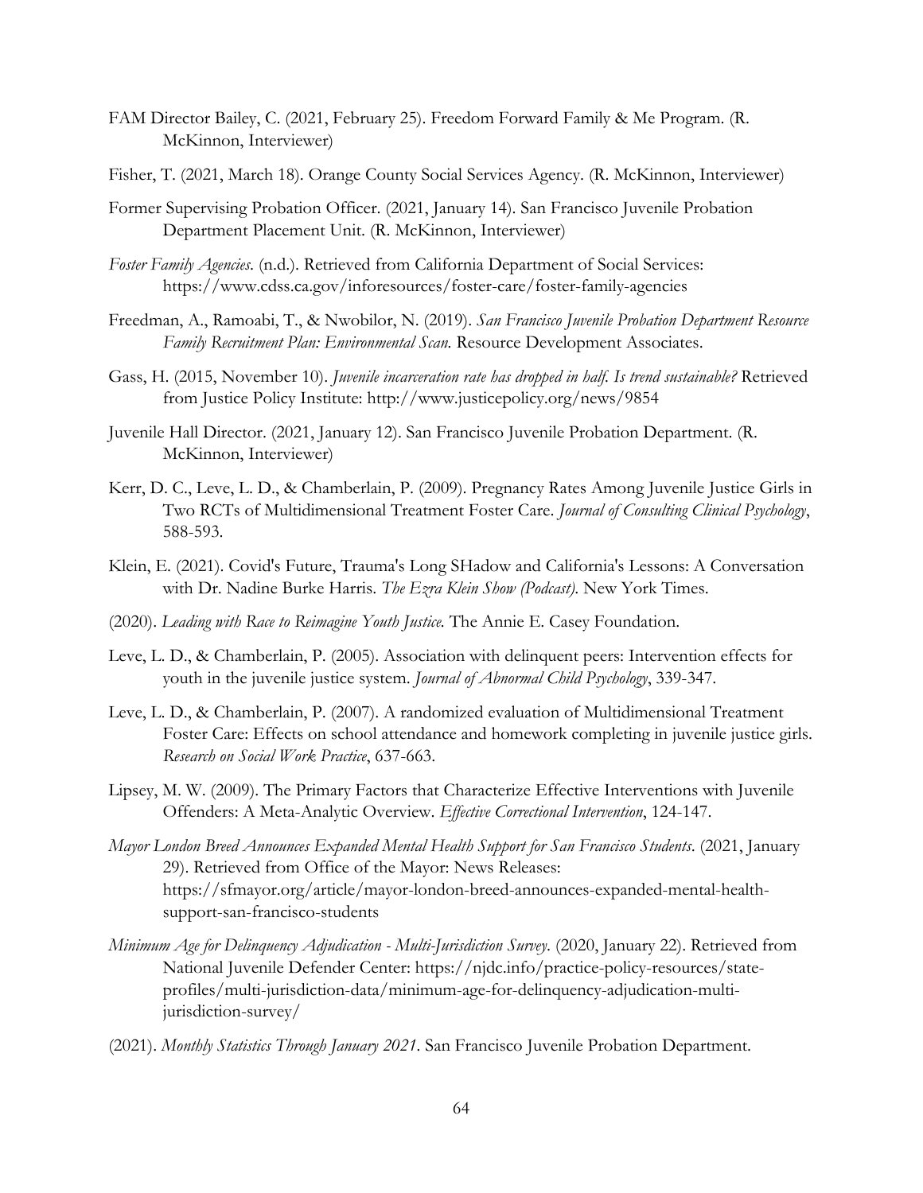FAM Director Bailey, C. (2021, February 25). Freedom Forward Family & Me Program. (R. McKinnon, Interviewer)

Fisher, T. (2021, March 18). Orange County Social Services Agency. (R. McKinnon, Interviewer)

Former Supervising Probation Officer. (2021, January 14). San Francisco Juvenile Probation Department Placement Unit. (R. McKinnon, Interviewer)

*Foster Family Agencies*. (n.d.). Retrieved from California Department of Social Services: https://www.cdss.ca.gov/inforesources/foster-care/foster-family-agencies

Freedman, A., Ramoabi, T., & Nwobilor, N. (2019). *San Francisco Juvenile Probation Department Resource Family Recruitment Plan: Environmental Scan.* Resource Development Associates.

Gass, H. (2015, November 10). *Juvenile incarceration rate has dropped in half. Is trend sustainable?* Retrieved from Justice Policy Institute: http://www.justicepolicy.org/news/9854

Juvenile Hall Director. (2021, January 12). San Francisco Juvenile Probation Department. (R. McKinnon, Interviewer)

Kerr, D. C., Leve, L. D., & Chamberlain, P. (2009). Pregnancy Rates Among Juvenile Justice Girls in Two RCTs of Multidimensional Treatment Foster Care. *Journal of Consulting Clinical Psychology*, 588-593.

Klein, E. (2021). Covid's Future, Trauma's Long SHadow and California's Lessons: A Conversation with Dr. Nadine Burke Harris. *The Ezra Klein Show (Podcast).* New York Times.

(2020). *Leading with Race to Reimagine Youth Justice.* The Annie E. Casey Foundation.

Leve, L. D., & Chamberlain, P. (2005). Association with delinquent peers: Intervention effects for youth in the juvenile justice system. *Journal of Abnormal Child Psychology*, 339-347.

Leve, L. D., & Chamberlain, P. (2007). A randomized evaluation of Multidimensional Treatment Foster Care: Effects on school attendance and homework completing in juvenile justice girls. *Research on Social Work Practice*, 637-663.

Lipsey, M. W. (2009). The Primary Factors that Characterize Effective Interventions with Juvenile Offenders: A Meta-Analytic Overview. *Effective Correctional Intervention*, 124-147.

*Mayor London Breed Announces Expanded Mental Health Support for San Francisco Students*. (2021, January 29). Retrieved from Office of the Mayor: News Releases: https://sfmayor.org/article/mayor-london-breed-announces-expanded-mental-health-support-san-francisco-students

*Minimum Age for Delinquency Adjudication - Multi-Jurisdiction Survey*. (2020, January 22). Retrieved from National Juvenile Defender Center: https://njdc.info/practice-policy-resources/state-profiles/multi-jurisdiction-data/minimum-age-for-delinquency-adjudication-multi-jurisdiction-survey/

(2021). *Monthly Statistics Through January 2021.* San Francisco Juvenile Probation Department.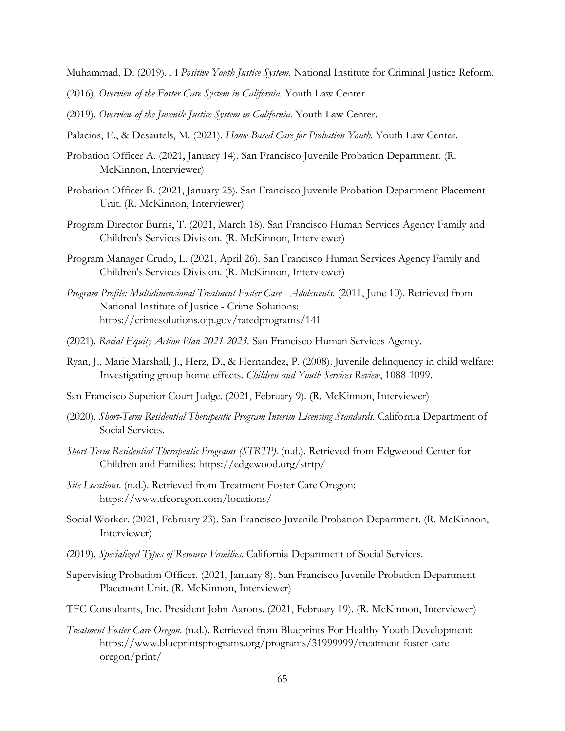Muhammad, D. (2019). *A Positive Youth Justice System.* National Institute for Criminal Justice Reform.

(2016). *Overview of the Foster Care System in California.* Youth Law Center.

(2019). *Overview of the Juvenile Justice System in California.* Youth Law Center.

Palacios, E., & Desautels, M. (2021). *Home-Based Care for Probation Youth.* Youth Law Center.

Probation Officer A. (2021, January 14). San Francisco Juvenile Probation Department. (R. McKinnon, Interviewer)

Probation Officer B. (2021, January 25). San Francisco Juvenile Probation Department Placement Unit. (R. McKinnon, Interviewer)

Program Director Burris, T. (2021, March 18). San Francisco Human Services Agency Family and Children's Services Division. (R. McKinnon, Interviewer)

Program Manager Crudo, L. (2021, April 26). San Francisco Human Services Agency Family and Children's Services Division. (R. McKinnon, Interviewer)

*Program Profile: Multidimensional Treatment Foster Care - Adolescents.* (2011, June 10). Retrieved from National Institute of Justice - Crime Solutions: https://crimesolutions.ojp.gov/ratedprograms/141

(2021). *Racial Equity Action Plan 2021-2023.* San Francisco Human Services Agency.

Ryan, J., Marie Marshall, J., Herz, D., & Hernandez, P. (2008). Juvenile delinquency in child welfare: Investigating group home effects. *Children and Youth Services Review*, 1088-1099.

San Francisco Superior Court Judge. (2021, February 9). (R. McKinnon, Interviewer)

(2020). *Short-Term Residential Therapeutic Program Interim Licensing Standards.* California Department of Social Services.

*Short-Term Residential Therapeutic Programs (STRTP).* (n.d.). Retrieved from Edgweood Center for Children and Families: https://edgewood.org/strtp/

*Site Locations.* (n.d.). Retrieved from Treatment Foster Care Oregon: https://www.tfcoregon.com/locations/

Social Worker. (2021, February 23). San Francisco Juvenile Probation Department. (R. McKinnon, Interviewer)

(2019). *Specialized Types of Resource Families.* California Department of Social Services.

Supervising Probation Officer. (2021, January 8). San Francisco Juvenile Probation Department Placement Unit. (R. McKinnon, Interviewer)

TFC Consultants, Inc. President John Aarons. (2021, February 19). (R. McKinnon, Interviewer)

*Treatment Foster Care Oregon.* (n.d.). Retrieved from Blueprints For Healthy Youth Development: https://www.blueprintsprograms.org/programs/31999999/treatment-foster-care-oregon/print/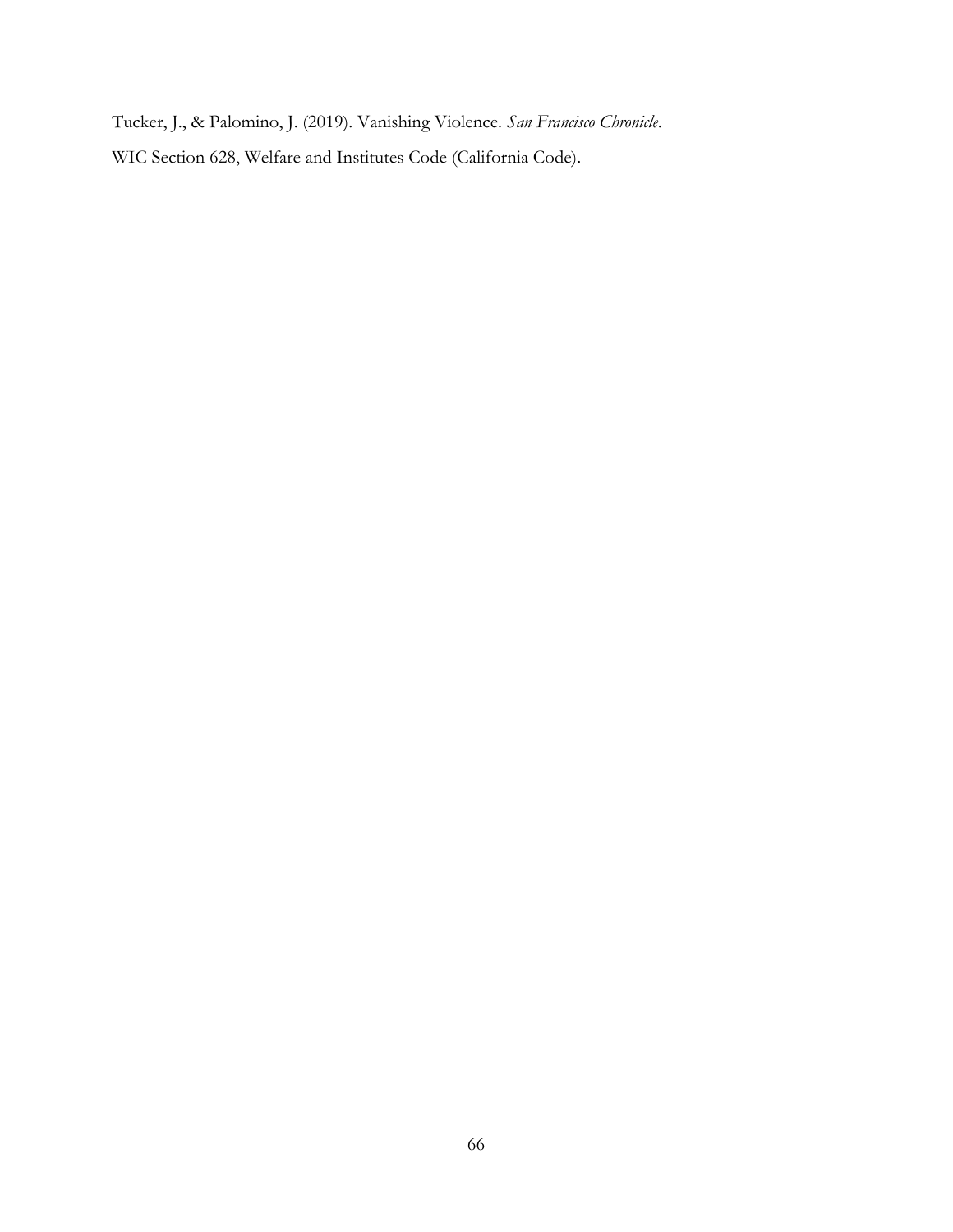Tucker, J., & Palomino, J. (2019). Vanishing Violence. *San Francisco Chronicle*.

WIC Section 628, Welfare and Institutes Code (California Code).